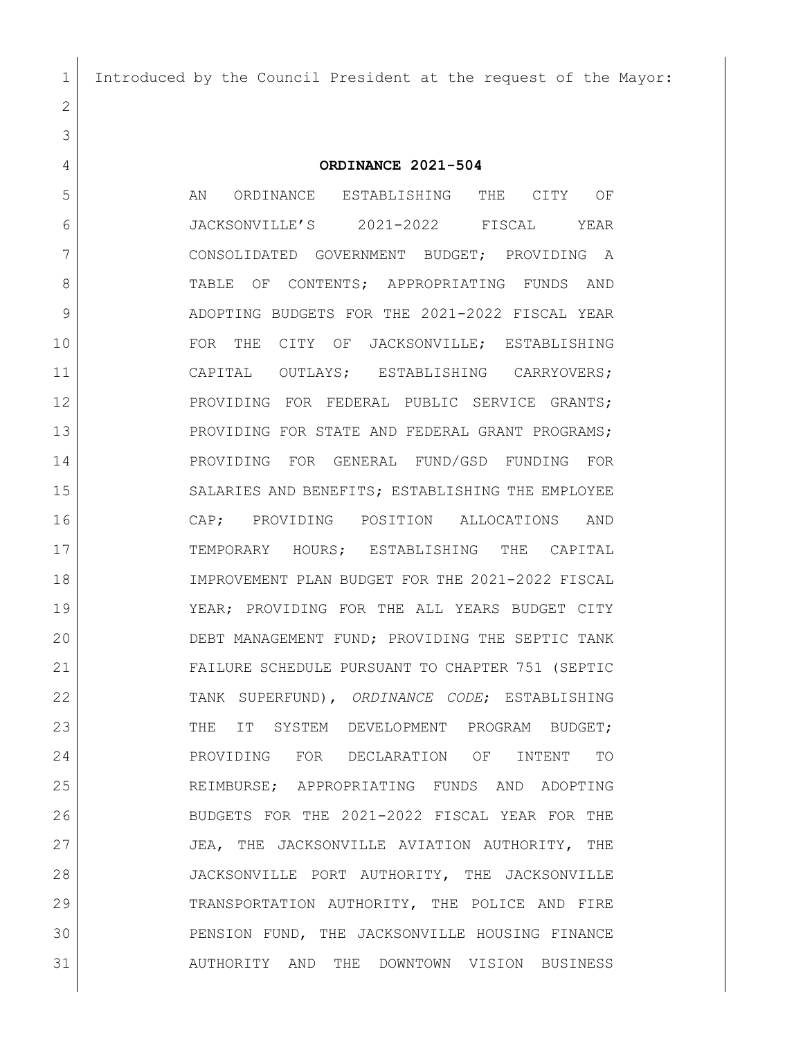Introduced by the Council President at the request of the Mayor:

# ORDINANCE 2021-504

AN ORDINANCE ESTABLISHING THE CITY OF JACKSONVILLE'S 2021-2022 FISCAL YEAR CONSOLIDATED GOVERNMENT BUDGET; PROVIDING A TABLE OF CONTENTS; APPROPRIATING FUNDS AND ADOPTING BUDGETS FOR THE 2021-2022 FISCAL YEAR FOR THE CITY OF JACKSONVILLE; ESTABLISHING CAPITAL OUTLAYS; ESTABLISHING CARRYOVERS; PROVIDING FOR FEDERAL PUBLIC SERVICE GRANTS; PROVIDING FOR STATE AND FEDERAL GRANT PROGRAMS; PROVIDING FOR GENERAL FUND/GSD FUNDING FOR SALARIES AND BENEFITS; ESTABLISHING THE EMPLOYEE CAP; PROVIDING POSITION ALLOCATIONS AND TEMPORARY HOURS; ESTABLISHING THE CAPITAL IMPROVEMENT PLAN BUDGET FOR THE 2021-2022 FISCAL YEAR; PROVIDING FOR THE ALL YEARS BUDGET CITY DEBT MANAGEMENT FUND; PROVIDING THE SEPTIC TANK FAILURE SCHEDULE PURSUANT TO CHAPTER 751 (SEPTIC TANK SUPERFUND), *ORDINANCE CODE*; ESTABLISHING THE IT SYSTEM DEVELOPMENT PROGRAM BUDGET; PROVIDING FOR DECLARATION OF INTENT TO REIMBURSE; APPROPRIATING FUNDS AND ADOPTING BUDGETS FOR THE 2021-2022 FISCAL YEAR FOR THE JEA, THE JACKSONVILLE AVIATION AUTHORITY, THE JACKSONVILLE PORT AUTHORITY, THE JACKSONVILLE TRANSPORTATION AUTHORITY, THE POLICE AND FIRE PENSION FUND, THE JACKSONVILLE HOUSING FINANCE AUTHORITY AND THE DOWNTOWN VISION BUSINESS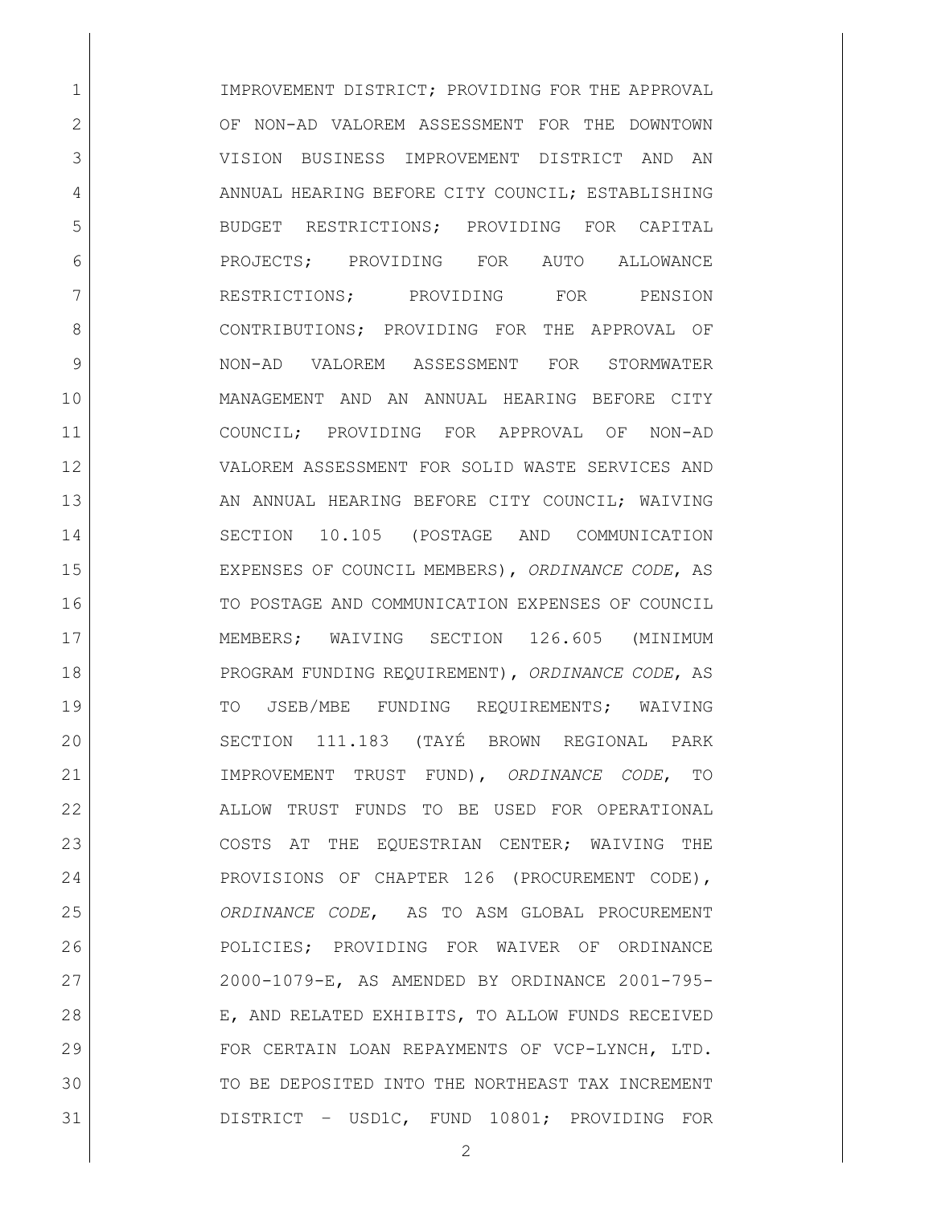IMPROVEMENT DISTRICT; PROVIDING FOR THE APPROVAL OF NON-AD VALOREM ASSESSMENT FOR THE DOWNTOWN VISION BUSINESS IMPROVEMENT DISTRICT AND AN ANNUAL HEARING BEFORE CITY COUNCIL; ESTABLISHING BUDGET RESTRICTIONS; PROVIDING FOR CAPITAL PROJECTS; PROVIDING FOR AUTO ALLOWANCE RESTRICTIONS; PROVIDING FOR PENSION CONTRIBUTIONS; PROVIDING FOR THE APPROVAL OF NON-AD VALOREM ASSESSMENT FOR STORMWATER MANAGEMENT AND AN ANNUAL HEARING BEFORE CITY COUNCIL; PROVIDING FOR APPROVAL OF NON-AD VALOREM ASSESSMENT FOR SOLID WASTE SERVICES AND AN ANNUAL HEARING BEFORE CITY COUNCIL; WAIVING SECTION 10.105 (POSTAGE AND COMMUNICATION EXPENSES OF COUNCIL MEMBERS), *ORDINANCE CODE*, AS TO POSTAGE AND COMMUNICATION EXPENSES OF COUNCIL MEMBERS; WAIVING SECTION 126.605 (MINIMUM PROGRAM FUNDING REQUIREMENT), *ORDINANCE CODE*, AS TO JSEB/MBE FUNDING REQUIREMENTS; WAIVING SECTION 111.183 (TAYÉ BROWN REGIONAL PARK IMPROVEMENT TRUST FUND), *ORDINANCE CODE*, TO ALLOW TRUST FUNDS TO BE USED FOR OPERATIONAL COSTS AT THE EQUESTRIAN CENTER; WAIVING THE PROVISIONS OF CHAPTER 126 (PROCUREMENT CODE), *ORDINANCE CODE*, AS TO ASM GLOBAL PROCUREMENT POLICIES; PROVIDING FOR WAIVER OF ORDINANCE 2000-1079-E, AS AMENDED BY ORDINANCE 2001-795-E, AND RELATED EXHIBITS, TO ALLOW FUNDS RECEIVED FOR CERTAIN LOAN REPAYMENTS OF VCP-LYNCH, LTD. TO BE DEPOSITED INTO THE NORTHEAST TAX INCREMENT DISTRICT – USD1C, FUND 10801; PROVIDING FOR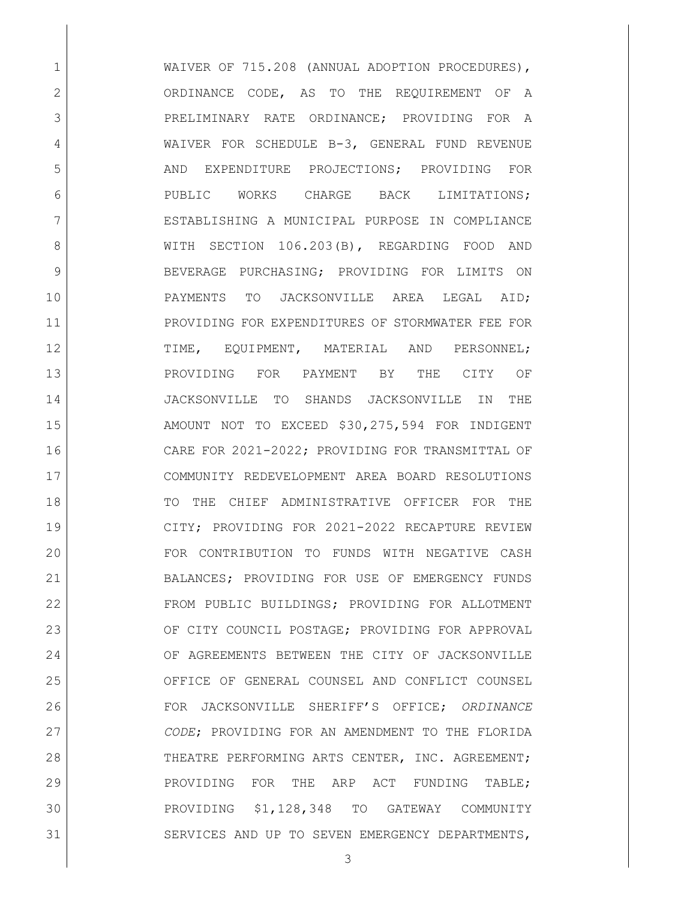WAIVER OF 715.208 (ANNUAL ADOPTION PROCEDURES), ORDINANCE CODE, AS TO THE REQUIREMENT OF A PRELIMINARY RATE ORDINANCE; PROVIDING FOR A WAIVER FOR SCHEDULE B-3, GENERAL FUND REVENUE AND EXPENDITURE PROJECTIONS; PROVIDING FOR PUBLIC WORKS CHARGE BACK LIMITATIONS; ESTABLISHING A MUNICIPAL PURPOSE IN COMPLIANCE WITH SECTION 106.203(B), REGARDING FOOD AND BEVERAGE PURCHASING; PROVIDING FOR LIMITS ON PAYMENTS TO JACKSONVILLE AREA LEGAL AID; PROVIDING FOR EXPENDITURES OF STORMWATER FEE FOR TIME, EQUIPMENT, MATERIAL AND PERSONNEL; PROVIDING FOR PAYMENT BY THE CITY OF JACKSONVILLE TO SHANDS JACKSONVILLE IN THE AMOUNT NOT TO EXCEED $30,275,594 FOR INDIGENT CARE FOR 2021-2022; PROVIDING FOR TRANSMITTAL OF COMMUNITY REDEVELOPMENT AREA BOARD RESOLUTIONS TO THE CHIEF ADMINISTRATIVE OFFICER FOR THE CITY; PROVIDING FOR 2021-2022 RECAPTURE REVIEW FOR CONTRIBUTION TO FUNDS WITH NEGATIVE CASH BALANCES; PROVIDING FOR USE OF EMERGENCY FUNDS FROM PUBLIC BUILDINGS; PROVIDING FOR ALLOTMENT OF CITY COUNCIL POSTAGE; PROVIDING FOR APPROVAL OF AGREEMENTS BETWEEN THE CITY OF JACKSONVILLE OFFICE OF GENERAL COUNSEL AND CONFLICT COUNSEL FOR JACKSONVILLE SHERIFF'S OFFICE; *ORDINANCE CODE*; PROVIDING FOR AN AMENDMENT TO THE FLORIDA THEATRE PERFORMING ARTS CENTER, INC. AGREEMENT; PROVIDING FOR THE ARP ACT FUNDING TABLE; PROVIDING $1,128,348 TO GATEWAY COMMUNITY SERVICES AND UP TO SEVEN EMERGENCY DEPARTMENTS,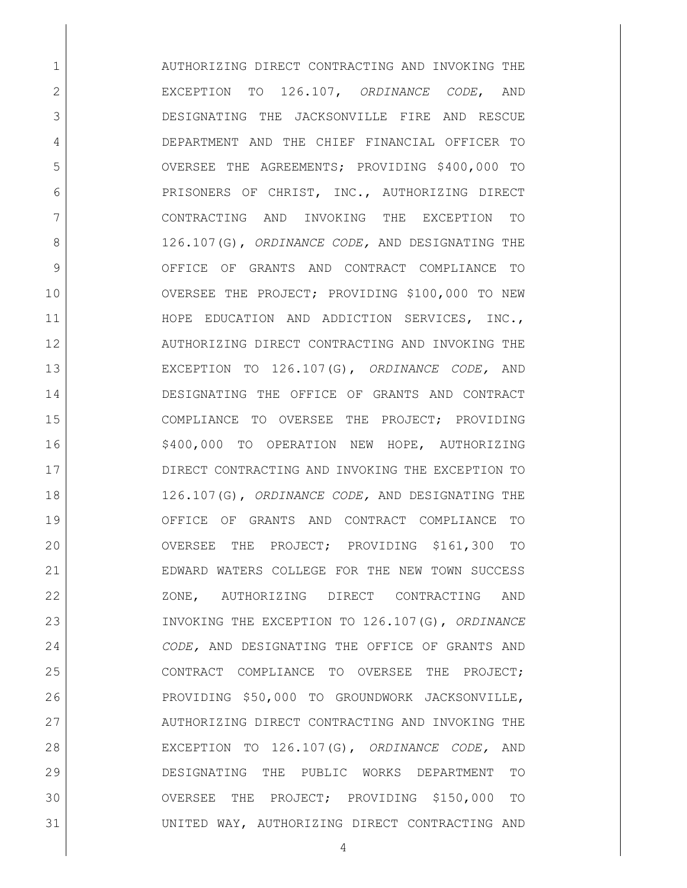AUTHORIZING DIRECT CONTRACTING AND INVOKING THE EXCEPTION TO 126.107, *ORDINANCE CODE*, AND DESIGNATING THE JACKSONVILLE FIRE AND RESCUE DEPARTMENT AND THE CHIEF FINANCIAL OFFICER TO OVERSEE THE AGREEMENTS; PROVIDING $400,000 TO PRISONERS OF CHRIST, INC., AUTHORIZING DIRECT CONTRACTING AND INVOKING THE EXCEPTION TO 126.107(G), *ORDINANCE CODE,* AND DESIGNATING THE OFFICE OF GRANTS AND CONTRACT COMPLIANCE TO OVERSEE THE PROJECT; PROVIDING $100,000 TO NEW HOPE EDUCATION AND ADDICTION SERVICES, INC., AUTHORIZING DIRECT CONTRACTING AND INVOKING THE EXCEPTION TO 126.107(G), *ORDINANCE CODE,* AND DESIGNATING THE OFFICE OF GRANTS AND CONTRACT COMPLIANCE TO OVERSEE THE PROJECT; PROVIDING $400,000 TO OPERATION NEW HOPE, AUTHORIZING DIRECT CONTRACTING AND INVOKING THE EXCEPTION TO 126.107(G), *ORDINANCE CODE,* AND DESIGNATING THE OFFICE OF GRANTS AND CONTRACT COMPLIANCE TO OVERSEE THE PROJECT; PROVIDING $161,300 TO EDWARD WATERS COLLEGE FOR THE NEW TOWN SUCCESS ZONE, AUTHORIZING DIRECT CONTRACTING AND INVOKING THE EXCEPTION TO 126.107(G), *ORDINANCE CODE,* AND DESIGNATING THE OFFICE OF GRANTS AND CONTRACT COMPLIANCE TO OVERSEE THE PROJECT; PROVIDING $50,000 TO GROUNDWORK JACKSONVILLE, AUTHORIZING DIRECT CONTRACTING AND INVOKING THE EXCEPTION TO 126.107(G), *ORDINANCE CODE,* AND DESIGNATING THE PUBLIC WORKS DEPARTMENT TO OVERSEE THE PROJECT; PROVIDING $150,000 TO UNITED WAY, AUTHORIZING DIRECT CONTRACTING AND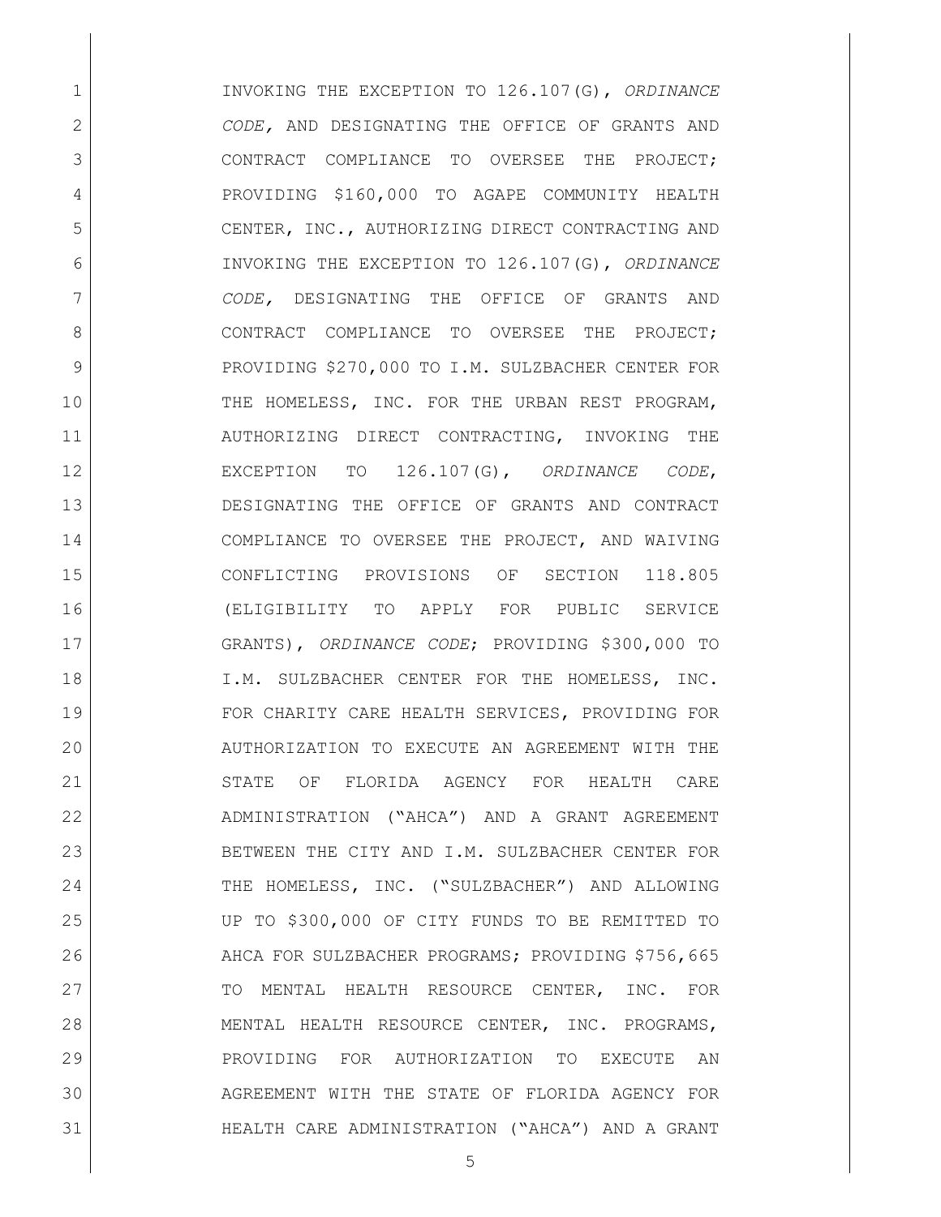INVOKING THE EXCEPTION TO 126.107(G), *ORDINANCE CODE,* AND DESIGNATING THE OFFICE OF GRANTS AND CONTRACT COMPLIANCE TO OVERSEE THE PROJECT; PROVIDING $160,000 TO AGAPE COMMUNITY HEALTH CENTER, INC., AUTHORIZING DIRECT CONTRACTING AND INVOKING THE EXCEPTION TO 126.107(G), *ORDINANCE CODE,* DESIGNATING THE OFFICE OF GRANTS AND CONTRACT COMPLIANCE TO OVERSEE THE PROJECT; PROVIDING $270,000 TO I.M. SULZBACHER CENTER FOR THE HOMELESS, INC. FOR THE URBAN REST PROGRAM, AUTHORIZING DIRECT CONTRACTING, INVOKING THE EXCEPTION TO 126.107(G), *ORDINANCE CODE*, DESIGNATING THE OFFICE OF GRANTS AND CONTRACT COMPLIANCE TO OVERSEE THE PROJECT, AND WAIVING CONFLICTING PROVISIONS OF SECTION 118.805 (ELIGIBILITY TO APPLY FOR PUBLIC SERVICE GRANTS), *ORDINANCE CODE*; PROVIDING $300,000 TO I.M. SULZBACHER CENTER FOR THE HOMELESS, INC. FOR CHARITY CARE HEALTH SERVICES, PROVIDING FOR AUTHORIZATION TO EXECUTE AN AGREEMENT WITH THE STATE OF FLORIDA AGENCY FOR HEALTH CARE ADMINISTRATION ("AHCA") AND A GRANT AGREEMENT BETWEEN THE CITY AND I.M. SULZBACHER CENTER FOR THE HOMELESS, INC. ("SULZBACHER") AND ALLOWING UP TO $300,000 OF CITY FUNDS TO BE REMITTED TO AHCA FOR SULZBACHER PROGRAMS; PROVIDING $756,665 TO MENTAL HEALTH RESOURCE CENTER, INC. FOR MENTAL HEALTH RESOURCE CENTER, INC. PROGRAMS, PROVIDING FOR AUTHORIZATION TO EXECUTE AN AGREEMENT WITH THE STATE OF FLORIDA AGENCY FOR HEALTH CARE ADMINISTRATION ("AHCA") AND A GRANT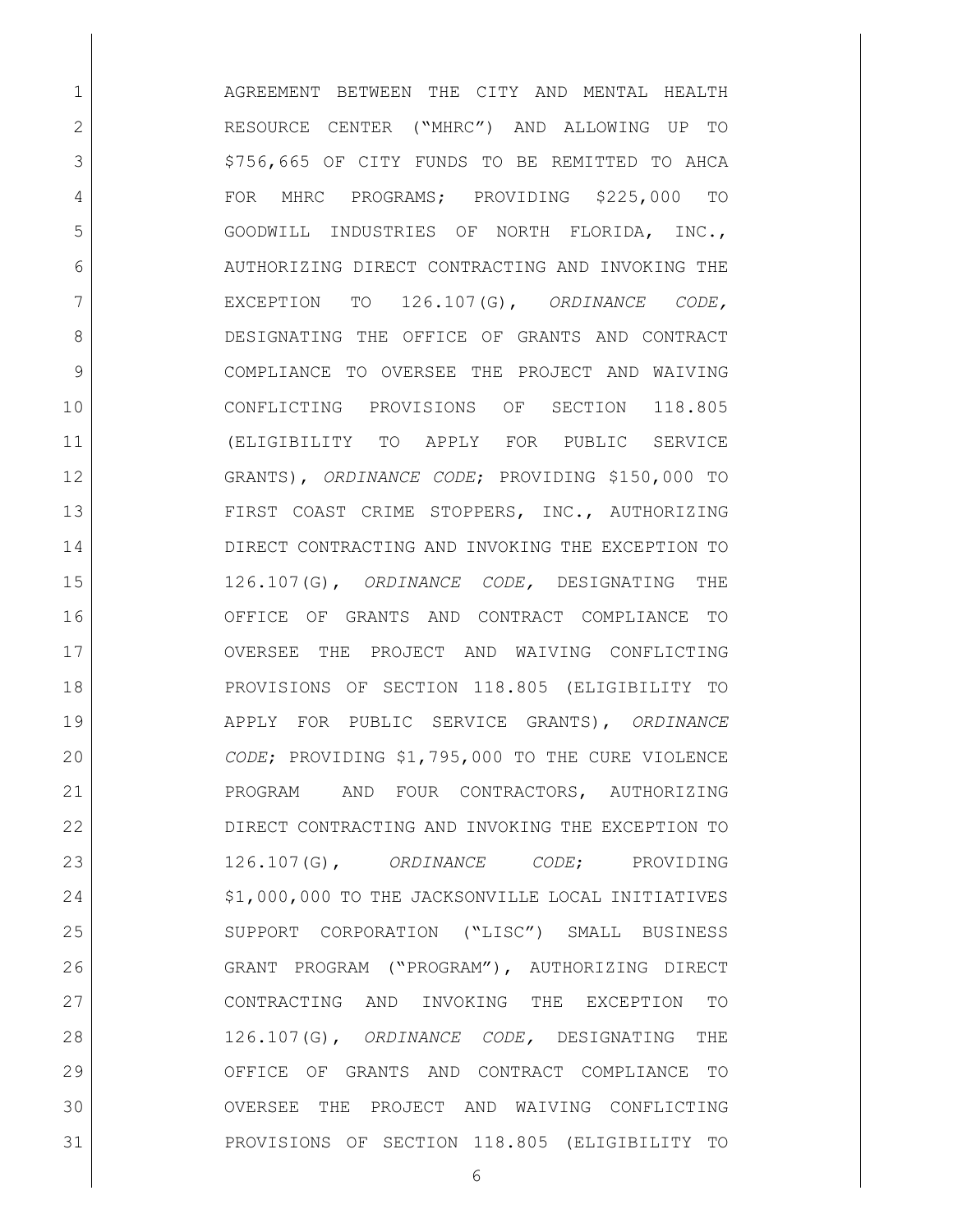AGREEMENT BETWEEN THE CITY AND MENTAL HEALTH RESOURCE CENTER ("MHRC") AND ALLOWING UP TO $756,665 OF CITY FUNDS TO BE REMITTED TO AHCA FOR MHRC PROGRAMS; PROVIDING $225,000 TO GOODWILL INDUSTRIES OF NORTH FLORIDA, INC., AUTHORIZING DIRECT CONTRACTING AND INVOKING THE EXCEPTION TO 126.107(G), *ORDINANCE CODE,* DESIGNATING THE OFFICE OF GRANTS AND CONTRACT COMPLIANCE TO OVERSEE THE PROJECT AND WAIVING CONFLICTING PROVISIONS OF SECTION 118.805 (ELIGIBILITY TO APPLY FOR PUBLIC SERVICE GRANTS), *ORDINANCE CODE*; PROVIDING $150,000 TO FIRST COAST CRIME STOPPERS, INC., AUTHORIZING DIRECT CONTRACTING AND INVOKING THE EXCEPTION TO 126.107(G), *ORDINANCE CODE,* DESIGNATING THE OFFICE OF GRANTS AND CONTRACT COMPLIANCE TO OVERSEE THE PROJECT AND WAIVING CONFLICTING PROVISIONS OF SECTION 118.805 (ELIGIBILITY TO APPLY FOR PUBLIC SERVICE GRANTS), *ORDINANCE CODE*; PROVIDING $1,795,000 TO THE CURE VIOLENCE PROGRAM AND FOUR CONTRACTORS, AUTHORIZING DIRECT CONTRACTING AND INVOKING THE EXCEPTION TO 126.107(G), *ORDINANCE CODE*; PROVIDING $1,000,000 TO THE JACKSONVILLE LOCAL INITIATIVES SUPPORT CORPORATION ("LISC") SMALL BUSINESS GRANT PROGRAM ("PROGRAM"), AUTHORIZING DIRECT CONTRACTING AND INVOKING THE EXCEPTION TO 126.107(G), *ORDINANCE CODE,* DESIGNATING THE OFFICE OF GRANTS AND CONTRACT COMPLIANCE TO OVERSEE THE PROJECT AND WAIVING CONFLICTING PROVISIONS OF SECTION 118.805 (ELIGIBILITY TO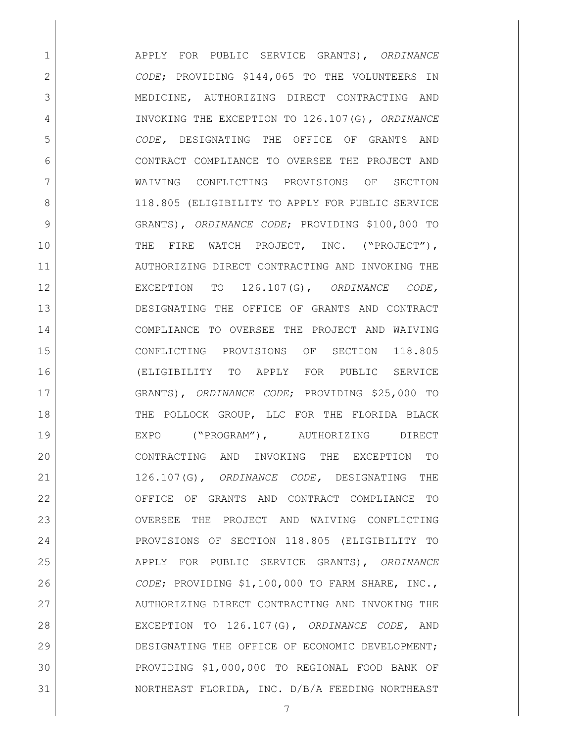APPLY FOR PUBLIC SERVICE GRANTS), *ORDINANCE CODE*; PROVIDING $144,065 TO THE VOLUNTEERS IN MEDICINE, AUTHORIZING DIRECT CONTRACTING AND INVOKING THE EXCEPTION TO 126.107(G), *ORDINANCE CODE,* DESIGNATING THE OFFICE OF GRANTS AND CONTRACT COMPLIANCE TO OVERSEE THE PROJECT AND WAIVING CONFLICTING PROVISIONS OF SECTION 118.805 (ELIGIBILITY TO APPLY FOR PUBLIC SERVICE GRANTS), *ORDINANCE CODE*; PROVIDING $100,000 TO THE FIRE WATCH PROJECT, INC. ("PROJECT"), AUTHORIZING DIRECT CONTRACTING AND INVOKING THE EXCEPTION TO 126.107(G), *ORDINANCE CODE,* DESIGNATING THE OFFICE OF GRANTS AND CONTRACT COMPLIANCE TO OVERSEE THE PROJECT AND WAIVING CONFLICTING PROVISIONS OF SECTION 118.805 (ELIGIBILITY TO APPLY FOR PUBLIC SERVICE GRANTS), *ORDINANCE CODE*; PROVIDING $25,000 TO THE POLLOCK GROUP, LLC FOR THE FLORIDA BLACK EXPO ("PROGRAM"), AUTHORIZING DIRECT CONTRACTING AND INVOKING THE EXCEPTION TO 126.107(G), *ORDINANCE CODE,* DESIGNATING THE OFFICE OF GRANTS AND CONTRACT COMPLIANCE TO OVERSEE THE PROJECT AND WAIVING CONFLICTING PROVISIONS OF SECTION 118.805 (ELIGIBILITY TO APPLY FOR PUBLIC SERVICE GRANTS), *ORDINANCE CODE*; PROVIDING $1,100,000 TO FARM SHARE, INC., AUTHORIZING DIRECT CONTRACTING AND INVOKING THE EXCEPTION TO 126.107(G), *ORDINANCE CODE,* AND DESIGNATING THE OFFICE OF ECONOMIC DEVELOPMENT; PROVIDING $1,000,000 TO REGIONAL FOOD BANK OF NORTHEAST FLORIDA, INC. D/B/A FEEDING NORTHEAST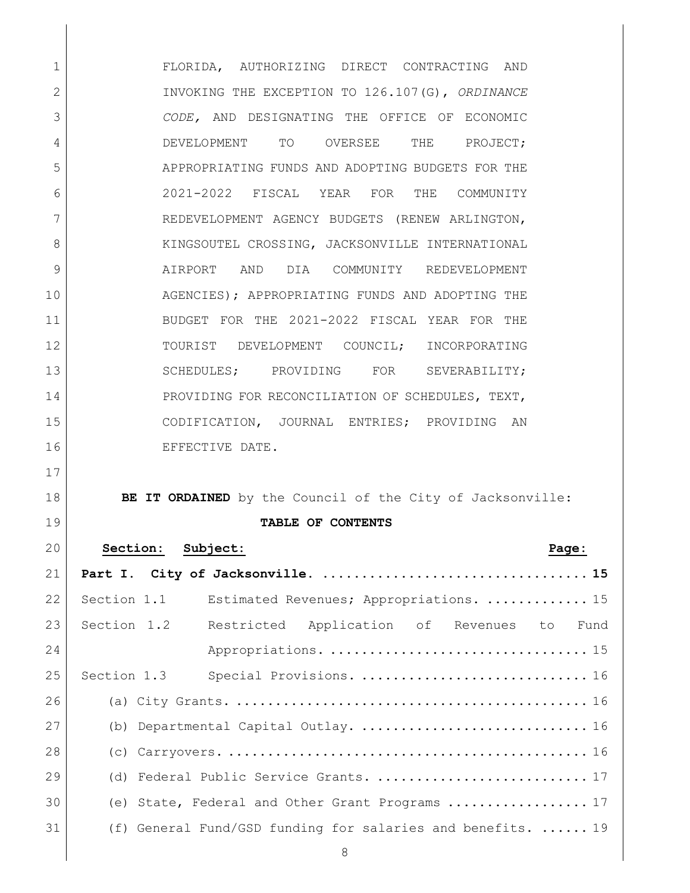FLORIDA, AUTHORIZING DIRECT CONTRACTING AND INVOKING THE EXCEPTION TO 126.107(G), *ORDINANCE CODE,* AND DESIGNATING THE OFFICE OF ECONOMIC DEVELOPMENT TO OVERSEE THE PROJECT; APPROPRIATING FUNDS AND ADOPTING BUDGETS FOR THE 2021-2022 FISCAL YEAR FOR THE COMMUNITY REDEVELOPMENT AGENCY BUDGETS (RENEW ARLINGTON, KINGSOUTEL CROSSING, JACKSONVILLE INTERNATIONAL AIRPORT AND DIA COMMUNITY REDEVELOPMENT AGENCIES); APPROPRIATING FUNDS AND ADOPTING THE BUDGET FOR THE 2021-2022 FISCAL YEAR FOR THE TOURIST DEVELOPMENT COUNCIL; INCORPORATING SCHEDULES; PROVIDING FOR SEVERABILITY; PROVIDING FOR RECONCILIATION OF SCHEDULES, TEXT, CODIFICATION, JOURNAL ENTRIES; PROVIDING AN EFFECTIVE DATE.

**BE IT ORDAINED** by the Council of the City of Jacksonville:

**TABLE OF CONTENTS**

| Section: | Subject: | Page: |
|---|---|---|
| **Part I.** | **City of Jacksonville.** | **15** |
| Section 1.1 | Estimated Revenues; Appropriations. | 15 |
| Section 1.2 | Restricted Application of Revenues to Fund Appropriations. | 15 |
| Section 1.3 | Special Provisions. | 16 |
| | (a) City Grants. | 16 |
| | (b) Departmental Capital Outlay. | 16 |
| | (c) Carryovers. | 16 |
| | (d) Federal Public Service Grants. | 17 |
| | (e) State, Federal and Other Grant Programs | 17 |
| | (f) General Fund/GSD funding for salaries and benefits. | 19 |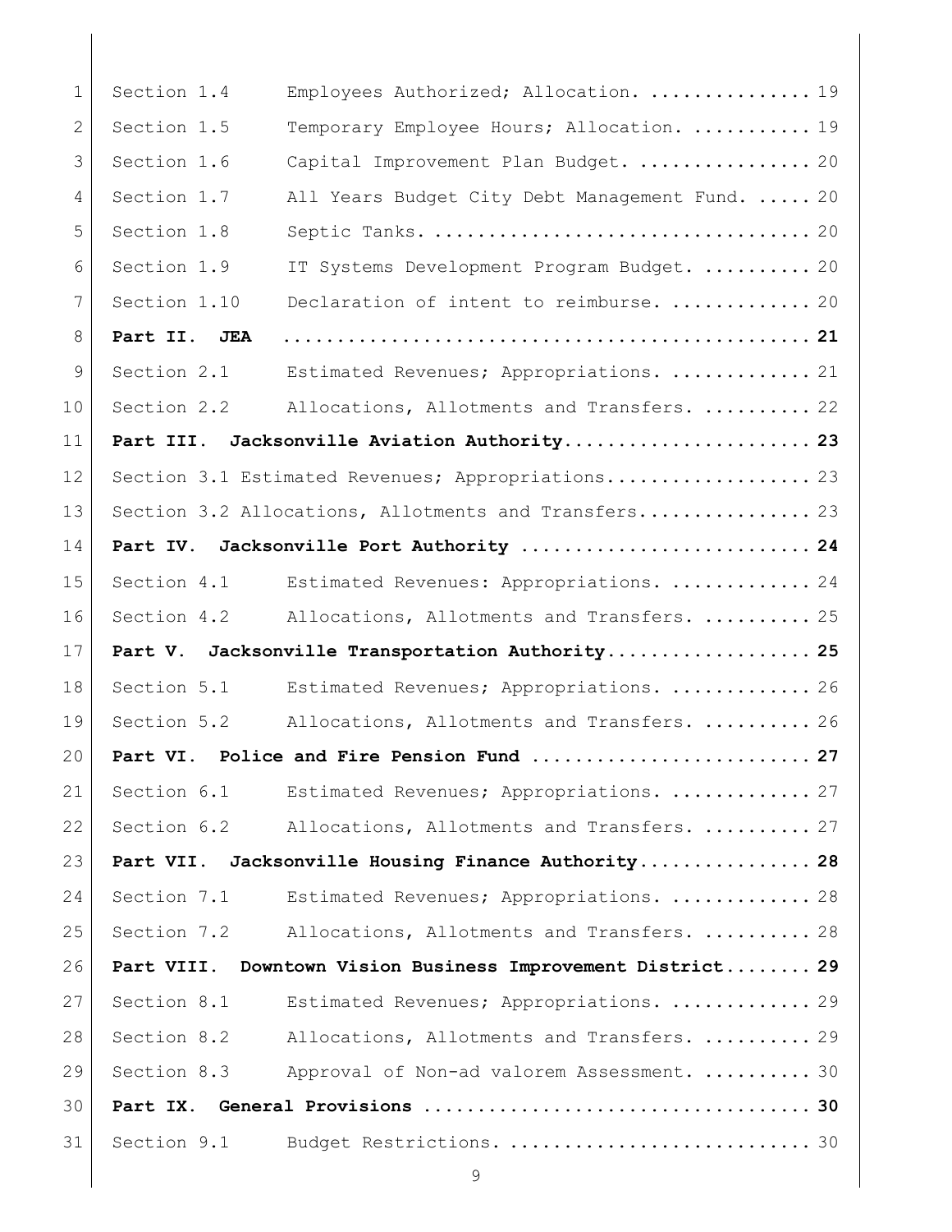Section 1.4 Employees Authorized; Allocation. ............... 19

Section 1.5 Temporary Employee Hours; Allocation. ........... 19

Section 1.6 Capital Improvement Plan Budget. ................ 20

Section 1.7 All Years Budget City Debt Management Fund. ..... 20

Section 1.8 Septic Tanks. ................................... 20

Section 1.9 IT Systems Development Program Budget. .......... 20

Section 1.10 Declaration of intent to reimburse. ............. 20

**Part II. JEA ................................................ 21**

Section 2.1 Estimated Revenues; Appropriations. ............. 21

Section 2.2 Allocations, Allotments and Transfers. .......... 22

**Part III. Jacksonville Aviation Authority...................... 23**

Section 3.1 Estimated Revenues; Appropriations.................. 23

Section 3.2 Allocations, Allotments and Transfers............... 23

**Part IV. Jacksonville Port Authority .......................... 24**

Section 4.1 Estimated Revenues: Appropriations. ............. 24

Section 4.2 Allocations, Allotments and Transfers. .......... 25

**Part V. Jacksonville Transportation Authority.................. 25**

Section 5.1 Estimated Revenues; Appropriations. ............. 26

Section 5.2 Allocations, Allotments and Transfers. .......... 26

**Part VI. Police and Fire Pension Fund ......................... 27**

Section 6.1 Estimated Revenues; Appropriations. ............. 27

Section 6.2 Allocations, Allotments and Transfers. .......... 27

**Part VII. Jacksonville Housing Finance Authority................ 28**

Section 7.1 Estimated Revenues; Appropriations. ............. 28

Section 7.2 Allocations, Allotments and Transfers. .......... 28

**Part VIII. Downtown Vision Business Improvement District........ 29**

Section 8.1 Estimated Revenues; Appropriations. ............. 29

Section 8.2 Allocations, Allotments and Transfers. .......... 29

Section 8.3 Approval of Non-ad valorem Assessment. .......... 30

**Part IX. General Provisions ................................... 30**

Section 9.1 Budget Restrictions. ............................ 30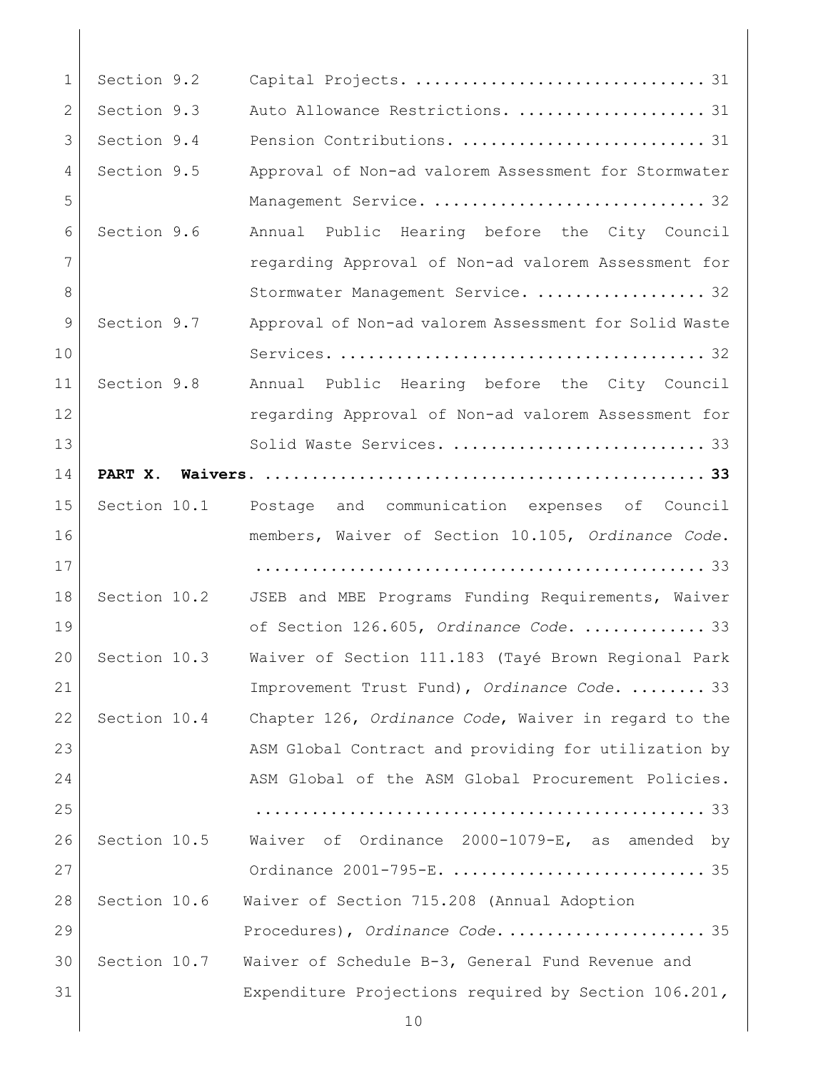Section 9.2 Capital Projects. ............................... 31

Section 9.3 Auto Allowance Restrictions. .................... 31

Section 9.4 Pension Contributions. .......................... 31

Section 9.5 Approval of Non-ad valorem Assessment for Stormwater Management Service. ............................ 32

Section 9.6 Annual Public Hearing before the City Council regarding Approval of Non-ad valorem Assessment for Stormwater Management Service. .................. 32

Section 9.7 Approval of Non-ad valorem Assessment for Solid Waste Services. ..................................... 32

Section 9.8 Annual Public Hearing before the City Council regarding Approval of Non-ad valorem Assessment for Solid Waste Services. .......................... 33

**PART X. Waivers. ............................................. 33**

Section 10.1 Postage and communication expenses of Council members, Waiver of Section 10.105, *Ordinance Code*. ............................................... 33

Section 10.2 JSEB and MBE Programs Funding Requirements, Waiver of Section 126.605, *Ordinance Code*. ............. 33

Section 10.3 Waiver of Section 111.183 (Tayé Brown Regional Park Improvement Trust Fund), *Ordinance Code*. ........ 33

Section 10.4 Chapter 126, *Ordinance Code*, Waiver in regard to the ASM Global Contract and providing for utilization by ASM Global of the ASM Global Procurement Policies. ............................................... 33

Section 10.5 Waiver of Ordinance 2000-1079-E, as amended by Ordinance 2001-795-E. .......................... 35

Section 10.6 Waiver of Section 715.208 (Annual Adoption Procedures), *Ordinance Code*. .................... 35

Section 10.7 Waiver of Schedule B-3, General Fund Revenue and Expenditure Projections required by Section 106.201,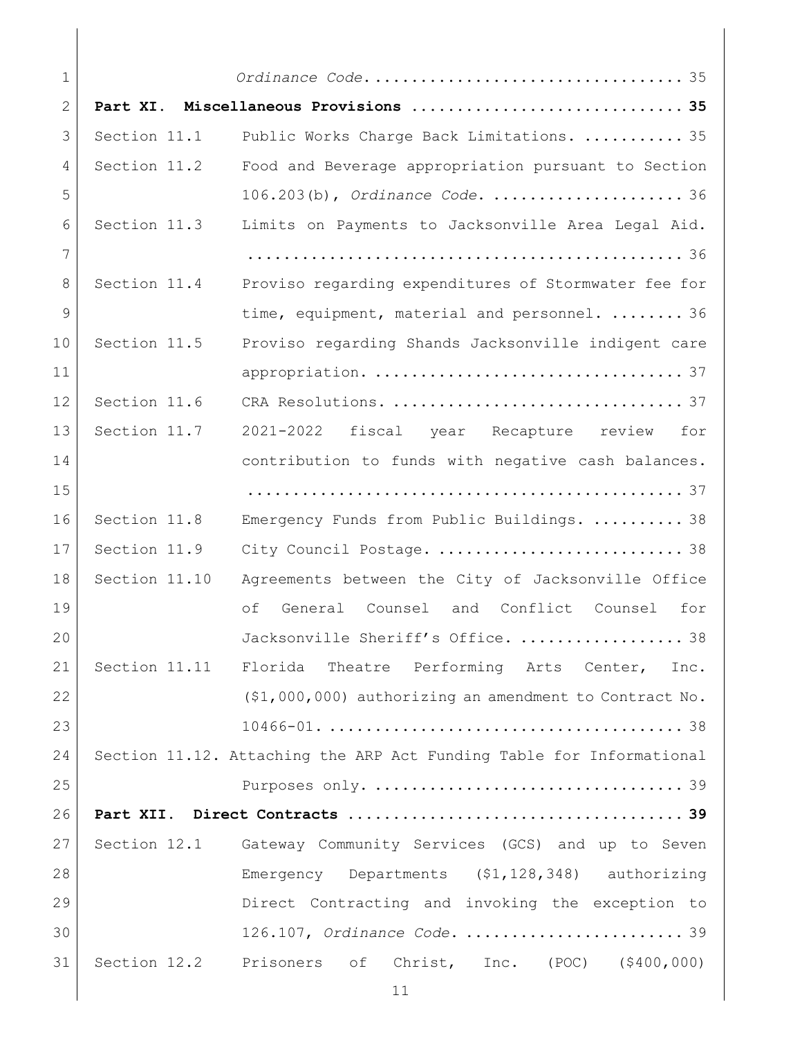*Ordinance Code*. ................................. 35

**Part XI. Miscellaneous Provisions ............................. 35**

Section 11.1 Public Works Charge Back Limitations. ........... 35

Section 11.2 Food and Beverage appropriation pursuant to Section 106.203(b), *Ordinance Code*. ..................... 36

Section 11.3 Limits on Payments to Jacksonville Area Legal Aid. ............................................... 36

Section 11.4 Proviso regarding expenditures of Stormwater fee for time, equipment, material and personnel. ........ 36

Section 11.5 Proviso regarding Shands Jacksonville indigent care appropriation. ................................. 37

Section 11.6 CRA Resolutions. ............................... 37

Section 11.7 2021-2022 fiscal year Recapture review for contribution to funds with negative cash balances. ............................................... 37

Section 11.8 Emergency Funds from Public Buildings. .......... 38

Section 11.9 City Council Postage. ........................... 38

Section 11.10 Agreements between the City of Jacksonville Office of General Counsel and Conflict Counsel for Jacksonville Sheriff's Office. .................. 38

Section 11.11 Florida Theatre Performing Arts Center, Inc. ($1,000,000) authorizing an amendment to Contract No. 10466-01. ...................................... 38

Section 11.12. Attaching the ARP Act Funding Table for Informational Purposes only. ................................. 39

**Part XII. Direct Contracts .................................... 39**

Section 12.1 Gateway Community Services (GCS) and up to Seven Emergency Departments ($1,128,348) authorizing Direct Contracting and invoking the exception to 126.107, *Ordinance Code*. ....................... 39

Section 12.2 Prisoners of Christ, Inc. (POC) ($400,000)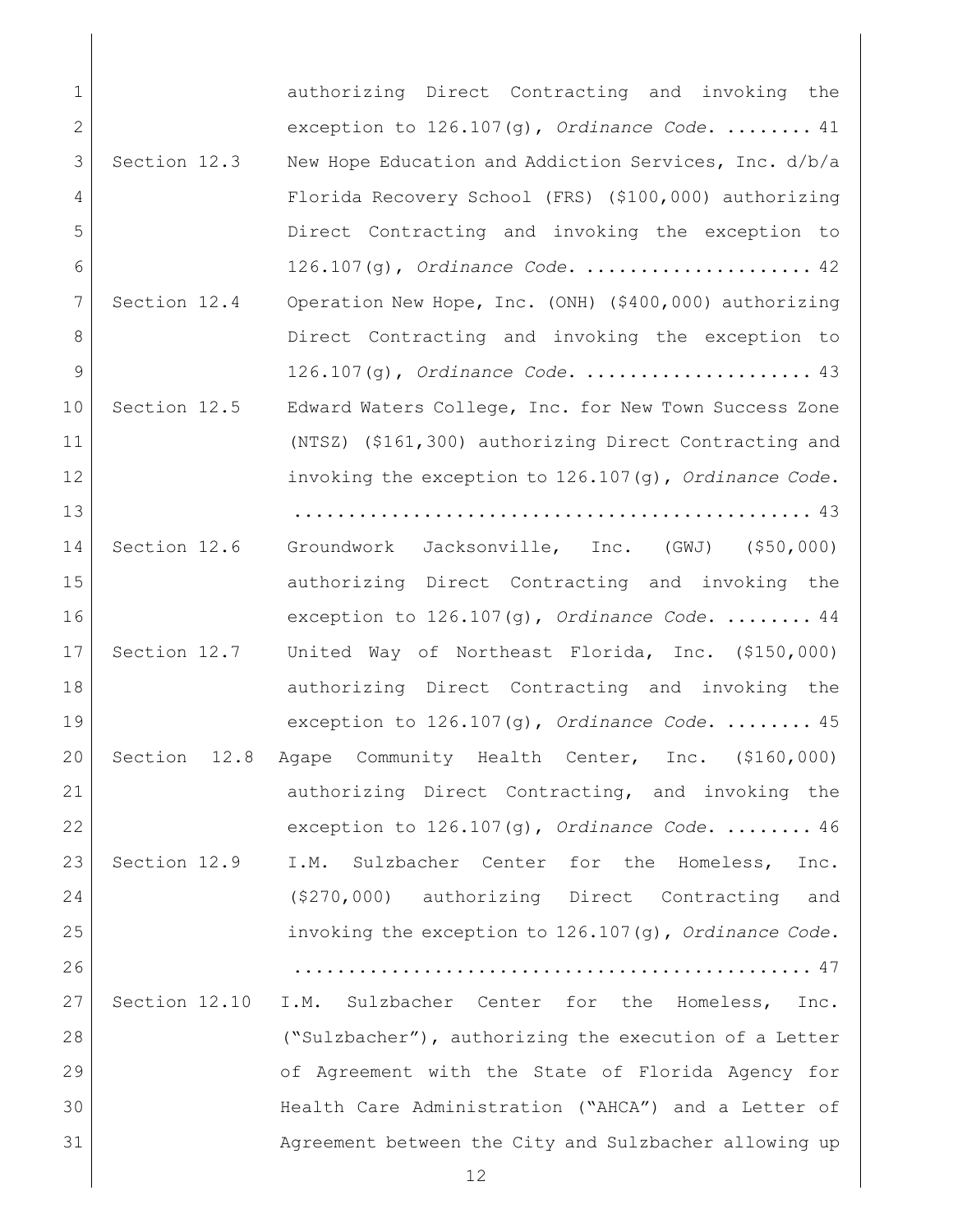authorizing Direct Contracting and invoking the exception to 126.107(g), *Ordinance Code*. ........ 41

Section 12.3 New Hope Education and Addiction Services, Inc. d/b/a Florida Recovery School (FRS) ($100,000) authorizing Direct Contracting and invoking the exception to 126.107(g), *Ordinance Code*. .................... 42

Section 12.4 Operation New Hope, Inc. (ONH) ($400,000) authorizing Direct Contracting and invoking the exception to 126.107(g), *Ordinance Code*. .................... 43

Section 12.5 Edward Waters College, Inc. for New Town Success Zone (NTSZ) ($161,300) authorizing Direct Contracting and invoking the exception to 126.107(g), *Ordinance Code*. ............................................... 43

Section 12.6 Groundwork Jacksonville, Inc. (GWJ) ($50,000) authorizing Direct Contracting and invoking the exception to 126.107(g), *Ordinance Code*. ........ 44

Section 12.7 United Way of Northeast Florida, Inc. ($150,000) authorizing Direct Contracting and invoking the exception to 126.107(g), *Ordinance Code*. ........ 45

Section 12.8 Agape Community Health Center, Inc. ($160,000) authorizing Direct Contracting, and invoking the exception to 126.107(g), *Ordinance Code*. ........ 46

Section 12.9 I.M. Sulzbacher Center for the Homeless, Inc. ($270,000) authorizing Direct Contracting and invoking the exception to 126.107(g), *Ordinance Code*. ............................................... 47

Section 12.10 I.M. Sulzbacher Center for the Homeless, Inc. ("Sulzbacher"), authorizing the execution of a Letter of Agreement with the State of Florida Agency for Health Care Administration ("AHCA") and a Letter of Agreement between the City and Sulzbacher allowing up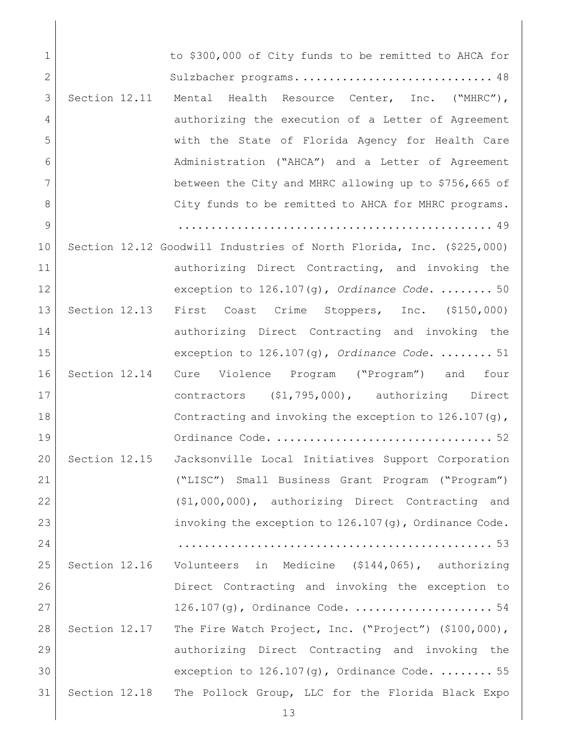to $300,000 of City funds to be remitted to AHCA for Sulzbacher programs. .......................... 48

Section 12.11 Mental Health Resource Center, Inc. ("MHRC"), authorizing the execution of a Letter of Agreement with the State of Florida Agency for Health Care Administration ("AHCA") and a Letter of Agreement between the City and MHRC allowing up to $756,665 of City funds to be remitted to AHCA for MHRC programs. .............................................. 49

Section 12.12 Goodwill Industries of North Florida, Inc. ($225,000) authorizing Direct Contracting, and invoking the exception to 126.107(g), *Ordinance Code*. ........ 50

Section 12.13 First Coast Crime Stoppers, Inc. ($150,000) authorizing Direct Contracting and invoking the exception to 126.107(g), *Ordinance Code*. ........ 51

Section 12.14 Cure Violence Program ("Program") and four contractors ($1,795,000), authorizing Direct Contracting and invoking the exception to 126.107(g), Ordinance Code. ................................ 52

Section 12.15 Jacksonville Local Initiatives Support Corporation ("LISC") Small Business Grant Program ("Program") ($1,000,000), authorizing Direct Contracting and invoking the exception to 126.107(g), Ordinance Code. .............................................. 53

Section 12.16 Volunteers in Medicine ($144,065), authorizing Direct Contracting and invoking the exception to 126.107(g), Ordinance Code. .................... 54

Section 12.17 The Fire Watch Project, Inc. ("Project") ($100,000), authorizing Direct Contracting and invoking the exception to 126.107(g), Ordinance Code. ........ 55

Section 12.18 The Pollock Group, LLC for the Florida Black Expo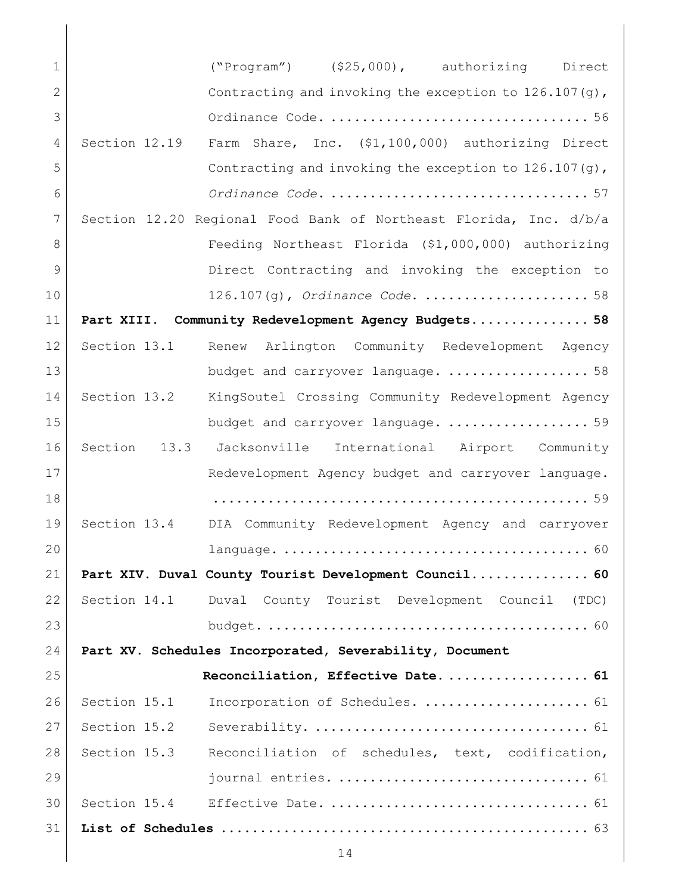("Program") ($25,000), authorizing Direct Contracting and invoking the exception to 126.107(g), Ordinance Code. .................................. 56

Section 12.19 Farm Share, Inc. ($1,100,000) authorizing Direct Contracting and invoking the exception to 126.107(g), *Ordinance Code*. .................................. 57

Section 12.20 Regional Food Bank of Northeast Florida, Inc. d/b/a Feeding Northeast Florida ($1,000,000) authorizing Direct Contracting and invoking the exception to 126.107(g), *Ordinance Code*. ..................... 58

**Part XIII. Community Redevelopment Agency Budgets............... 58**

Section 13.1 Renew Arlington Community Redevelopment Agency budget and carryover language. .................. 58

Section 13.2 KingSoutel Crossing Community Redevelopment Agency budget and carryover language. .................. 59

Section 13.3 Jacksonville International Airport Community Redevelopment Agency budget and carryover language. .............................................. 59

Section 13.4 DIA Community Redevelopment Agency and carryover language. ...................................... 60

**Part XIV. Duval County Tourist Development Council............... 60**

Section 14.1 Duval County Tourist Development Council (TDC) budget. ........................................ 60

**Part XV. Schedules Incorporated, Severability, Document Reconciliation, Effective Date. .................. 61**

Section 15.1 Incorporation of Schedules. ..................... 61

Section 15.2 Severability. .................................. 61

Section 15.3 Reconciliation of schedules, text, codification, journal entries. ............................... 61

Section 15.4 Effective Date. ................................ 61

**List of Schedules** ............................................. 63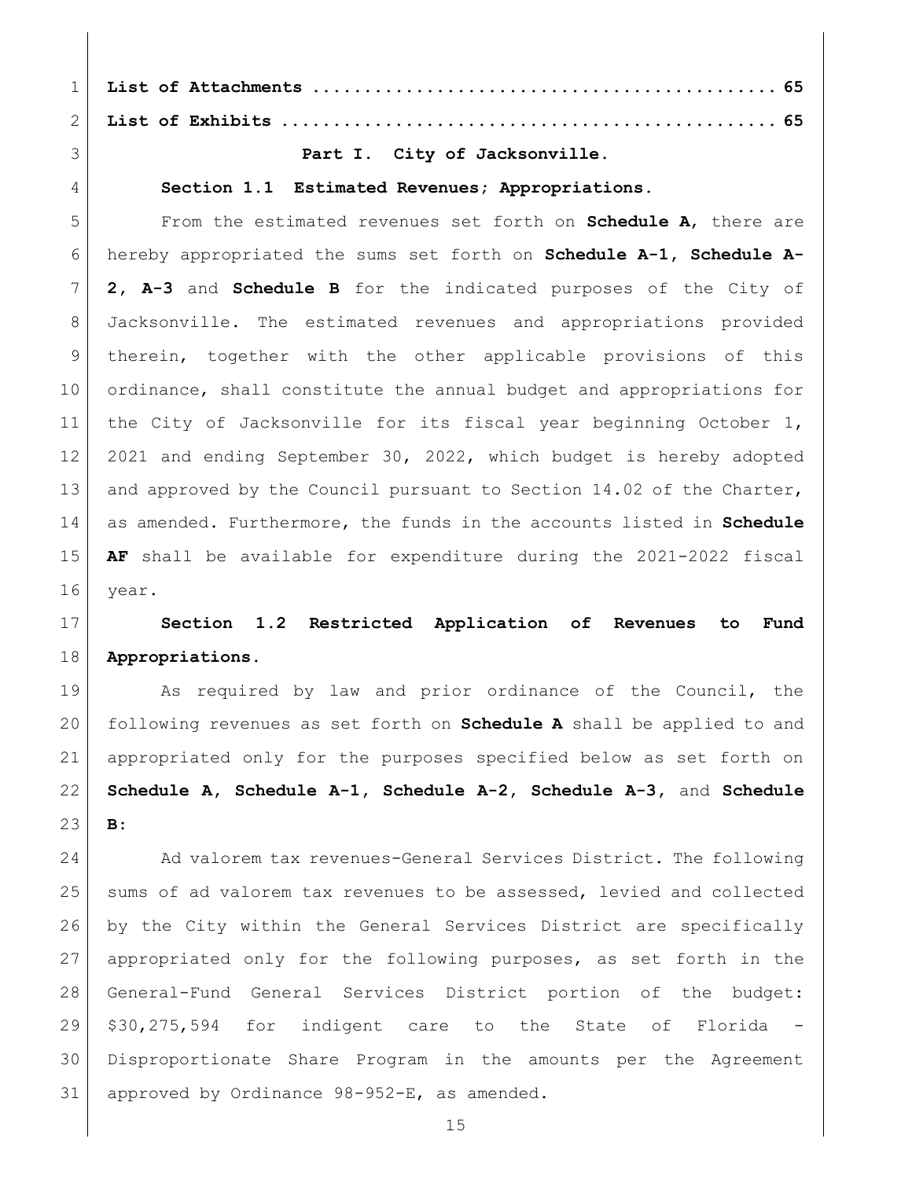**List of Attachments ............................................ 65**

**List of Exhibits ............................................... 65**

## Part I. City of Jacksonville.

### Section 1.1 Estimated Revenues; Appropriations.

From the estimated revenues set forth on **Schedule A**, there are hereby appropriated the sums set forth on **Schedule A-1, Schedule A-2, A-3** and **Schedule B** for the indicated purposes of the City of Jacksonville. The estimated revenues and appropriations provided therein, together with the other applicable provisions of this ordinance, shall constitute the annual budget and appropriations for the City of Jacksonville for its fiscal year beginning October 1, 2021 and ending September 30, 2022, which budget is hereby adopted and approved by the Council pursuant to Section 14.02 of the Charter, as amended. Furthermore, the funds in the accounts listed in **Schedule AF** shall be available for expenditure during the 2021-2022 fiscal year.

### Section 1.2 Restricted Application of Revenues to Fund Appropriations.

As required by law and prior ordinance of the Council, the following revenues as set forth on **Schedule A** shall be applied to and appropriated only for the purposes specified below as set forth on **Schedule A, Schedule A-1, Schedule A-2, Schedule A-3,** and **Schedule B:**

Ad valorem tax revenues-General Services District. The following sums of ad valorem tax revenues to be assessed, levied and collected by the City within the General Services District are specifically appropriated only for the following purposes, as set forth in the General-Fund General Services District portion of the budget: $30,275,594 for indigent care to the State of Florida - Disproportionate Share Program in the amounts per the Agreement approved by Ordinance 98-952-E, as amended.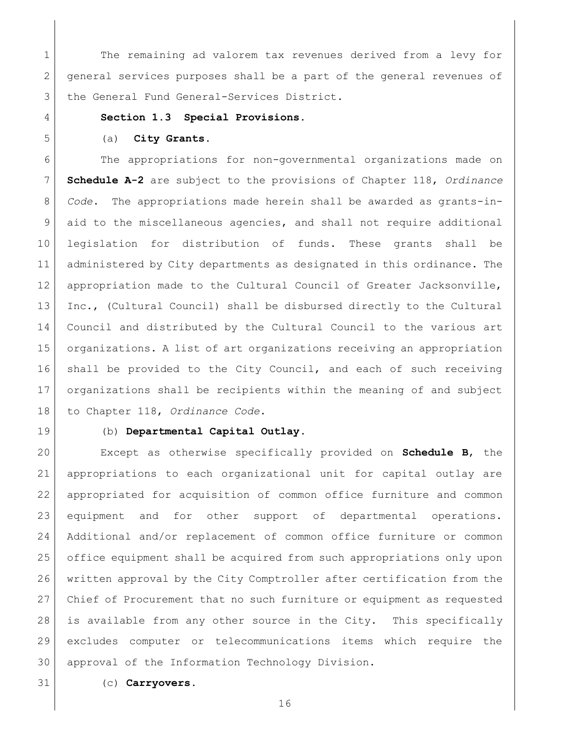The remaining ad valorem tax revenues derived from a levy for general services purposes shall be a part of the general revenues of the General Fund General-Services District.

**Section 1.3 Special Provisions.**

(a) **City Grants.**

The appropriations for non-governmental organizations made on **Schedule A-2** are subject to the provisions of Chapter 118, *Ordinance Code*. The appropriations made herein shall be awarded as grants-in-aid to the miscellaneous agencies, and shall not require additional legislation for distribution of funds. These grants shall be administered by City departments as designated in this ordinance. The appropriation made to the Cultural Council of Greater Jacksonville, Inc., (Cultural Council) shall be disbursed directly to the Cultural Council and distributed by the Cultural Council to the various art organizations. A list of art organizations receiving an appropriation shall be provided to the City Council, and each of such receiving organizations shall be recipients within the meaning of and subject to Chapter 118, *Ordinance Code*.

(b) **Departmental Capital Outlay.**

Except as otherwise specifically provided on **Schedule B**, the appropriations to each organizational unit for capital outlay are appropriated for acquisition of common office furniture and common equipment and for other support of departmental operations. Additional and/or replacement of common office furniture or common office equipment shall be acquired from such appropriations only upon written approval by the City Comptroller after certification from the Chief of Procurement that no such furniture or equipment as requested is available from any other source in the City. This specifically excludes computer or telecommunications items which require the approval of the Information Technology Division.

(c) **Carryovers.**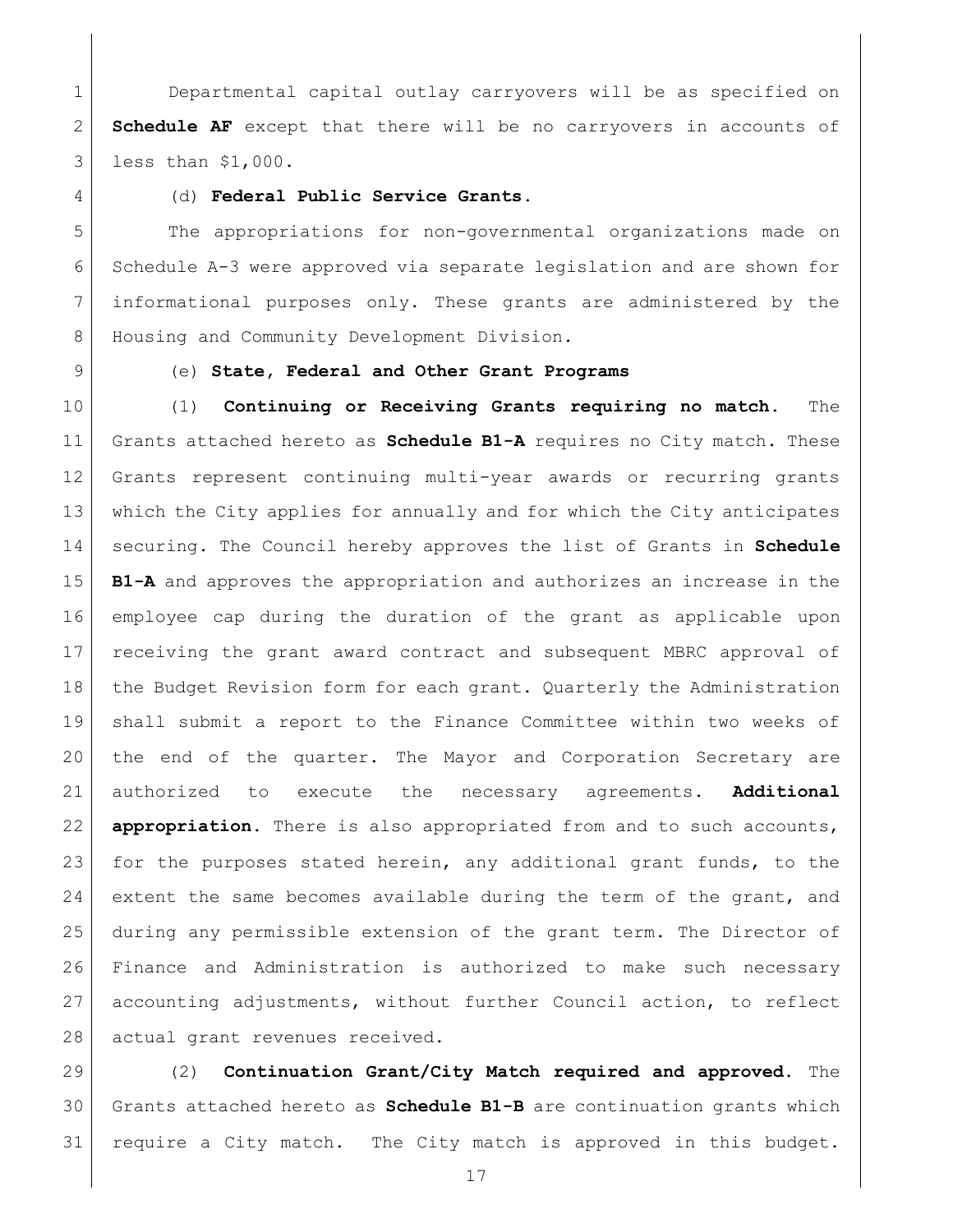Departmental capital outlay carryovers will be as specified on **Schedule AF** except that there will be no carryovers in accounts of less than $1,000.

(d) **Federal Public Service Grants.**

The appropriations for non-governmental organizations made on Schedule A-3 were approved via separate legislation and are shown for informational purposes only. These grants are administered by the Housing and Community Development Division.

(e) **State, Federal and Other Grant Programs**

(1) **Continuing or Receiving Grants requiring no match.** The Grants attached hereto as **Schedule B1-A** requires no City match. These Grants represent continuing multi-year awards or recurring grants which the City applies for annually and for which the City anticipates securing. The Council hereby approves the list of Grants in **Schedule B1-A** and approves the appropriation and authorizes an increase in the employee cap during the duration of the grant as applicable upon receiving the grant award contract and subsequent MBRC approval of the Budget Revision form for each grant. Quarterly the Administration shall submit a report to the Finance Committee within two weeks of the end of the quarter. The Mayor and Corporation Secretary are authorized to execute the necessary agreements. **Additional appropriation.** There is also appropriated from and to such accounts, for the purposes stated herein, any additional grant funds, to the extent the same becomes available during the term of the grant, and during any permissible extension of the grant term. The Director of Finance and Administration is authorized to make such necessary accounting adjustments, without further Council action, to reflect actual grant revenues received.

(2) **Continuation Grant/City Match required and approved.** The Grants attached hereto as **Schedule B1-B** are continuation grants which require a City match. The City match is approved in this budget.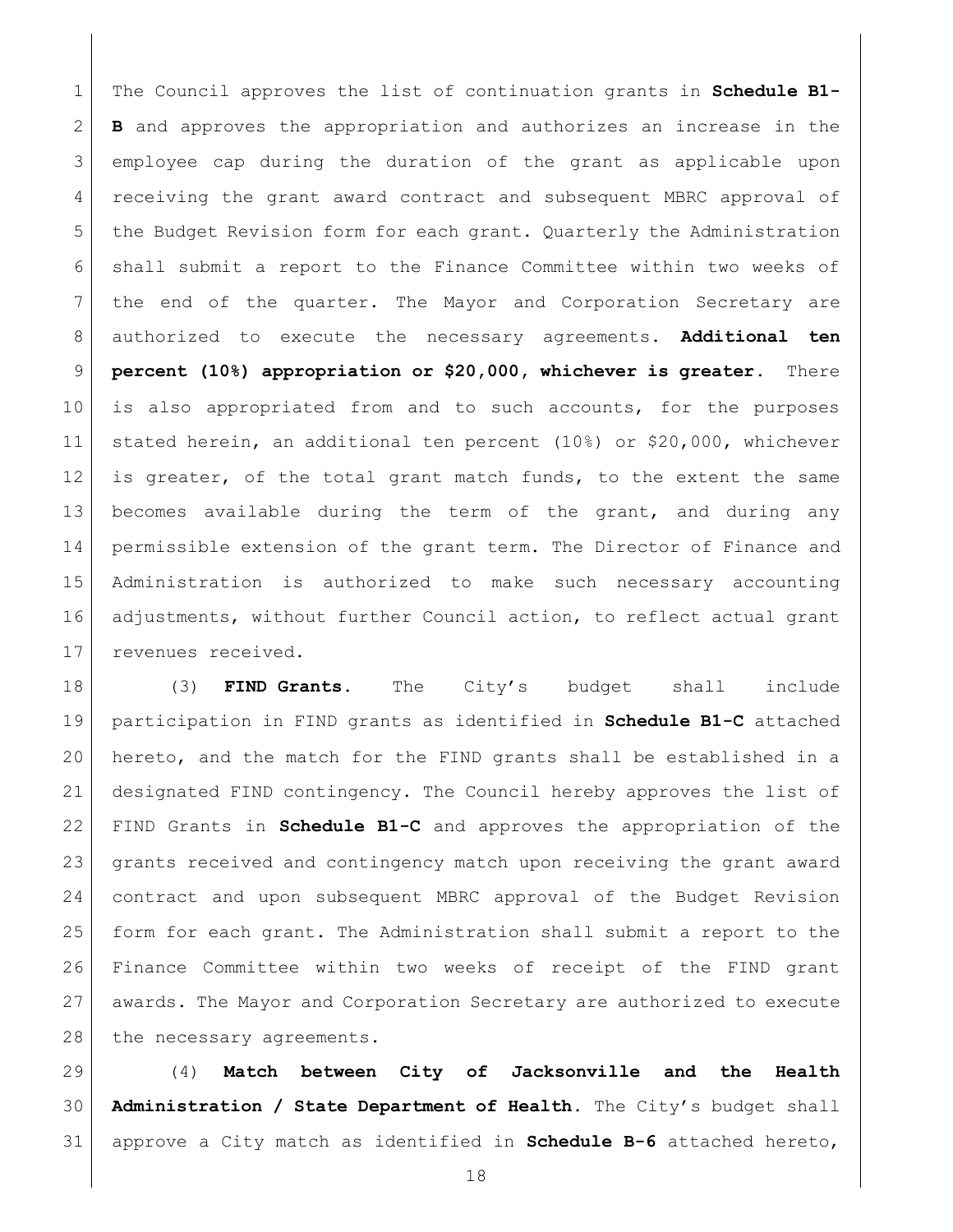The Council approves the list of continuation grants in **Schedule B1-B** and approves the appropriation and authorizes an increase in the employee cap during the duration of the grant as applicable upon receiving the grant award contract and subsequent MBRC approval of the Budget Revision form for each grant. Quarterly the Administration shall submit a report to the Finance Committee within two weeks of the end of the quarter. The Mayor and Corporation Secretary are authorized to execute the necessary agreements. **Additional ten percent (10%) appropriation or $20,000, whichever is greater.** There is also appropriated from and to such accounts, for the purposes stated herein, an additional ten percent (10%) or $20,000, whichever is greater, of the total grant match funds, to the extent the same becomes available during the term of the grant, and during any permissible extension of the grant term. The Director of Finance and Administration is authorized to make such necessary accounting adjustments, without further Council action, to reflect actual grant revenues received.

(3) **FIND Grants.** The City's budget shall include participation in FIND grants as identified in **Schedule B1-C** attached hereto, and the match for the FIND grants shall be established in a designated FIND contingency. The Council hereby approves the list of FIND Grants in **Schedule B1-C** and approves the appropriation of the grants received and contingency match upon receiving the grant award contract and upon subsequent MBRC approval of the Budget Revision form for each grant. The Administration shall submit a report to the Finance Committee within two weeks of receipt of the FIND grant awards. The Mayor and Corporation Secretary are authorized to execute the necessary agreements.

(4) **Match between City of Jacksonville and the Health Administration / State Department of Health.** The City's budget shall approve a City match as identified in **Schedule B-6** attached hereto,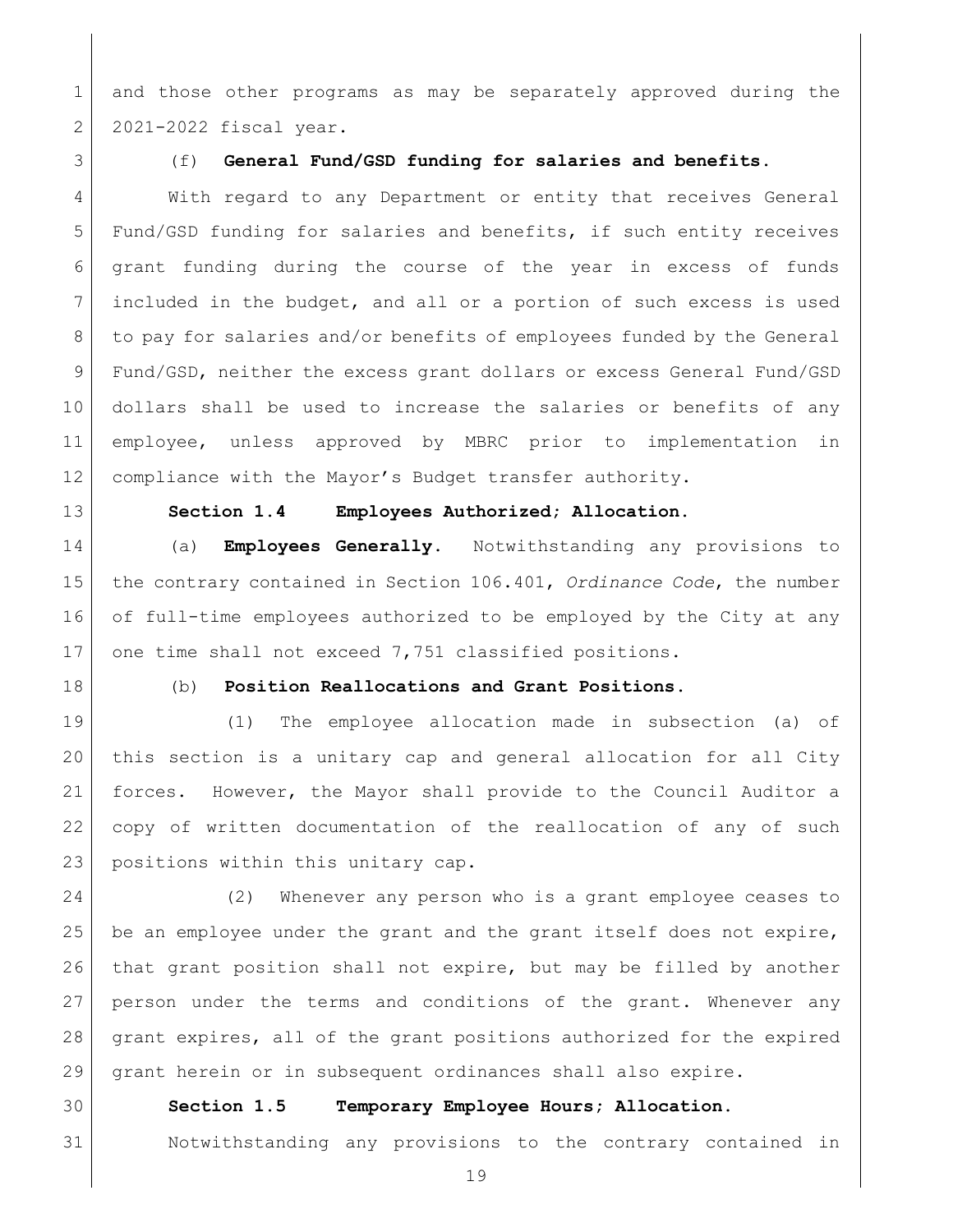and those other programs as may be separately approved during the 2021-2022 fiscal year.

(f) **General Fund/GSD funding for salaries and benefits.**

With regard to any Department or entity that receives General Fund/GSD funding for salaries and benefits, if such entity receives grant funding during the course of the year in excess of funds included in the budget, and all or a portion of such excess is used to pay for salaries and/or benefits of employees funded by the General Fund/GSD, neither the excess grant dollars or excess General Fund/GSD dollars shall be used to increase the salaries or benefits of any employee, unless approved by MBRC prior to implementation in compliance with the Mayor's Budget transfer authority.

**Section 1.4 Employees Authorized; Allocation.**

(a) **Employees Generally.** Notwithstanding any provisions to the contrary contained in Section 106.401, *Ordinance Code*, the number of full-time employees authorized to be employed by the City at any one time shall not exceed 7,751 classified positions.

(b) **Position Reallocations and Grant Positions.**

(1) The employee allocation made in subsection (a) of this section is a unitary cap and general allocation for all City forces. However, the Mayor shall provide to the Council Auditor a copy of written documentation of the reallocation of any of such positions within this unitary cap.

(2) Whenever any person who is a grant employee ceases to be an employee under the grant and the grant itself does not expire, that grant position shall not expire, but may be filled by another person under the terms and conditions of the grant. Whenever any grant expires, all of the grant positions authorized for the expired grant herein or in subsequent ordinances shall also expire.

**Section 1.5 Temporary Employee Hours; Allocation.**

Notwithstanding any provisions to the contrary contained in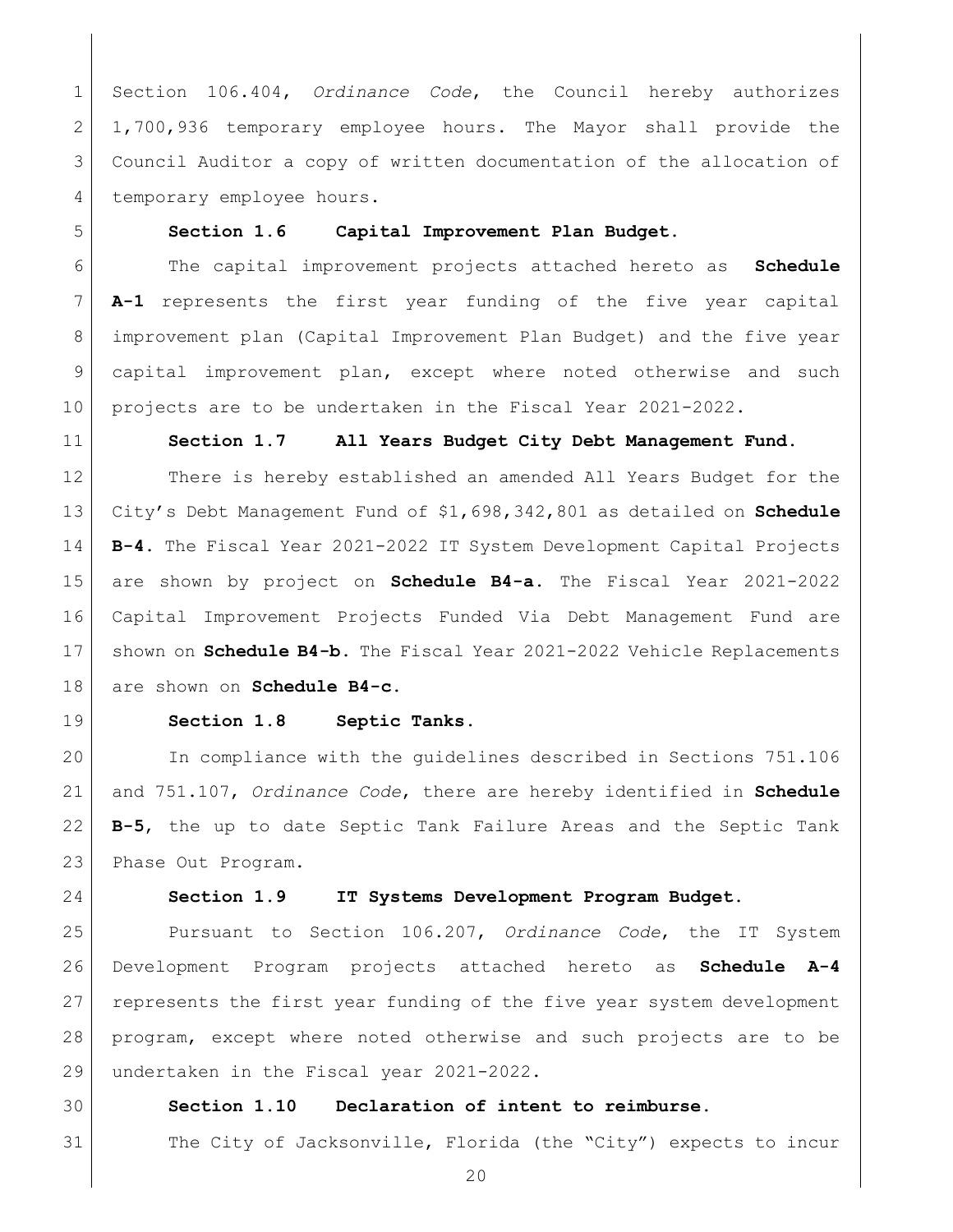Section 106.404, *Ordinance Code*, the Council hereby authorizes 1,700,936 temporary employee hours. The Mayor shall provide the Council Auditor a copy of written documentation of the allocation of temporary employee hours.

**Section 1.6 Capital Improvement Plan Budget.**

The capital improvement projects attached hereto as **Schedule A-1** represents the first year funding of the five year capital improvement plan (Capital Improvement Plan Budget) and the five year capital improvement plan, except where noted otherwise and such projects are to be undertaken in the Fiscal Year 2021-2022.

**Section 1.7 All Years Budget City Debt Management Fund.**

There is hereby established an amended All Years Budget for the City's Debt Management Fund of $1,698,342,801 as detailed on **Schedule B-4.** The Fiscal Year 2021-2022 IT System Development Capital Projects are shown by project on **Schedule B4-a.** The Fiscal Year 2021-2022 Capital Improvement Projects Funded Via Debt Management Fund are shown on **Schedule B4-b.** The Fiscal Year 2021-2022 Vehicle Replacements are shown on **Schedule B4-c.**

**Section 1.8 Septic Tanks.**

In compliance with the guidelines described in Sections 751.106 and 751.107, *Ordinance Code*, there are hereby identified in **Schedule B-5**, the up to date Septic Tank Failure Areas and the Septic Tank Phase Out Program.

**Section 1.9 IT Systems Development Program Budget.**

Pursuant to Section 106.207, *Ordinance Code*, the IT System Development Program projects attached hereto as **Schedule A-4** represents the first year funding of the five year system development program, except where noted otherwise and such projects are to be undertaken in the Fiscal year 2021-2022.

**Section 1.10 Declaration of intent to reimburse.**

The City of Jacksonville, Florida (the "City") expects to incur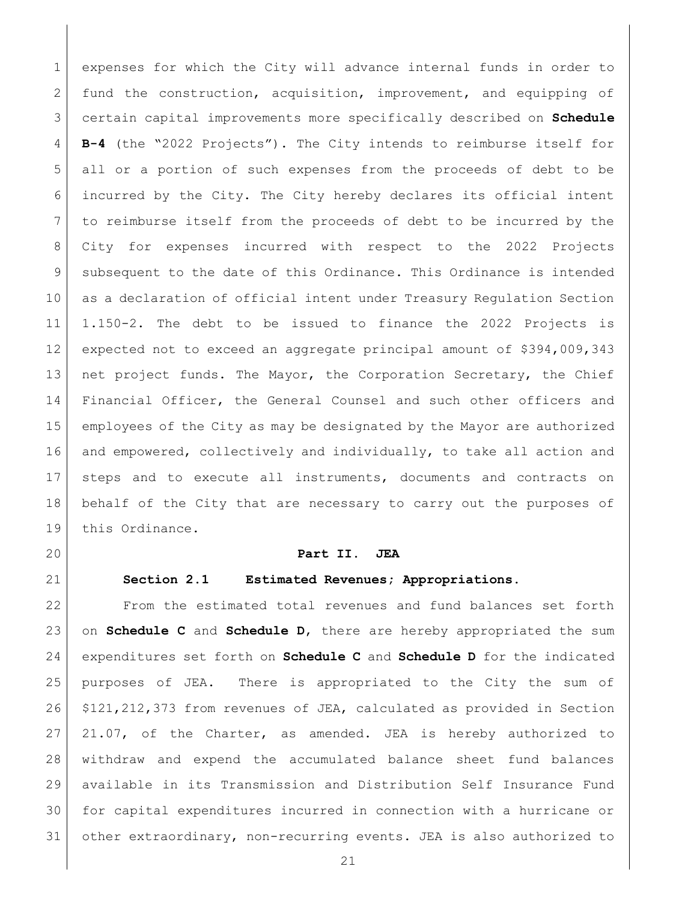expenses for which the City will advance internal funds in order to fund the construction, acquisition, improvement, and equipping of certain capital improvements more specifically described on **Schedule B-4** (the "2022 Projects"). The City intends to reimburse itself for all or a portion of such expenses from the proceeds of debt to be incurred by the City. The City hereby declares its official intent to reimburse itself from the proceeds of debt to be incurred by the City for expenses incurred with respect to the 2022 Projects subsequent to the date of this Ordinance. This Ordinance is intended as a declaration of official intent under Treasury Regulation Section 1.150-2. The debt to be issued to finance the 2022 Projects is expected not to exceed an aggregate principal amount of $394,009,343 net project funds. The Mayor, the Corporation Secretary, the Chief Financial Officer, the General Counsel and such other officers and employees of the City as may be designated by the Mayor are authorized and empowered, collectively and individually, to take all action and steps and to execute all instruments, documents and contracts on behalf of the City that are necessary to carry out the purposes of this Ordinance.

## Part II. JEA

**Section 2.1 Estimated Revenues; Appropriations.**

From the estimated total revenues and fund balances set forth on **Schedule C** and **Schedule D**, there are hereby appropriated the sum expenditures set forth on **Schedule C** and **Schedule D** for the indicated purposes of JEA. There is appropriated to the City the sum of $121,212,373 from revenues of JEA, calculated as provided in Section 21.07, of the Charter, as amended. JEA is hereby authorized to withdraw and expend the accumulated balance sheet fund balances available in its Transmission and Distribution Self Insurance Fund for capital expenditures incurred in connection with a hurricane or other extraordinary, non-recurring events. JEA is also authorized to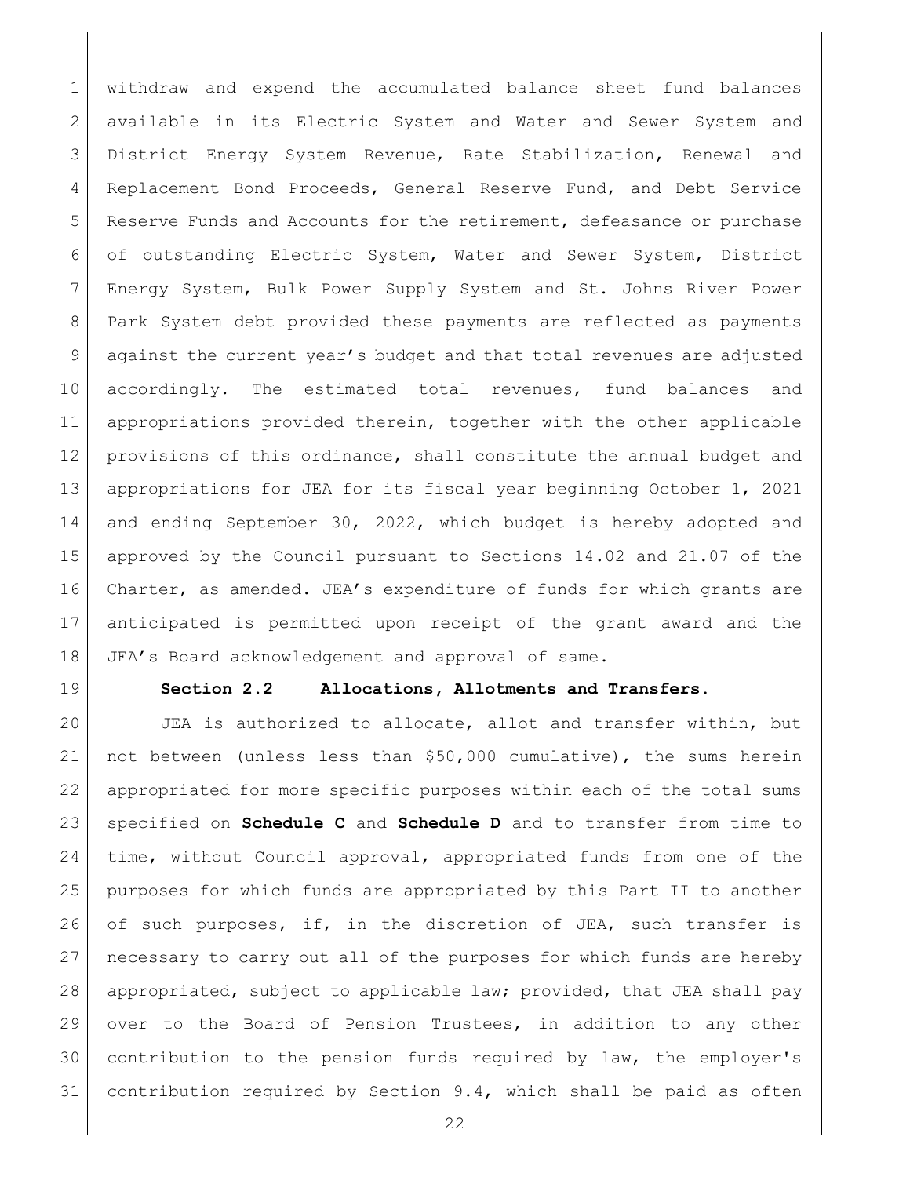withdraw and expend the accumulated balance sheet fund balances available in its Electric System and Water and Sewer System and District Energy System Revenue, Rate Stabilization, Renewal and Replacement Bond Proceeds, General Reserve Fund, and Debt Service Reserve Funds and Accounts for the retirement, defeasance or purchase of outstanding Electric System, Water and Sewer System, District Energy System, Bulk Power Supply System and St. Johns River Power Park System debt provided these payments are reflected as payments against the current year's budget and that total revenues are adjusted accordingly. The estimated total revenues, fund balances and appropriations provided therein, together with the other applicable provisions of this ordinance, shall constitute the annual budget and appropriations for JEA for its fiscal year beginning October 1, 2021 and ending September 30, 2022, which budget is hereby adopted and approved by the Council pursuant to Sections 14.02 and 21.07 of the Charter, as amended. JEA's expenditure of funds for which grants are anticipated is permitted upon receipt of the grant award and the JEA's Board acknowledgement and approval of same.

**Section 2.2 Allocations, Allotments and Transfers.**

JEA is authorized to allocate, allot and transfer within, but not between (unless less than $50,000 cumulative), the sums herein appropriated for more specific purposes within each of the total sums specified on **Schedule C** and **Schedule D** and to transfer from time to time, without Council approval, appropriated funds from one of the purposes for which funds are appropriated by this Part II to another of such purposes, if, in the discretion of JEA, such transfer is necessary to carry out all of the purposes for which funds are hereby appropriated, subject to applicable law; provided, that JEA shall pay over to the Board of Pension Trustees, in addition to any other contribution to the pension funds required by law, the employer's contribution required by Section 9.4, which shall be paid as often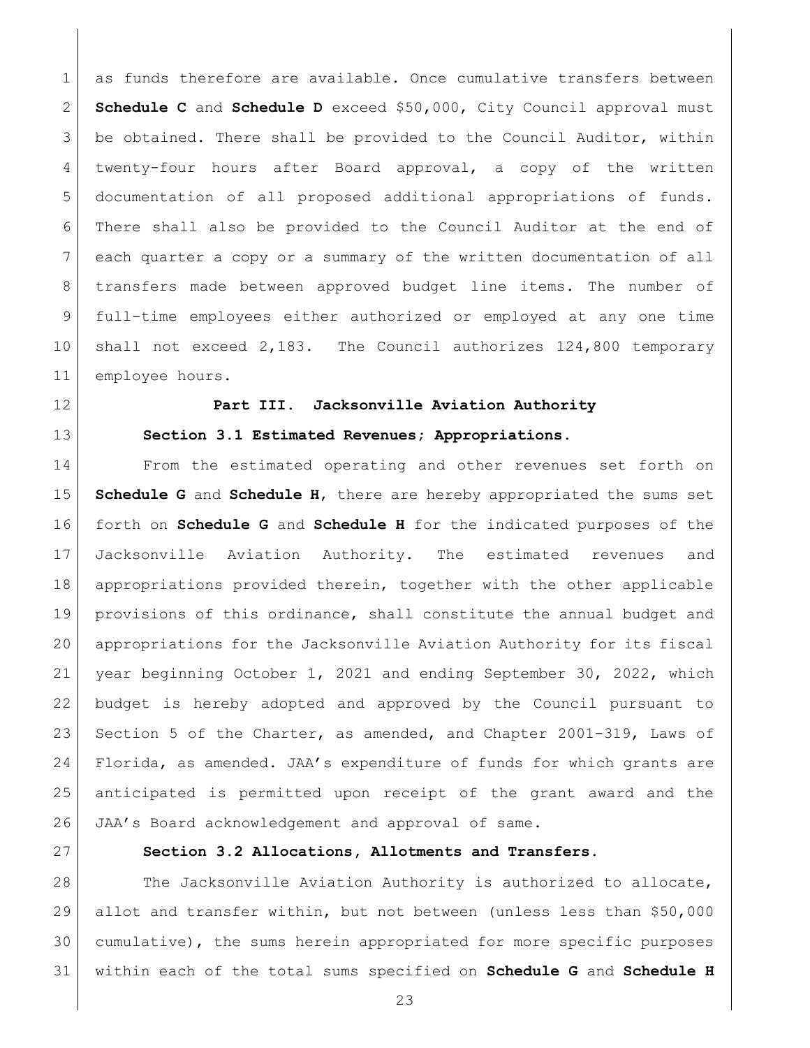as funds therefore are available. Once cumulative transfers between **Schedule C** and **Schedule D** exceed $50,000, City Council approval must be obtained. There shall be provided to the Council Auditor, within twenty-four hours after Board approval, a copy of the written documentation of all proposed additional appropriations of funds. There shall also be provided to the Council Auditor at the end of each quarter a copy or a summary of the written documentation of all transfers made between approved budget line items. The number of full-time employees either authorized or employed at any one time shall not exceed 2,183. The Council authorizes 124,800 temporary employee hours.

## Part III. Jacksonville Aviation Authority

### Section 3.1 Estimated Revenues; Appropriations.

From the estimated operating and other revenues set forth on **Schedule G** and **Schedule H**, there are hereby appropriated the sums set forth on **Schedule G** and **Schedule H** for the indicated purposes of the Jacksonville Aviation Authority. The estimated revenues and appropriations provided therein, together with the other applicable provisions of this ordinance, shall constitute the annual budget and appropriations for the Jacksonville Aviation Authority for its fiscal year beginning October 1, 2021 and ending September 30, 2022, which budget is hereby adopted and approved by the Council pursuant to Section 5 of the Charter, as amended, and Chapter 2001-319, Laws of Florida, as amended. JAA's expenditure of funds for which grants are anticipated is permitted upon receipt of the grant award and the JAA's Board acknowledgement and approval of same.

### Section 3.2 Allocations, Allotments and Transfers.

The Jacksonville Aviation Authority is authorized to allocate, allot and transfer within, but not between (unless less than $50,000 cumulative), the sums herein appropriated for more specific purposes within each of the total sums specified on **Schedule G** and **Schedule H**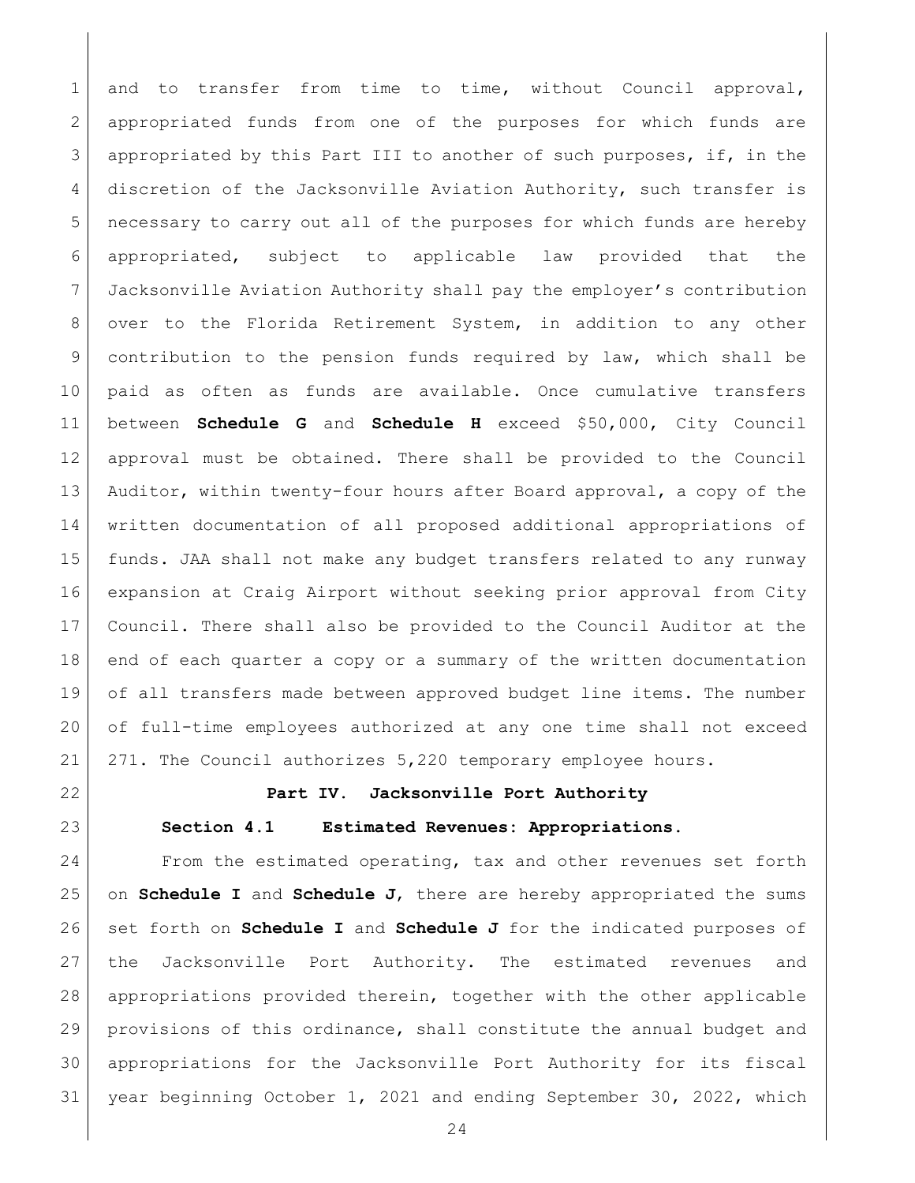and to transfer from time to time, without Council approval, appropriated funds from one of the purposes for which funds are appropriated by this Part III to another of such purposes, if, in the discretion of the Jacksonville Aviation Authority, such transfer is necessary to carry out all of the purposes for which funds are hereby appropriated, subject to applicable law provided that the Jacksonville Aviation Authority shall pay the employer's contribution over to the Florida Retirement System, in addition to any other contribution to the pension funds required by law, which shall be paid as often as funds are available. Once cumulative transfers between **Schedule G** and **Schedule H** exceed $50,000, City Council approval must be obtained. There shall be provided to the Council Auditor, within twenty-four hours after Board approval, a copy of the written documentation of all proposed additional appropriations of funds. JAA shall not make any budget transfers related to any runway expansion at Craig Airport without seeking prior approval from City Council. There shall also be provided to the Council Auditor at the end of each quarter a copy or a summary of the written documentation of all transfers made between approved budget line items. The number of full-time employees authorized at any one time shall not exceed 271. The Council authorizes 5,220 temporary employee hours.

## Part IV. Jacksonville Port Authority

**Section 4.1 Estimated Revenues: Appropriations.**

From the estimated operating, tax and other revenues set forth on **Schedule I** and **Schedule J**, there are hereby appropriated the sums set forth on **Schedule I** and **Schedule J** for the indicated purposes of the Jacksonville Port Authority. The estimated revenues and appropriations provided therein, together with the other applicable provisions of this ordinance, shall constitute the annual budget and appropriations for the Jacksonville Port Authority for its fiscal year beginning October 1, 2021 and ending September 30, 2022, which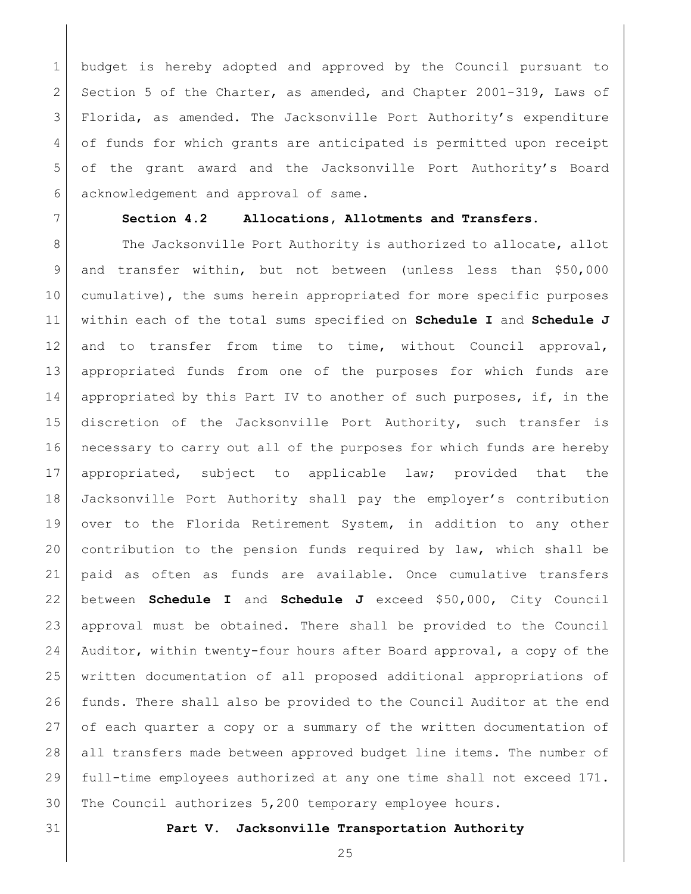budget is hereby adopted and approved by the Council pursuant to Section 5 of the Charter, as amended, and Chapter 2001-319, Laws of Florida, as amended. The Jacksonville Port Authority's expenditure of funds for which grants are anticipated is permitted upon receipt of the grant award and the Jacksonville Port Authority's Board acknowledgement and approval of same.

**Section 4.2 Allocations, Allotments and Transfers.**

The Jacksonville Port Authority is authorized to allocate, allot and transfer within, but not between (unless less than $50,000 cumulative), the sums herein appropriated for more specific purposes within each of the total sums specified on **Schedule I** and **Schedule J** and to transfer from time to time, without Council approval, appropriated funds from one of the purposes for which funds are appropriated by this Part IV to another of such purposes, if, in the discretion of the Jacksonville Port Authority, such transfer is necessary to carry out all of the purposes for which funds are hereby appropriated, subject to applicable law; provided that the Jacksonville Port Authority shall pay the employer's contribution over to the Florida Retirement System, in addition to any other contribution to the pension funds required by law, which shall be paid as often as funds are available. Once cumulative transfers between **Schedule I** and **Schedule J** exceed $50,000, City Council approval must be obtained. There shall be provided to the Council Auditor, within twenty-four hours after Board approval, a copy of the written documentation of all proposed additional appropriations of funds. There shall also be provided to the Council Auditor at the end of each quarter a copy or a summary of the written documentation of all transfers made between approved budget line items. The number of full-time employees authorized at any one time shall not exceed 171. The Council authorizes 5,200 temporary employee hours.

## Part V. Jacksonville Transportation Authority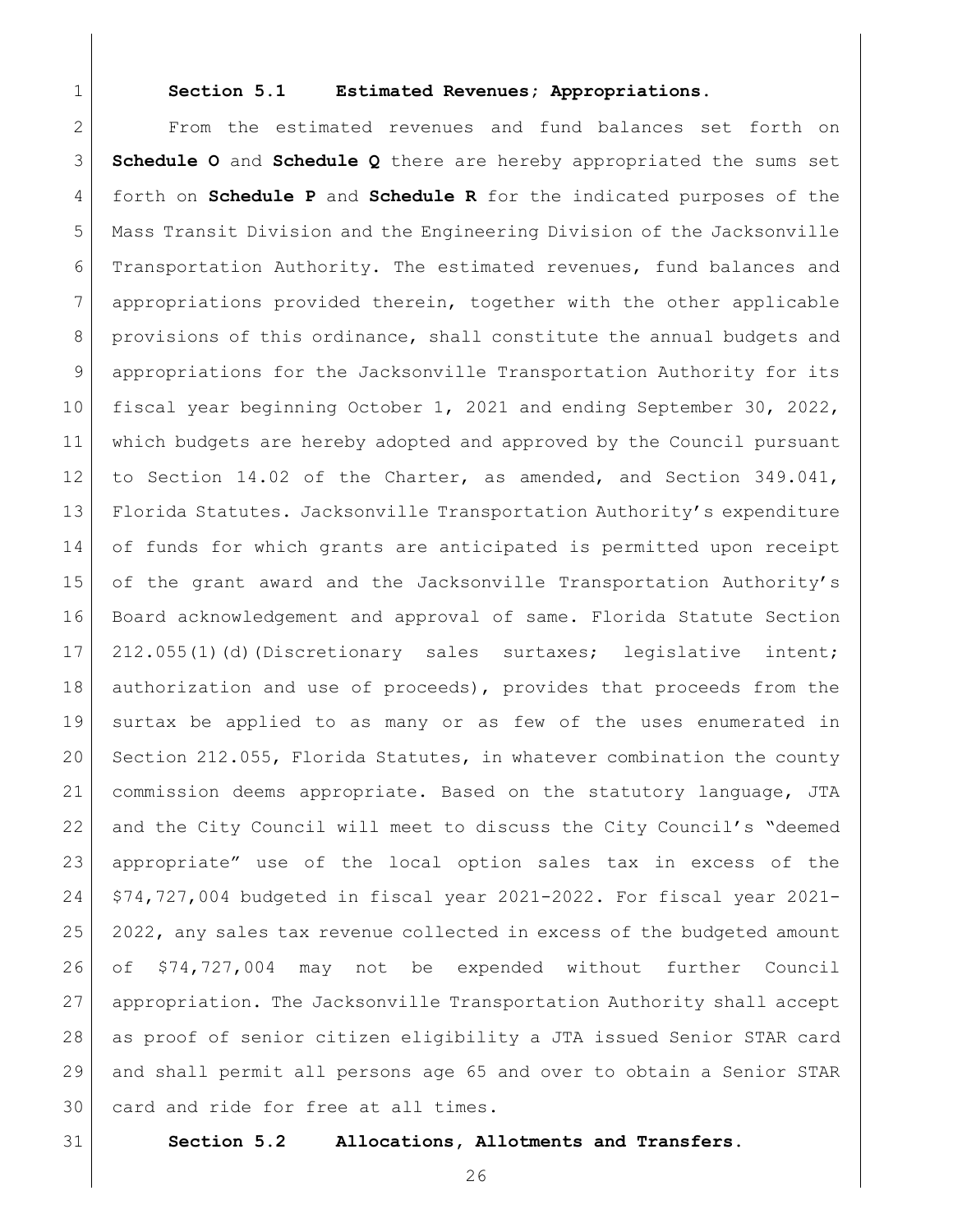**Section 5.1 Estimated Revenues; Appropriations.**

From the estimated revenues and fund balances set forth on **Schedule O** and **Schedule Q** there are hereby appropriated the sums set forth on **Schedule P** and **Schedule R** for the indicated purposes of the Mass Transit Division and the Engineering Division of the Jacksonville Transportation Authority. The estimated revenues, fund balances and appropriations provided therein, together with the other applicable provisions of this ordinance, shall constitute the annual budgets and appropriations for the Jacksonville Transportation Authority for its fiscal year beginning October 1, 2021 and ending September 30, 2022, which budgets are hereby adopted and approved by the Council pursuant to Section 14.02 of the Charter, as amended, and Section 349.041, Florida Statutes. Jacksonville Transportation Authority's expenditure of funds for which grants are anticipated is permitted upon receipt of the grant award and the Jacksonville Transportation Authority's Board acknowledgement and approval of same. Florida Statute Section 212.055(1)(d)(Discretionary sales surtaxes; legislative intent; authorization and use of proceeds), provides that proceeds from the surtax be applied to as many or as few of the uses enumerated in Section 212.055, Florida Statutes, in whatever combination the county commission deems appropriate. Based on the statutory language, JTA and the City Council will meet to discuss the City Council's "deemed appropriate" use of the local option sales tax in excess of the $74,727,004 budgeted in fiscal year 2021-2022. For fiscal year 2021-2022, any sales tax revenue collected in excess of the budgeted amount of $74,727,004 may not be expended without further Council appropriation. The Jacksonville Transportation Authority shall accept as proof of senior citizen eligibility a JTA issued Senior STAR card and shall permit all persons age 65 and over to obtain a Senior STAR card and ride for free at all times.

**Section 5.2 Allocations, Allotments and Transfers.**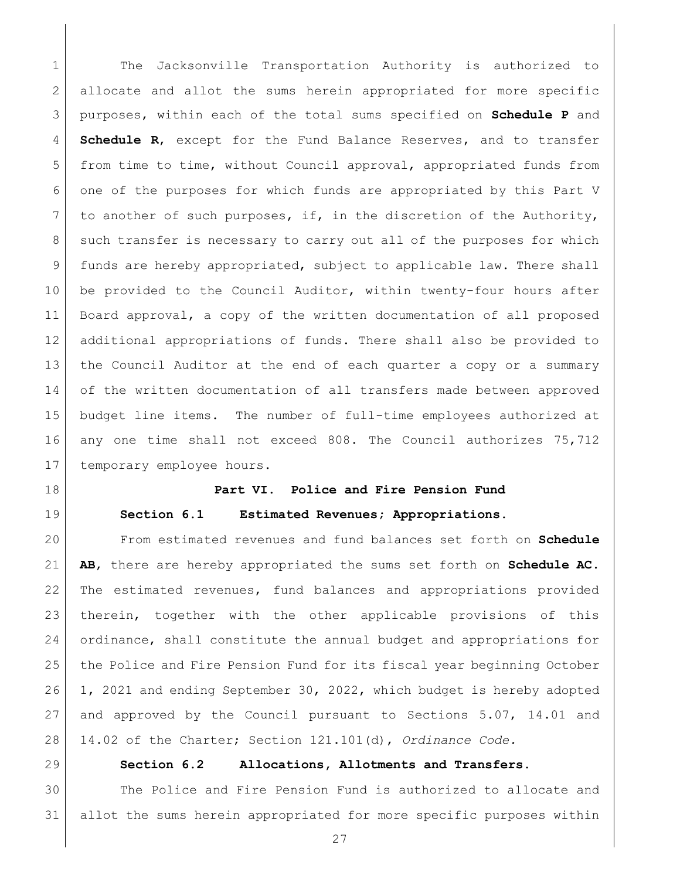The Jacksonville Transportation Authority is authorized to allocate and allot the sums herein appropriated for more specific purposes, within each of the total sums specified on **Schedule P** and **Schedule R**, except for the Fund Balance Reserves, and to transfer from time to time, without Council approval, appropriated funds from one of the purposes for which funds are appropriated by this Part V to another of such purposes, if, in the discretion of the Authority, such transfer is necessary to carry out all of the purposes for which funds are hereby appropriated, subject to applicable law. There shall be provided to the Council Auditor, within twenty-four hours after Board approval, a copy of the written documentation of all proposed additional appropriations of funds. There shall also be provided to the Council Auditor at the end of each quarter a copy or a summary of the written documentation of all transfers made between approved budget line items. The number of full-time employees authorized at any one time shall not exceed 808. The Council authorizes 75,712 temporary employee hours.

## Part VI. Police and Fire Pension Fund

### Section 6.1 Estimated Revenues; Appropriations.

From estimated revenues and fund balances set forth on **Schedule AB**, there are hereby appropriated the sums set forth on **Schedule AC**. The estimated revenues, fund balances and appropriations provided therein, together with the other applicable provisions of this ordinance, shall constitute the annual budget and appropriations for the Police and Fire Pension Fund for its fiscal year beginning October 1, 2021 and ending September 30, 2022, which budget is hereby adopted and approved by the Council pursuant to Sections 5.07, 14.01 and 14.02 of the Charter; Section 121.101(d), *Ordinance Code.*

### Section 6.2 Allocations, Allotments and Transfers.

The Police and Fire Pension Fund is authorized to allocate and allot the sums herein appropriated for more specific purposes within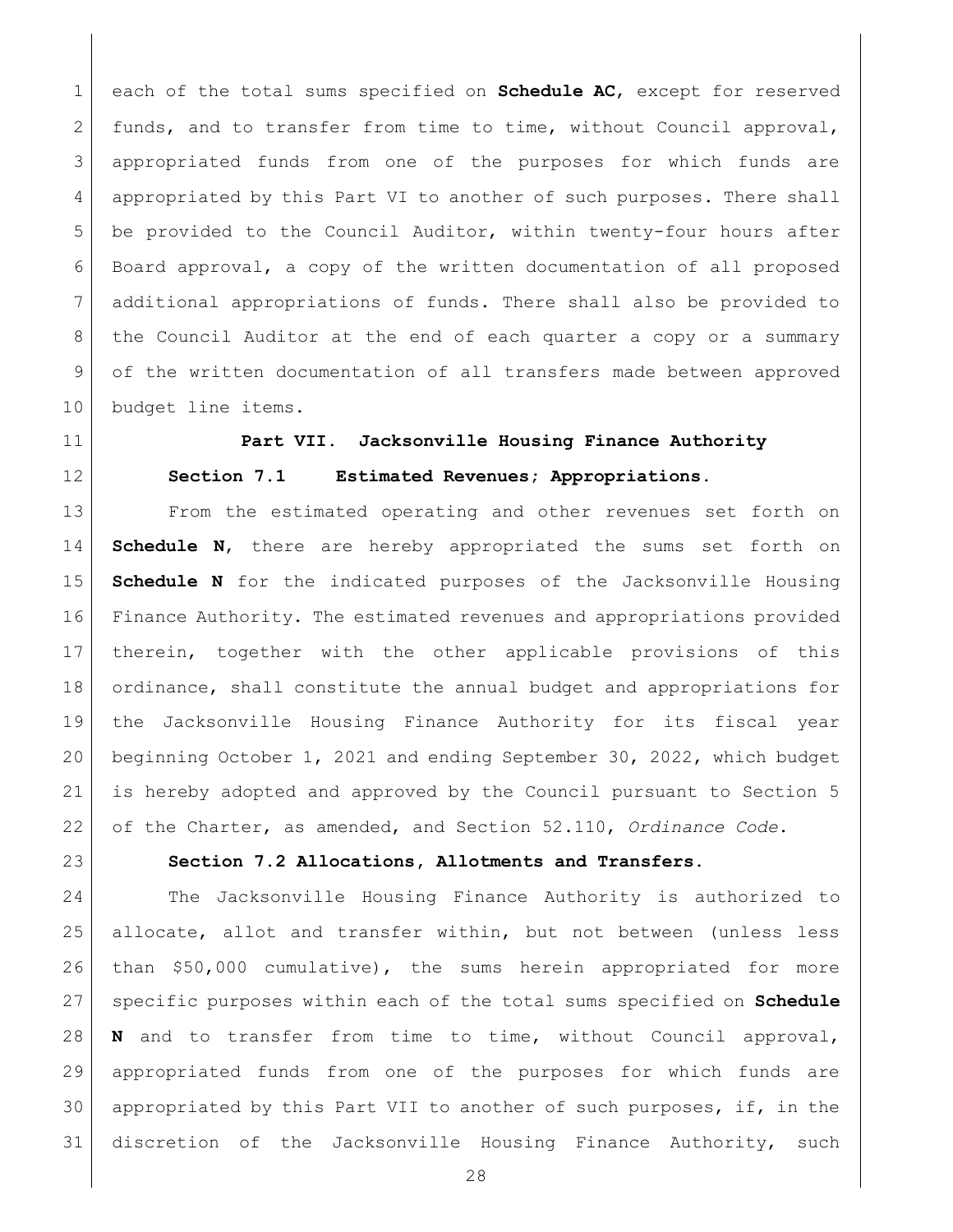each of the total sums specified on **Schedule AC**, except for reserved funds, and to transfer from time to time, without Council approval, appropriated funds from one of the purposes for which funds are appropriated by this Part VI to another of such purposes. There shall be provided to the Council Auditor, within twenty-four hours after Board approval, a copy of the written documentation of all proposed additional appropriations of funds. There shall also be provided to the Council Auditor at the end of each quarter a copy or a summary of the written documentation of all transfers made between approved budget line items.

**Part VII. Jacksonville Housing Finance Authority**

**Section 7.1 Estimated Revenues; Appropriations.**

From the estimated operating and other revenues set forth on **Schedule N**, there are hereby appropriated the sums set forth on **Schedule N** for the indicated purposes of the Jacksonville Housing Finance Authority. The estimated revenues and appropriations provided therein, together with the other applicable provisions of this ordinance, shall constitute the annual budget and appropriations for the Jacksonville Housing Finance Authority for its fiscal year beginning October 1, 2021 and ending September 30, 2022, which budget is hereby adopted and approved by the Council pursuant to Section 5 of the Charter, as amended, and Section 52.110, *Ordinance Code*.

**Section 7.2 Allocations, Allotments and Transfers.**

The Jacksonville Housing Finance Authority is authorized to allocate, allot and transfer within, but not between (unless less than $50,000 cumulative), the sums herein appropriated for more specific purposes within each of the total sums specified on **Schedule N** and to transfer from time to time, without Council approval, appropriated funds from one of the purposes for which funds are appropriated by this Part VII to another of such purposes, if, in the discretion of the Jacksonville Housing Finance Authority, such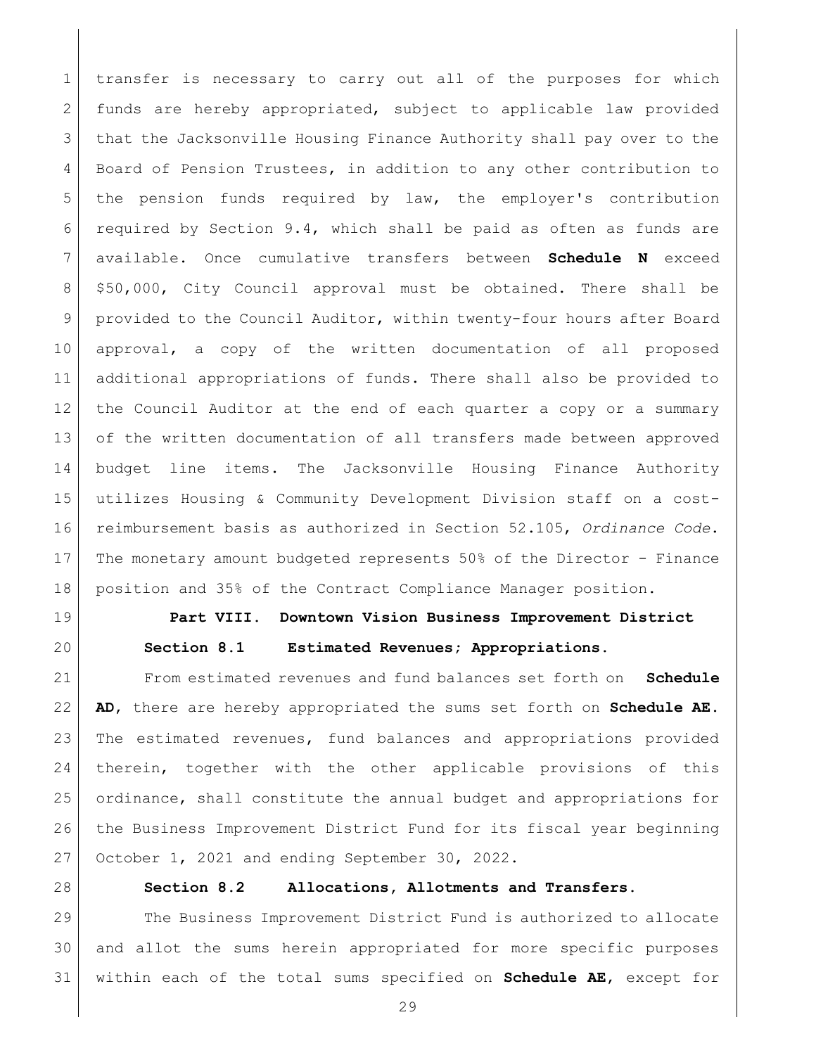transfer is necessary to carry out all of the purposes for which funds are hereby appropriated, subject to applicable law provided that the Jacksonville Housing Finance Authority shall pay over to the Board of Pension Trustees, in addition to any other contribution to the pension funds required by law, the employer's contribution required by Section 9.4, which shall be paid as often as funds are available. Once cumulative transfers between **Schedule N** exceed $50,000, City Council approval must be obtained. There shall be provided to the Council Auditor, within twenty-four hours after Board approval, a copy of the written documentation of all proposed additional appropriations of funds. There shall also be provided to the Council Auditor at the end of each quarter a copy or a summary of the written documentation of all transfers made between approved budget line items. The Jacksonville Housing Finance Authority utilizes Housing & Community Development Division staff on a cost-reimbursement basis as authorized in Section 52.105, *Ordinance Code*. The monetary amount budgeted represents 50% of the Director - Finance position and 35% of the Contract Compliance Manager position.

## Part VIII. Downtown Vision Business Improvement District

### Section 8.1 Estimated Revenues; Appropriations.

From estimated revenues and fund balances set forth on **Schedule AD**, there are hereby appropriated the sums set forth on **Schedule AE**. The estimated revenues, fund balances and appropriations provided therein, together with the other applicable provisions of this ordinance, shall constitute the annual budget and appropriations for the Business Improvement District Fund for its fiscal year beginning October 1, 2021 and ending September 30, 2022.

### Section 8.2 Allocations, Allotments and Transfers.

The Business Improvement District Fund is authorized to allocate and allot the sums herein appropriated for more specific purposes within each of the total sums specified on **Schedule AE**, except for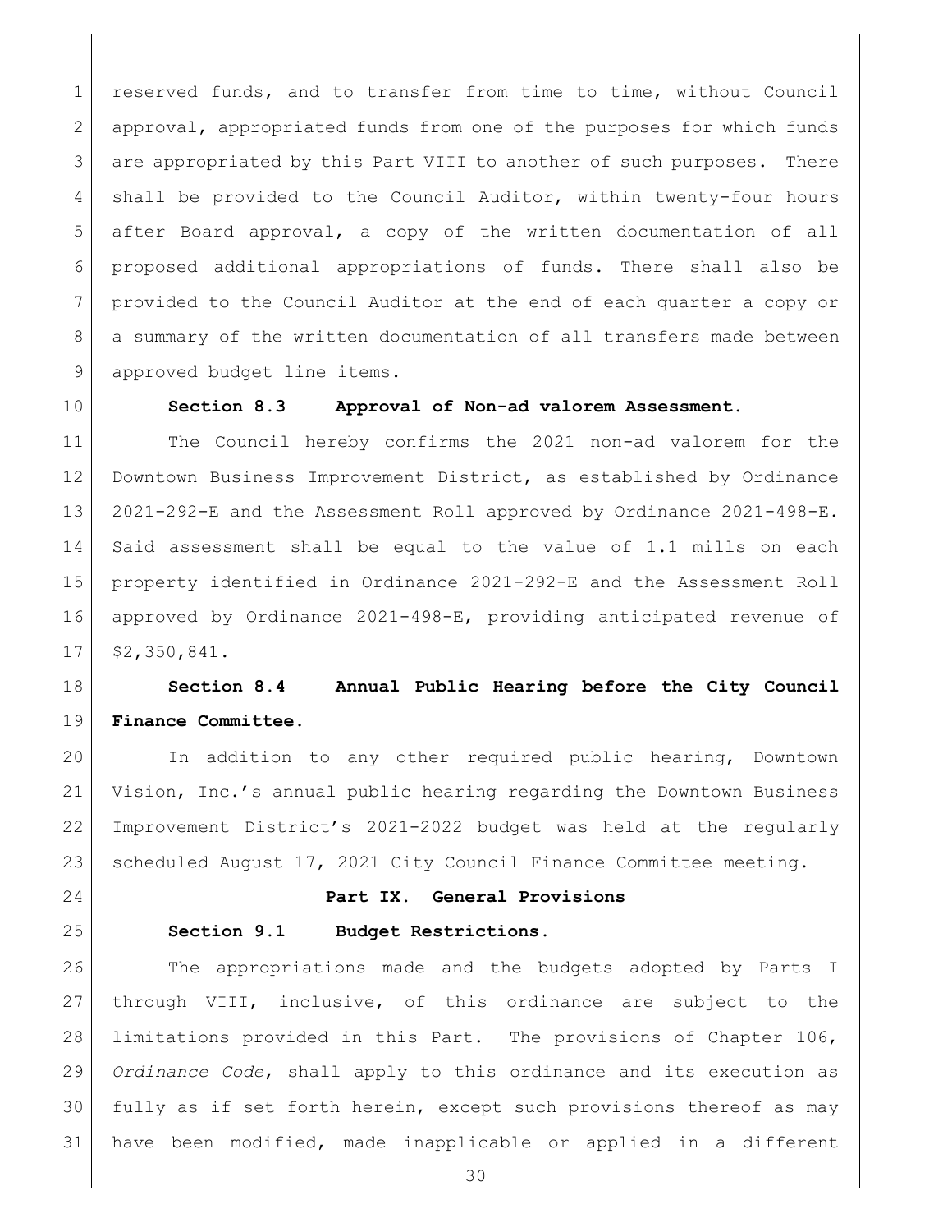reserved funds, and to transfer from time to time, without Council approval, appropriated funds from one of the purposes for which funds are appropriated by this Part VIII to another of such purposes. There shall be provided to the Council Auditor, within twenty-four hours after Board approval, a copy of the written documentation of all proposed additional appropriations of funds. There shall also be provided to the Council Auditor at the end of each quarter a copy or a summary of the written documentation of all transfers made between approved budget line items.

**Section 8.3 Approval of Non-ad valorem Assessment.**

The Council hereby confirms the 2021 non-ad valorem for the Downtown Business Improvement District, as established by Ordinance 2021-292-E and the Assessment Roll approved by Ordinance 2021-498-E. Said assessment shall be equal to the value of 1.1 mills on each property identified in Ordinance 2021-292-E and the Assessment Roll approved by Ordinance 2021-498-E, providing anticipated revenue of $2,350,841.

**Section 8.4 Annual Public Hearing before the City Council Finance Committee.**

In addition to any other required public hearing, Downtown Vision, Inc.'s annual public hearing regarding the Downtown Business Improvement District's 2021-2022 budget was held at the regularly scheduled August 17, 2021 City Council Finance Committee meeting.

## Part IX. General Provisions

**Section 9.1 Budget Restrictions.**

The appropriations made and the budgets adopted by Parts I through VIII, inclusive, of this ordinance are subject to the limitations provided in this Part. The provisions of Chapter 106, *Ordinance Code*, shall apply to this ordinance and its execution as fully as if set forth herein, except such provisions thereof as may have been modified, made inapplicable or applied in a different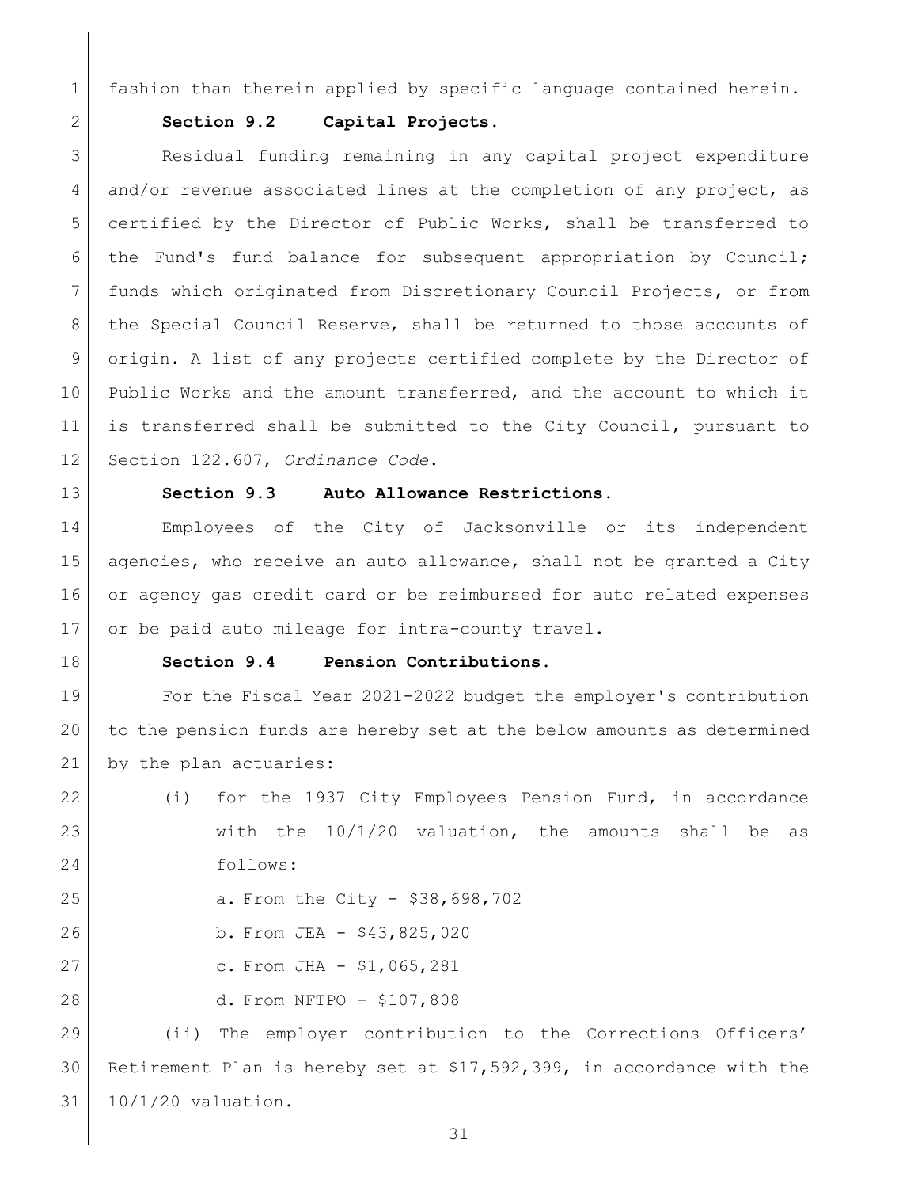fashion than therein applied by specific language contained herein.

**Section 9.2 Capital Projects.**

Residual funding remaining in any capital project expenditure and/or revenue associated lines at the completion of any project, as certified by the Director of Public Works, shall be transferred to the Fund's fund balance for subsequent appropriation by Council; funds which originated from Discretionary Council Projects, or from the Special Council Reserve, shall be returned to those accounts of origin. A list of any projects certified complete by the Director of Public Works and the amount transferred, and the account to which it is transferred shall be submitted to the City Council, pursuant to Section 122.607, *Ordinance Code*.

**Section 9.3 Auto Allowance Restrictions.**

Employees of the City of Jacksonville or its independent agencies, who receive an auto allowance, shall not be granted a City or agency gas credit card or be reimbursed for auto related expenses or be paid auto mileage for intra-county travel.

**Section 9.4 Pension Contributions.**

For the Fiscal Year 2021-2022 budget the employer's contribution to the pension funds are hereby set at the below amounts as determined by the plan actuaries:

(i) for the 1937 City Employees Pension Fund, in accordance with the 10/1/20 valuation, the amounts shall be as follows:

a. From the City - $38,698,702

b. From JEA - $43,825,020

c. From JHA - $1,065,281

d. From NFTPO - $107,808

(ii) The employer contribution to the Corrections Officers' Retirement Plan is hereby set at $17,592,399, in accordance with the 10/1/20 valuation.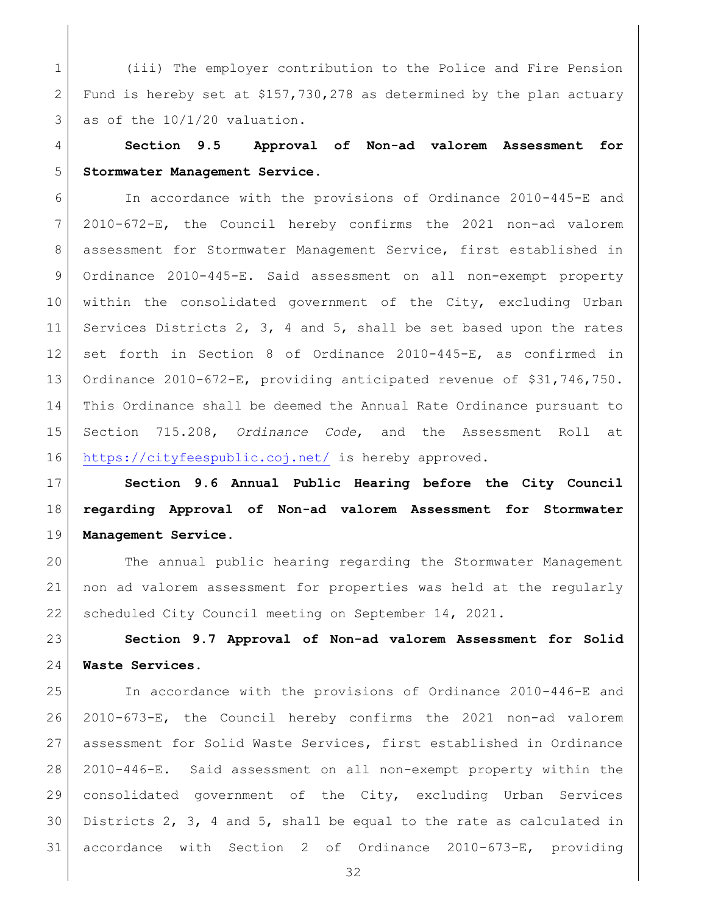(iii) The employer contribution to the Police and Fire Pension Fund is hereby set at $157,730,278 as determined by the plan actuary as of the 10/1/20 valuation.

**Section 9.5 Approval of Non-ad valorem Assessment for Stormwater Management Service.**

In accordance with the provisions of Ordinance 2010-445-E and 2010-672-E, the Council hereby confirms the 2021 non-ad valorem assessment for Stormwater Management Service, first established in Ordinance 2010-445-E. Said assessment on all non-exempt property within the consolidated government of the City, excluding Urban Services Districts 2, 3, 4 and 5, shall be set based upon the rates set forth in Section 8 of Ordinance 2010-445-E, as confirmed in Ordinance 2010-672-E, providing anticipated revenue of $31,746,750. This Ordinance shall be deemed the Annual Rate Ordinance pursuant to Section 715.208, *Ordinance Code*, and the Assessment Roll at https://cityfeespublic.coj.net/ is hereby approved.

**Section 9.6 Annual Public Hearing before the City Council regarding Approval of Non-ad valorem Assessment for Stormwater Management Service.**

The annual public hearing regarding the Stormwater Management non ad valorem assessment for properties was held at the regularly scheduled City Council meeting on September 14, 2021.

**Section 9.7 Approval of Non-ad valorem Assessment for Solid Waste Services.**

In accordance with the provisions of Ordinance 2010-446-E and 2010-673-E, the Council hereby confirms the 2021 non-ad valorem assessment for Solid Waste Services, first established in Ordinance 2010-446-E. Said assessment on all non-exempt property within the consolidated government of the City, excluding Urban Services Districts 2, 3, 4 and 5, shall be equal to the rate as calculated in accordance with Section 2 of Ordinance 2010-673-E, providing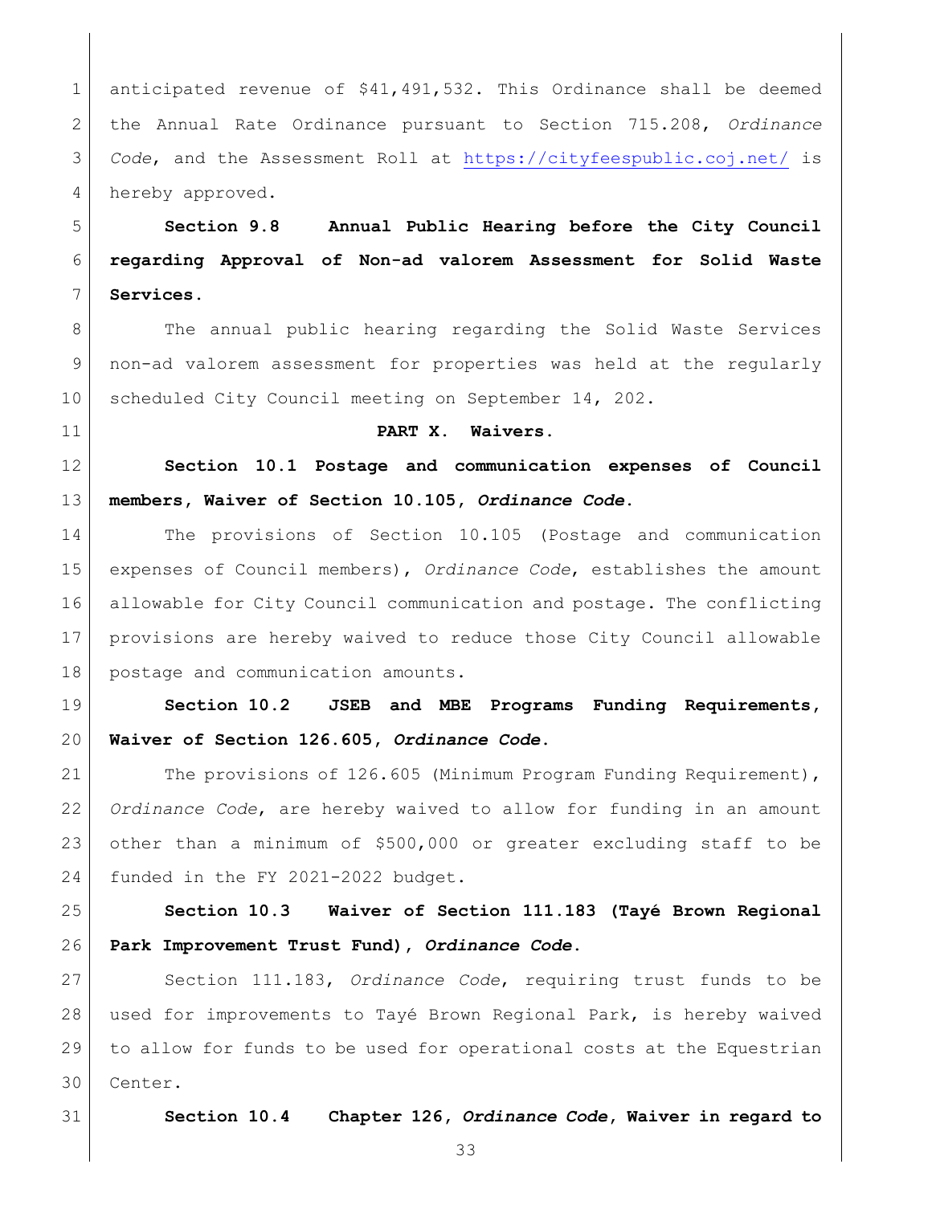anticipated revenue of $41,491,532. This Ordinance shall be deemed the Annual Rate Ordinance pursuant to Section 715.208, *Ordinance Code*, and the Assessment Roll at https://cityfeespublic.coj.net/ is hereby approved.

**Section 9.8 Annual Public Hearing before the City Council regarding Approval of Non-ad valorem Assessment for Solid Waste Services.**

The annual public hearing regarding the Solid Waste Services non-ad valorem assessment for properties was held at the regularly scheduled City Council meeting on September 14, 202.

**PART X. Waivers.**

**Section 10.1 Postage and communication expenses of Council members, Waiver of Section 10.105, *Ordinance Code*.**

The provisions of Section 10.105 (Postage and communication expenses of Council members), *Ordinance Code*, establishes the amount allowable for City Council communication and postage. The conflicting provisions are hereby waived to reduce those City Council allowable postage and communication amounts.

**Section 10.2 JSEB and MBE Programs Funding Requirements, Waiver of Section 126.605, *Ordinance Code*.**

The provisions of 126.605 (Minimum Program Funding Requirement), *Ordinance Code*, are hereby waived to allow for funding in an amount other than a minimum of $500,000 or greater excluding staff to be funded in the FY 2021-2022 budget.

**Section 10.3 Waiver of Section 111.183 (Tayé Brown Regional Park Improvement Trust Fund), *Ordinance Code*.**

Section 111.183, *Ordinance Code*, requiring trust funds to be used for improvements to Tayé Brown Regional Park, is hereby waived to allow for funds to be used for operational costs at the Equestrian Center.

**Section 10.4 Chapter 126, *Ordinance Code*, Waiver in regard to**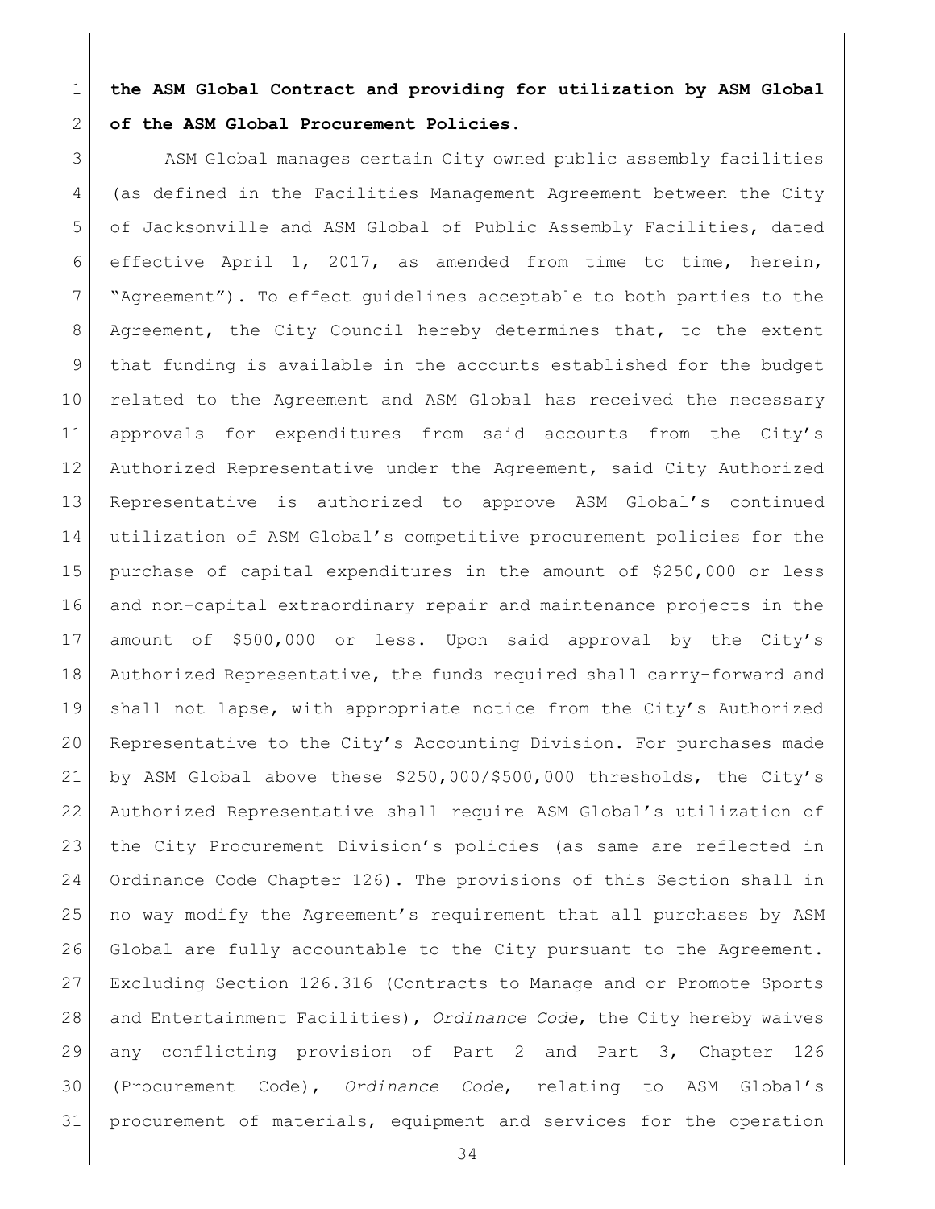**the ASM Global Contract and providing for utilization by ASM Global of the ASM Global Procurement Policies.**

ASM Global manages certain City owned public assembly facilities (as defined in the Facilities Management Agreement between the City of Jacksonville and ASM Global of Public Assembly Facilities, dated effective April 1, 2017, as amended from time to time, herein, "Agreement"). To effect guidelines acceptable to both parties to the Agreement, the City Council hereby determines that, to the extent that funding is available in the accounts established for the budget related to the Agreement and ASM Global has received the necessary approvals for expenditures from said accounts from the City's Authorized Representative under the Agreement, said City Authorized Representative is authorized to approve ASM Global's continued utilization of ASM Global's competitive procurement policies for the purchase of capital expenditures in the amount of $250,000 or less and non-capital extraordinary repair and maintenance projects in the amount of $500,000 or less. Upon said approval by the City's Authorized Representative, the funds required shall carry-forward and shall not lapse, with appropriate notice from the City's Authorized Representative to the City's Accounting Division. For purchases made by ASM Global above these $250,000/$500,000 thresholds, the City's Authorized Representative shall require ASM Global's utilization of the City Procurement Division's policies (as same are reflected in Ordinance Code Chapter 126). The provisions of this Section shall in no way modify the Agreement's requirement that all purchases by ASM Global are fully accountable to the City pursuant to the Agreement. Excluding Section 126.316 (Contracts to Manage and or Promote Sports and Entertainment Facilities), *Ordinance Code*, the City hereby waives any conflicting provision of Part 2 and Part 3, Chapter 126 (Procurement Code), *Ordinance Code*, relating to ASM Global's procurement of materials, equipment and services for the operation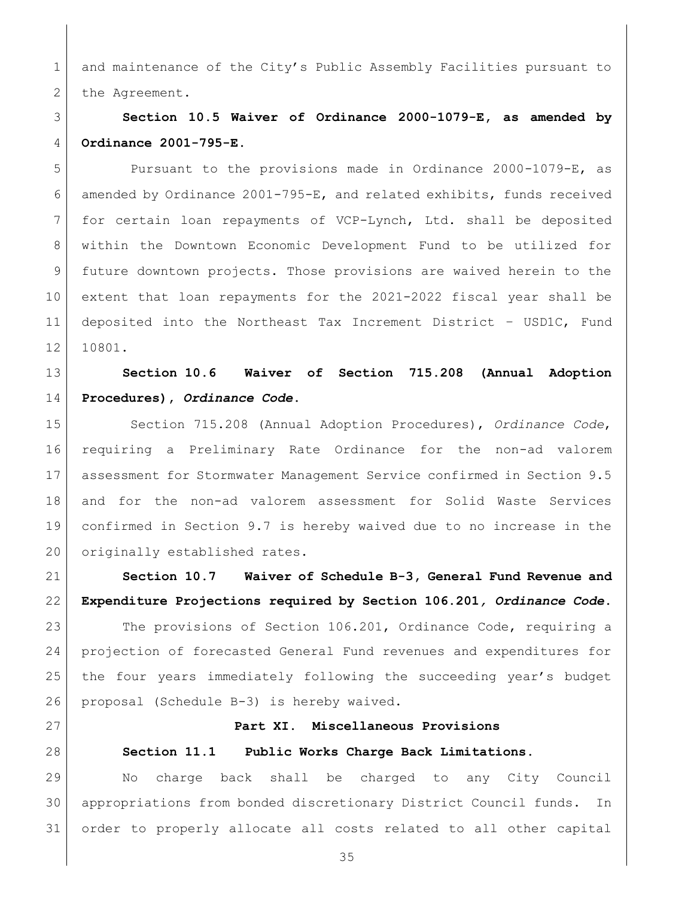and maintenance of the City's Public Assembly Facilities pursuant to the Agreement.

**Section 10.5 Waiver of Ordinance 2000-1079-E, as amended by Ordinance 2001-795-E.**

Pursuant to the provisions made in Ordinance 2000-1079-E, as amended by Ordinance 2001-795-E, and related exhibits, funds received for certain loan repayments of VCP-Lynch, Ltd. shall be deposited within the Downtown Economic Development Fund to be utilized for future downtown projects. Those provisions are waived herein to the extent that loan repayments for the 2021-2022 fiscal year shall be deposited into the Northeast Tax Increment District – USD1C, Fund 10801.

**Section 10.6 Waiver of Section 715.208 (Annual Adoption Procedures), *Ordinance Code*.**

Section 715.208 (Annual Adoption Procedures), *Ordinance Code*, requiring a Preliminary Rate Ordinance for the non-ad valorem assessment for Stormwater Management Service confirmed in Section 9.5 and for the non-ad valorem assessment for Solid Waste Services confirmed in Section 9.7 is hereby waived due to no increase in the originally established rates.

**Section 10.7 Waiver of Schedule B-3, General Fund Revenue and Expenditure Projections required by Section 106.201, *Ordinance Code*.**

The provisions of Section 106.201, Ordinance Code, requiring a projection of forecasted General Fund revenues and expenditures for the four years immediately following the succeeding year's budget proposal (Schedule B-3) is hereby waived.

**Part XI. Miscellaneous Provisions**

**Section 11.1 Public Works Charge Back Limitations.**

No charge back shall be charged to any City Council appropriations from bonded discretionary District Council funds. In order to properly allocate all costs related to all other capital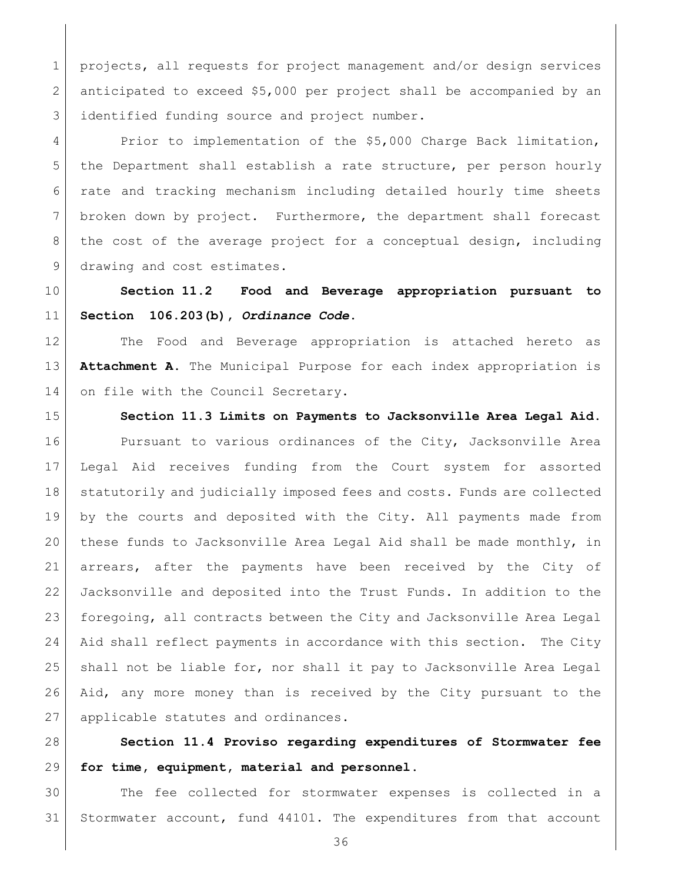projects, all requests for project management and/or design services anticipated to exceed $5,000 per project shall be accompanied by an identified funding source and project number.

Prior to implementation of the $5,000 Charge Back limitation, the Department shall establish a rate structure, per person hourly rate and tracking mechanism including detailed hourly time sheets broken down by project. Furthermore, the department shall forecast the cost of the average project for a conceptual design, including drawing and cost estimates.

**Section 11.2 Food and Beverage appropriation pursuant to Section 106.203(b),** ***Ordinance Code*****.**

The Food and Beverage appropriation is attached hereto as **Attachment A**. The Municipal Purpose for each index appropriation is on file with the Council Secretary.

**Section 11.3 Limits on Payments to Jacksonville Area Legal Aid.**

Pursuant to various ordinances of the City, Jacksonville Area Legal Aid receives funding from the Court system for assorted statutorily and judicially imposed fees and costs. Funds are collected by the courts and deposited with the City. All payments made from these funds to Jacksonville Area Legal Aid shall be made monthly, in arrears, after the payments have been received by the City of Jacksonville and deposited into the Trust Funds. In addition to the foregoing, all contracts between the City and Jacksonville Area Legal Aid shall reflect payments in accordance with this section. The City shall not be liable for, nor shall it pay to Jacksonville Area Legal Aid, any more money than is received by the City pursuant to the applicable statutes and ordinances.

**Section 11.4 Proviso regarding expenditures of Stormwater fee for time, equipment, material and personnel.**

The fee collected for stormwater expenses is collected in a Stormwater account, fund 44101. The expenditures from that account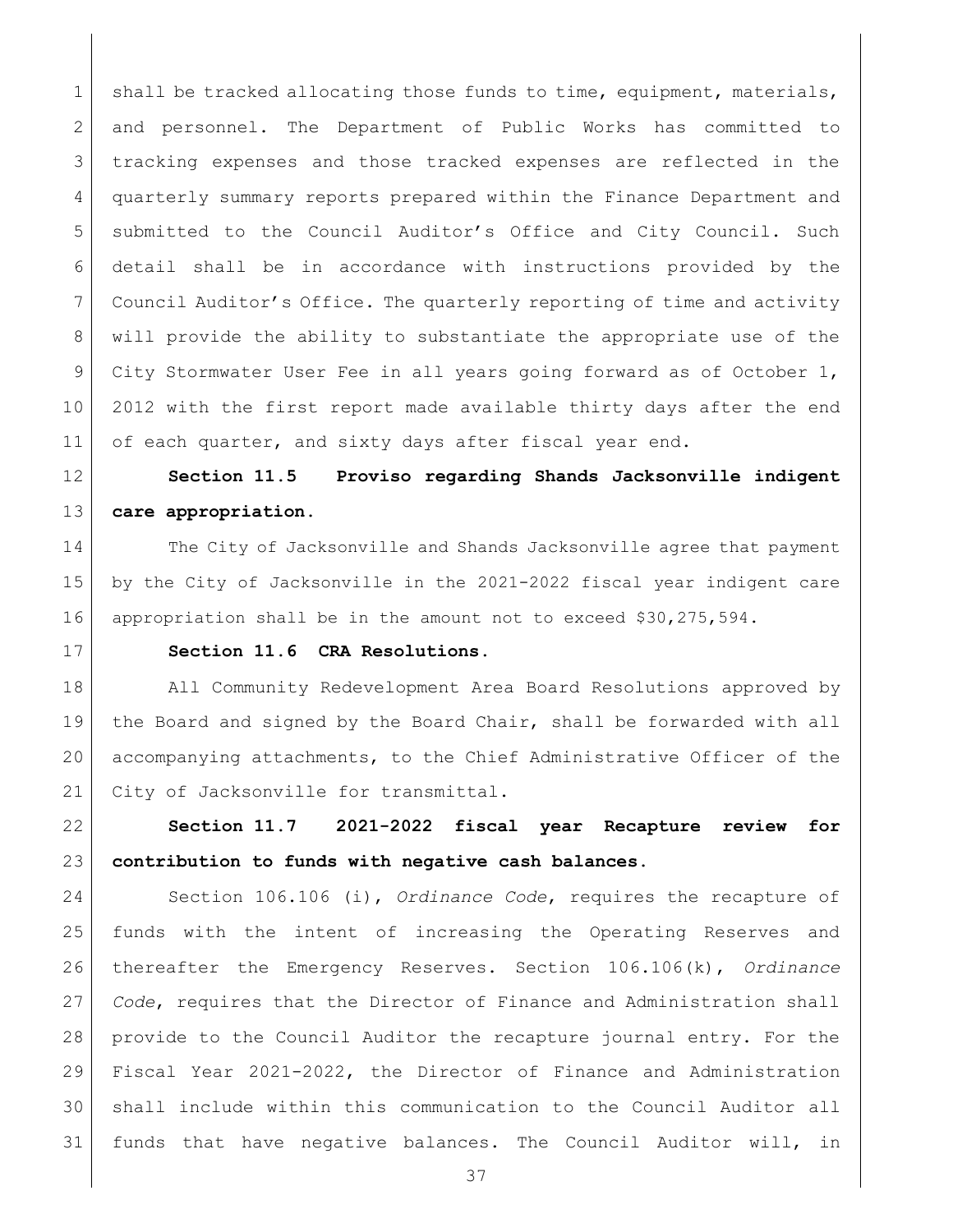shall be tracked allocating those funds to time, equipment, materials, and personnel. The Department of Public Works has committed to tracking expenses and those tracked expenses are reflected in the quarterly summary reports prepared within the Finance Department and submitted to the Council Auditor's Office and City Council. Such detail shall be in accordance with instructions provided by the Council Auditor's Office. The quarterly reporting of time and activity will provide the ability to substantiate the appropriate use of the City Stormwater User Fee in all years going forward as of October 1, 2012 with the first report made available thirty days after the end of each quarter, and sixty days after fiscal year end.

**Section 11.5 Proviso regarding Shands Jacksonville indigent care appropriation.**

The City of Jacksonville and Shands Jacksonville agree that payment by the City of Jacksonville in the 2021-2022 fiscal year indigent care appropriation shall be in the amount not to exceed $30,275,594.

**Section 11.6 CRA Resolutions.**

All Community Redevelopment Area Board Resolutions approved by the Board and signed by the Board Chair, shall be forwarded with all accompanying attachments, to the Chief Administrative Officer of the City of Jacksonville for transmittal.

**Section 11.7 2021-2022 fiscal year Recapture review for contribution to funds with negative cash balances.**

Section 106.106 (i), *Ordinance Code*, requires the recapture of funds with the intent of increasing the Operating Reserves and thereafter the Emergency Reserves. Section 106.106(k), *Ordinance Code*, requires that the Director of Finance and Administration shall provide to the Council Auditor the recapture journal entry. For the Fiscal Year 2021-2022, the Director of Finance and Administration shall include within this communication to the Council Auditor all funds that have negative balances. The Council Auditor will, in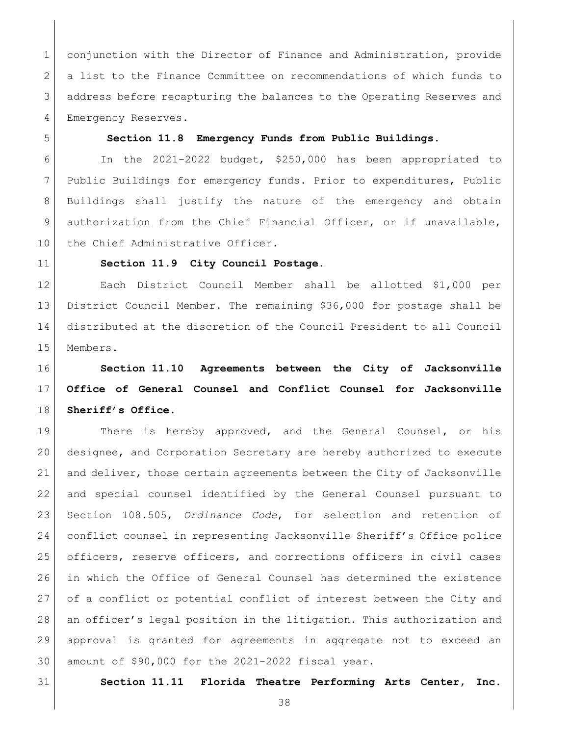conjunction with the Director of Finance and Administration, provide a list to the Finance Committee on recommendations of which funds to address before recapturing the balances to the Operating Reserves and Emergency Reserves.

**Section 11.8 Emergency Funds from Public Buildings.**

In the 2021-2022 budget, $250,000 has been appropriated to Public Buildings for emergency funds. Prior to expenditures, Public Buildings shall justify the nature of the emergency and obtain authorization from the Chief Financial Officer, or if unavailable, the Chief Administrative Officer.

**Section 11.9 City Council Postage.**

Each District Council Member shall be allotted $1,000 per District Council Member. The remaining $36,000 for postage shall be distributed at the discretion of the Council President to all Council Members.

**Section 11.10 Agreements between the City of Jacksonville Office of General Counsel and Conflict Counsel for Jacksonville Sheriff's Office.**

There is hereby approved, and the General Counsel, or his designee, and Corporation Secretary are hereby authorized to execute and deliver, those certain agreements between the City of Jacksonville and special counsel identified by the General Counsel pursuant to Section 108.505, *Ordinance Code*, for selection and retention of conflict counsel in representing Jacksonville Sheriff's Office police officers, reserve officers, and corrections officers in civil cases in which the Office of General Counsel has determined the existence of a conflict or potential conflict of interest between the City and an officer's legal position in the litigation. This authorization and approval is granted for agreements in aggregate not to exceed an amount of $90,000 for the 2021-2022 fiscal year.

**Section 11.11 Florida Theatre Performing Arts Center, Inc.**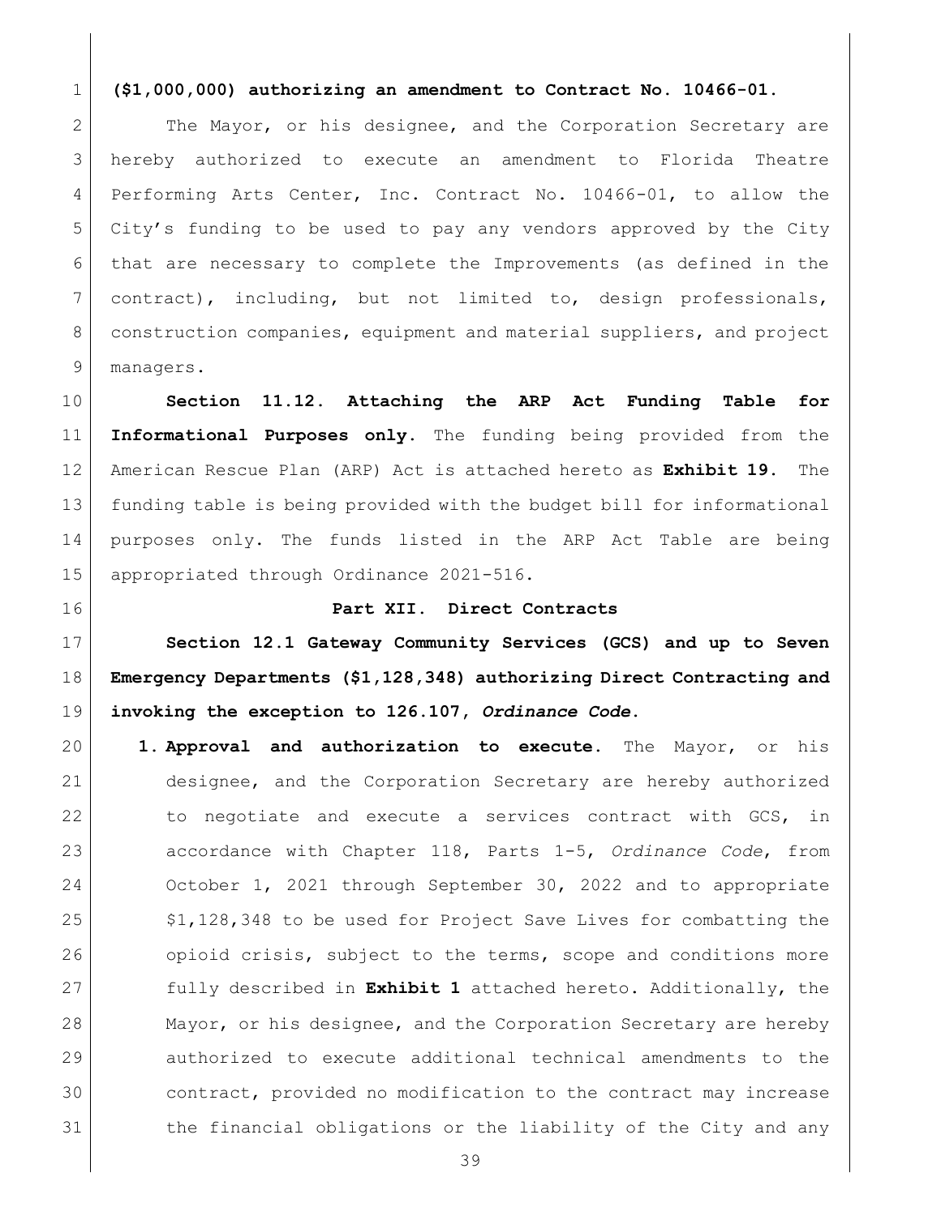**($1,000,000) authorizing an amendment to Contract No. 10466-01.**

The Mayor, or his designee, and the Corporation Secretary are hereby authorized to execute an amendment to Florida Theatre Performing Arts Center, Inc. Contract No. 10466-01, to allow the City's funding to be used to pay any vendors approved by the City that are necessary to complete the Improvements (as defined in the contract), including, but not limited to, design professionals, construction companies, equipment and material suppliers, and project managers.

**Section 11.12. Attaching the ARP Act Funding Table for Informational Purposes only.** The funding being provided from the American Rescue Plan (ARP) Act is attached hereto as **Exhibit 19.** The funding table is being provided with the budget bill for informational purposes only. The funds listed in the ARP Act Table are being appropriated through Ordinance 2021-516.

## Part XII. Direct Contracts

**Section 12.1 Gateway Community Services (GCS) and up to Seven Emergency Departments ($1,128,348) authorizing Direct Contracting and invoking the exception to 126.107, *Ordinance Code*.**

1. **Approval and authorization to execute.** The Mayor, or his designee, and the Corporation Secretary are hereby authorized to negotiate and execute a services contract with GCS, in accordance with Chapter 118, Parts 1-5, *Ordinance Code*, from October 1, 2021 through September 30, 2022 and to appropriate $1,128,348 to be used for Project Save Lives for combatting the opioid crisis, subject to the terms, scope and conditions more fully described in **Exhibit 1** attached hereto. Additionally, the Mayor, or his designee, and the Corporation Secretary are hereby authorized to execute additional technical amendments to the contract, provided no modification to the contract may increase the financial obligations or the liability of the City and any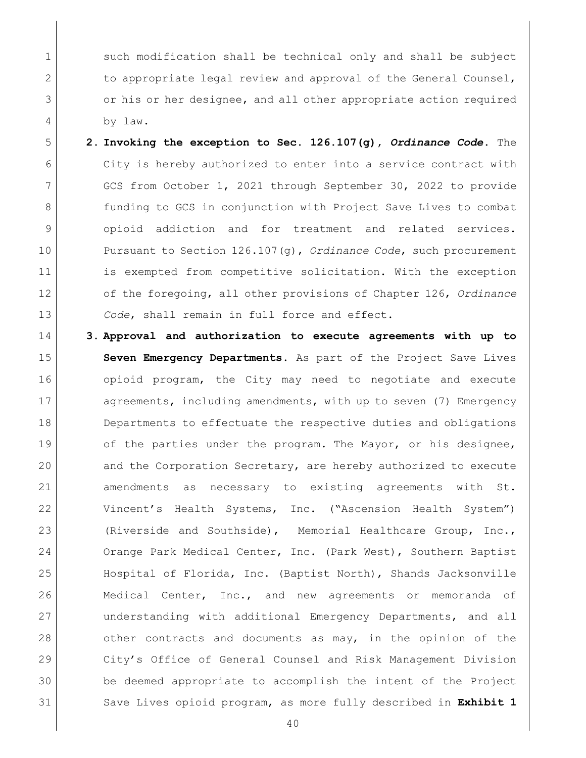such modification shall be technical only and shall be subject to appropriate legal review and approval of the General Counsel, or his or her designee, and all other appropriate action required by law.

2. **Invoking the exception to Sec. 126.107(g), *Ordinance Code*.** The City is hereby authorized to enter into a service contract with GCS from October 1, 2021 through September 30, 2022 to provide funding to GCS in conjunction with Project Save Lives to combat opioid addiction and for treatment and related services. Pursuant to Section 126.107(g), *Ordinance Code*, such procurement is exempted from competitive solicitation. With the exception of the foregoing, all other provisions of Chapter 126, *Ordinance Code*, shall remain in full force and effect.

3. **Approval and authorization to execute agreements with up to Seven Emergency Departments.** As part of the Project Save Lives opioid program, the City may need to negotiate and execute agreements, including amendments, with up to seven (7) Emergency Departments to effectuate the respective duties and obligations of the parties under the program. The Mayor, or his designee, and the Corporation Secretary, are hereby authorized to execute amendments as necessary to existing agreements with St. Vincent's Health Systems, Inc. ("Ascension Health System") (Riverside and Southside), Memorial Healthcare Group, Inc., Orange Park Medical Center, Inc. (Park West), Southern Baptist Hospital of Florida, Inc. (Baptist North), Shands Jacksonville Medical Center, Inc., and new agreements or memoranda of understanding with additional Emergency Departments, and all other contracts and documents as may, in the opinion of the City's Office of General Counsel and Risk Management Division be deemed appropriate to accomplish the intent of the Project Save Lives opioid program, as more fully described in **Exhibit 1**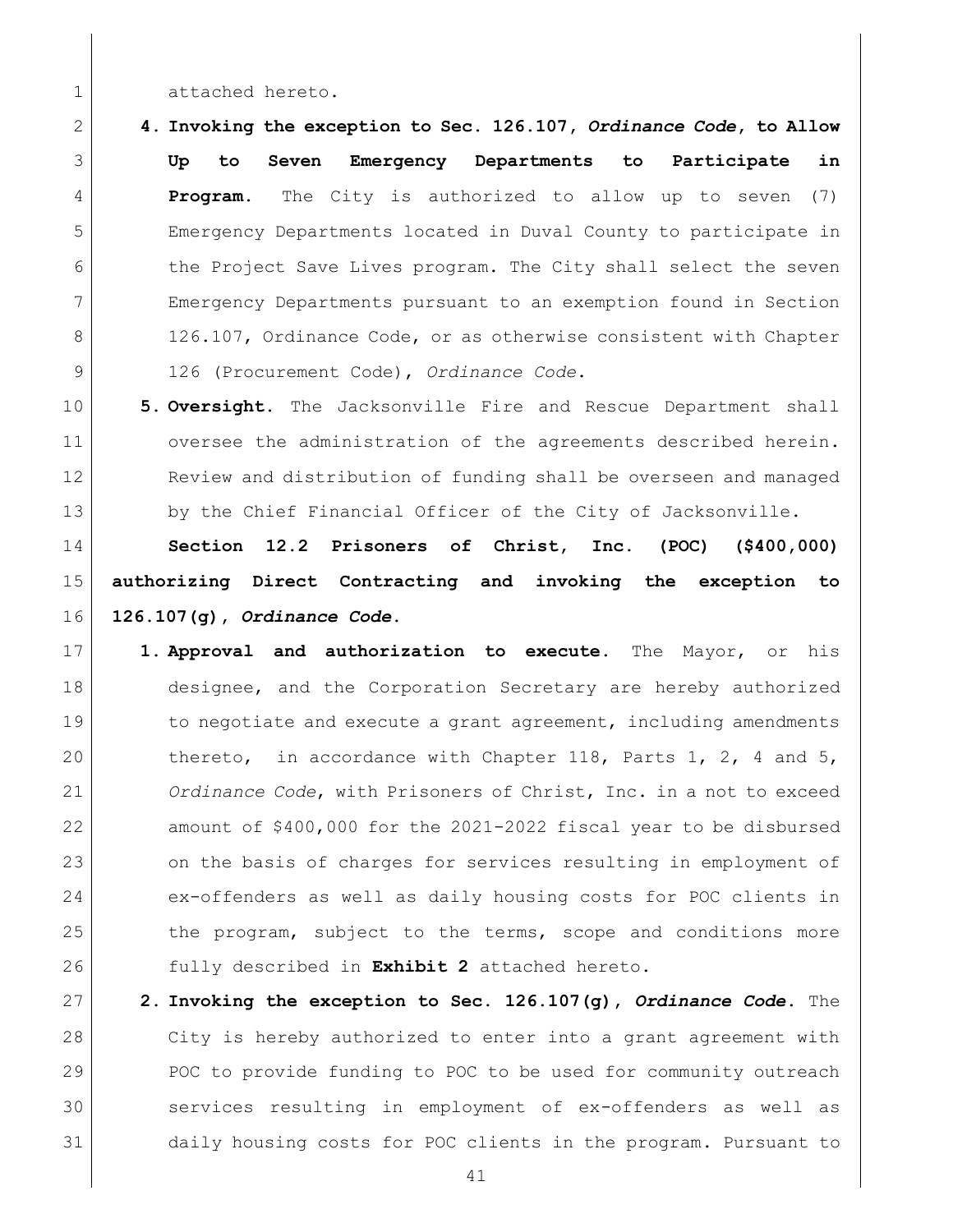attached hereto.

4. **Invoking the exception to Sec. 126.107, *Ordinance Code*, to Allow Up to Seven Emergency Departments to Participate in Program.** The City is authorized to allow up to seven (7) Emergency Departments located in Duval County to participate in the Project Save Lives program. The City shall select the seven Emergency Departments pursuant to an exemption found in Section 126.107, Ordinance Code, or as otherwise consistent with Chapter 126 (Procurement Code), *Ordinance Code*.

5. **Oversight.** The Jacksonville Fire and Rescue Department shall oversee the administration of the agreements described herein. Review and distribution of funding shall be overseen and managed by the Chief Financial Officer of the City of Jacksonville.

**Section 12.2 Prisoners of Christ, Inc. (POC) ($400,000) authorizing Direct Contracting and invoking the exception to 126.107(g), *Ordinance Code*.**

1. **Approval and authorization to execute.** The Mayor, or his designee, and the Corporation Secretary are hereby authorized to negotiate and execute a grant agreement, including amendments thereto, in accordance with Chapter 118, Parts 1, 2, 4 and 5, *Ordinance Code*, with Prisoners of Christ, Inc. in a not to exceed amount of $400,000 for the 2021-2022 fiscal year to be disbursed on the basis of charges for services resulting in employment of ex-offenders as well as daily housing costs for POC clients in the program, subject to the terms, scope and conditions more fully described in **Exhibit 2** attached hereto.

2. **Invoking the exception to Sec. 126.107(g), *Ordinance Code*.** The City is hereby authorized to enter into a grant agreement with POC to provide funding to POC to be used for community outreach services resulting in employment of ex-offenders as well as daily housing costs for POC clients in the program. Pursuant to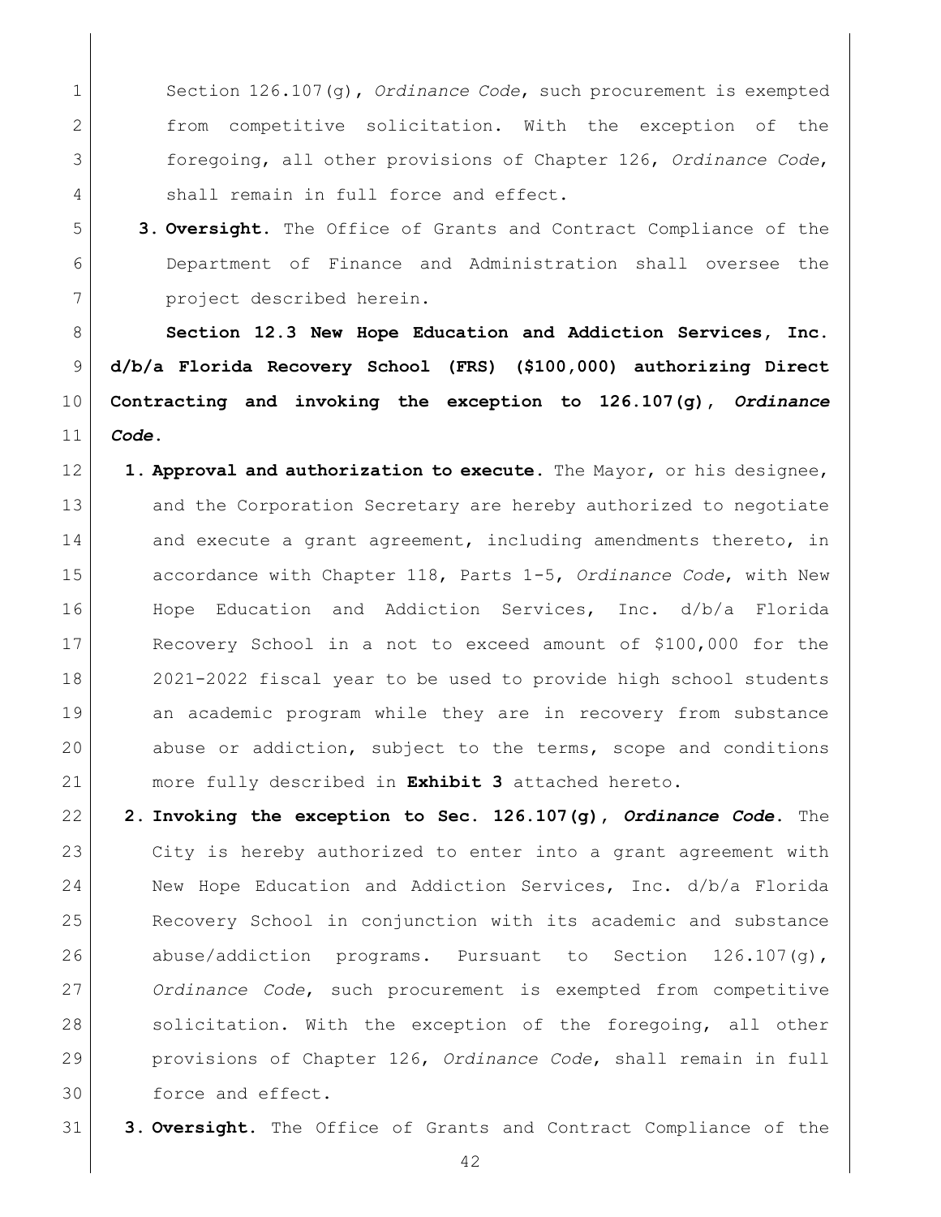Section 126.107(g), *Ordinance Code*, such procurement is exempted from competitive solicitation. With the exception of the foregoing, all other provisions of Chapter 126, *Ordinance Code*, shall remain in full force and effect.

3. **Oversight.** The Office of Grants and Contract Compliance of the Department of Finance and Administration shall oversee the project described herein.

**Section 12.3 New Hope Education and Addiction Services, Inc. d/b/a Florida Recovery School (FRS) ($100,000) authorizing Direct Contracting and invoking the exception to 126.107(g), *Ordinance Code*.**

1. **Approval and authorization to execute.** The Mayor, or his designee, and the Corporation Secretary are hereby authorized to negotiate and execute a grant agreement, including amendments thereto, in accordance with Chapter 118, Parts 1-5, *Ordinance Code*, with New Hope Education and Addiction Services, Inc. d/b/a Florida Recovery School in a not to exceed amount of $100,000 for the 2021-2022 fiscal year to be used to provide high school students an academic program while they are in recovery from substance abuse or addiction, subject to the terms, scope and conditions more fully described in **Exhibit 3** attached hereto.
2. **Invoking the exception to Sec. 126.107(g), *Ordinance Code*.** The City is hereby authorized to enter into a grant agreement with New Hope Education and Addiction Services, Inc. d/b/a Florida Recovery School in conjunction with its academic and substance abuse/addiction programs. Pursuant to Section 126.107(g), *Ordinance Code*, such procurement is exempted from competitive solicitation. With the exception of the foregoing, all other provisions of Chapter 126, *Ordinance Code*, shall remain in full force and effect.
3. **Oversight.** The Office of Grants and Contract Compliance of the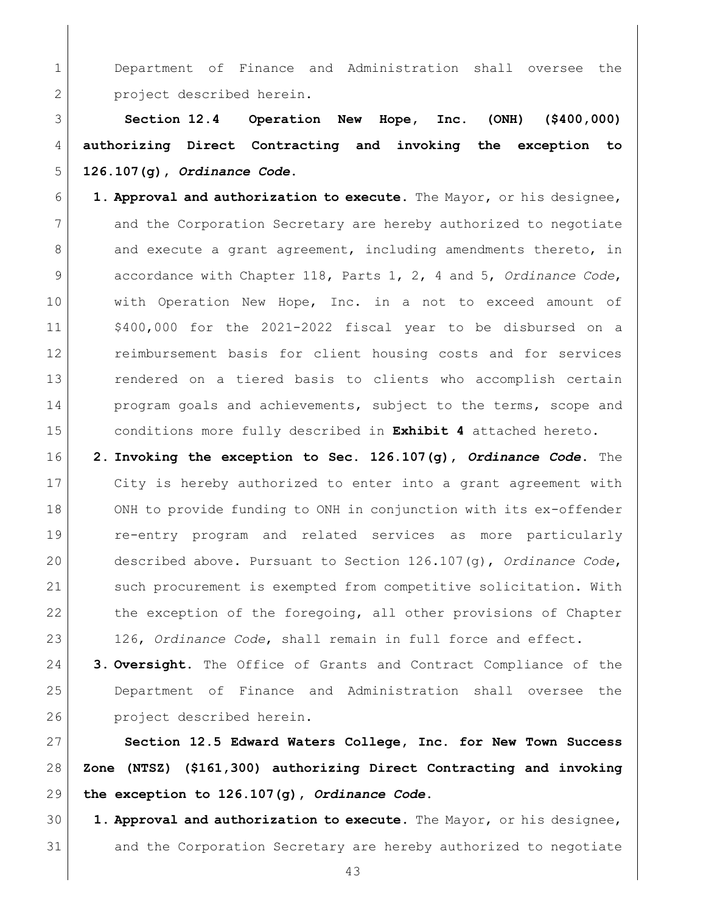Department of Finance and Administration shall oversee the project described herein.

**Section 12.4 Operation New Hope, Inc. (ONH) ($400,000) authorizing Direct Contracting and invoking the exception to 126.107(g), *Ordinance Code*.**

1. **Approval and authorization to execute.** The Mayor, or his designee, and the Corporation Secretary are hereby authorized to negotiate and execute a grant agreement, including amendments thereto, in accordance with Chapter 118, Parts 1, 2, 4 and 5, *Ordinance Code*, with Operation New Hope, Inc. in a not to exceed amount of $400,000 for the 2021-2022 fiscal year to be disbursed on a reimbursement basis for client housing costs and for services rendered on a tiered basis to clients who accomplish certain program goals and achievements, subject to the terms, scope and conditions more fully described in **Exhibit 4** attached hereto.
2. **Invoking the exception to Sec. 126.107(g), *Ordinance Code*.** The City is hereby authorized to enter into a grant agreement with ONH to provide funding to ONH in conjunction with its ex-offender re-entry program and related services as more particularly described above. Pursuant to Section 126.107(g), *Ordinance Code*, such procurement is exempted from competitive solicitation. With the exception of the foregoing, all other provisions of Chapter 126, *Ordinance Code*, shall remain in full force and effect.
3. **Oversight.** The Office of Grants and Contract Compliance of the Department of Finance and Administration shall oversee the project described herein.

**Section 12.5 Edward Waters College, Inc. for New Town Success Zone (NTSZ) ($161,300) authorizing Direct Contracting and invoking the exception to 126.107(g), *Ordinance Code*.**

1. **Approval and authorization to execute.** The Mayor, or his designee, and the Corporation Secretary are hereby authorized to negotiate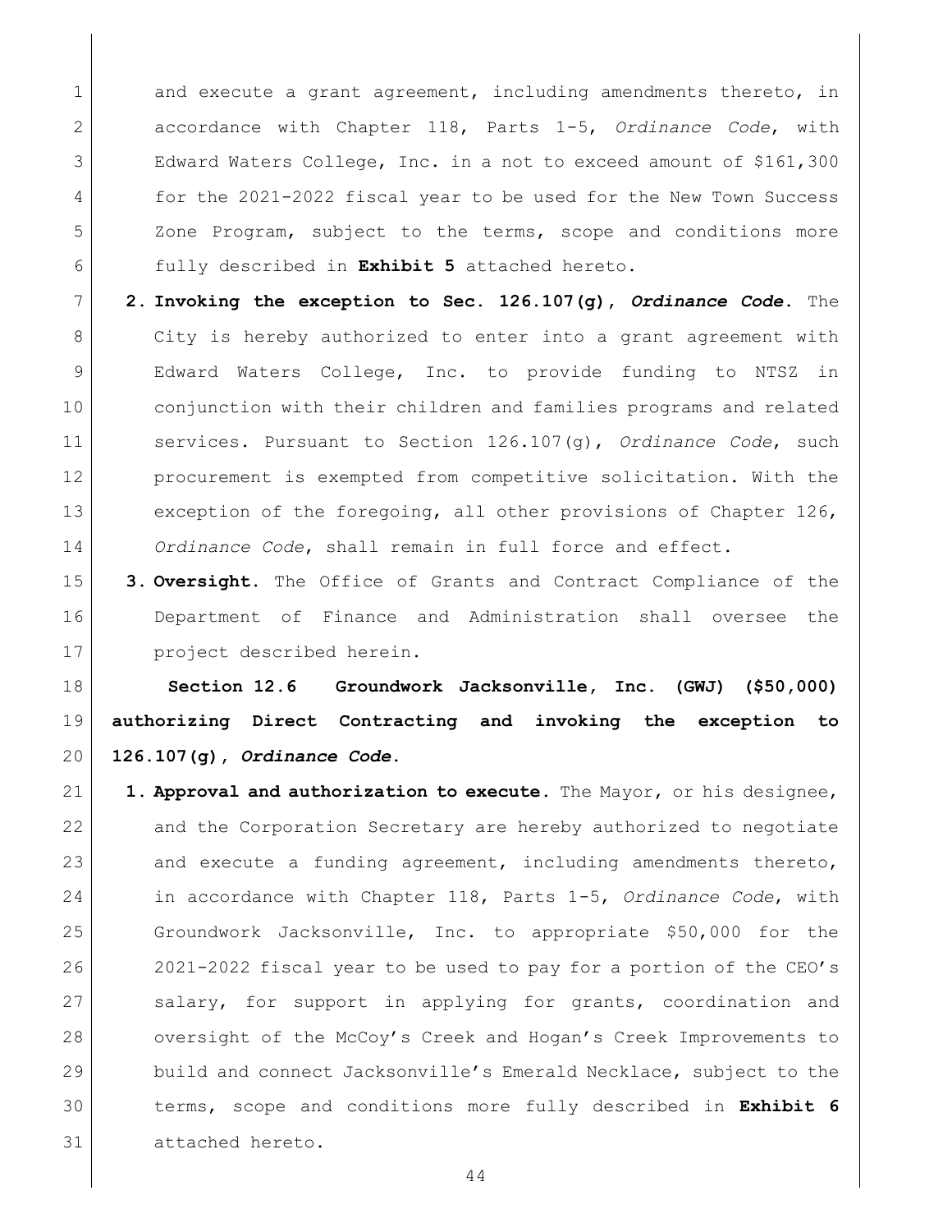and execute a grant agreement, including amendments thereto, in accordance with Chapter 118, Parts 1-5, *Ordinance Code*, with Edward Waters College, Inc. in a not to exceed amount of $161,300 for the 2021-2022 fiscal year to be used for the New Town Success Zone Program, subject to the terms, scope and conditions more fully described in **Exhibit 5** attached hereto.

2. **Invoking the exception to Sec. 126.107(g), *Ordinance Code*.** The City is hereby authorized to enter into a grant agreement with Edward Waters College, Inc. to provide funding to NTSZ in conjunction with their children and families programs and related services. Pursuant to Section 126.107(g), *Ordinance Code*, such procurement is exempted from competitive solicitation. With the exception of the foregoing, all other provisions of Chapter 126, *Ordinance Code*, shall remain in full force and effect.

3. **Oversight.** The Office of Grants and Contract Compliance of the Department of Finance and Administration shall oversee the project described herein.

**Section 12.6 Groundwork Jacksonville, Inc. (GWJ) ($50,000) authorizing Direct Contracting and invoking the exception to 126.107(g), *Ordinance Code*.**

1. **Approval and authorization to execute.** The Mayor, or his designee, and the Corporation Secretary are hereby authorized to negotiate and execute a funding agreement, including amendments thereto, in accordance with Chapter 118, Parts 1-5, *Ordinance Code*, with Groundwork Jacksonville, Inc. to appropriate $50,000 for the 2021-2022 fiscal year to be used to pay for a portion of the CEO's salary, for support in applying for grants, coordination and oversight of the McCoy's Creek and Hogan's Creek Improvements to build and connect Jacksonville's Emerald Necklace, subject to the terms, scope and conditions more fully described in **Exhibit 6** attached hereto.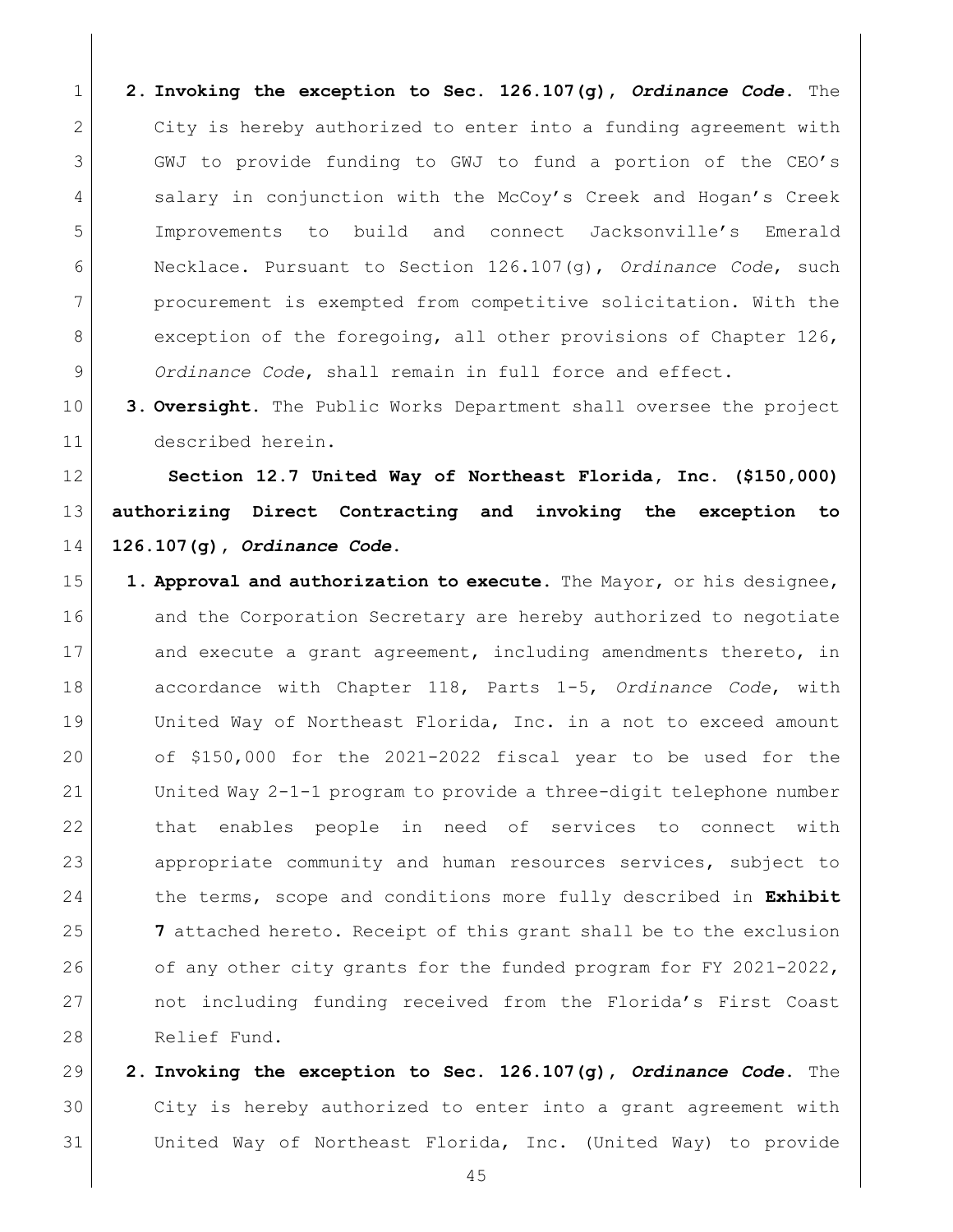2. **Invoking the exception to Sec. 126.107(g), *Ordinance Code*.** The City is hereby authorized to enter into a funding agreement with GWJ to provide funding to GWJ to fund a portion of the CEO's salary in conjunction with the McCoy's Creek and Hogan's Creek Improvements to build and connect Jacksonville's Emerald Necklace. Pursuant to Section 126.107(g), *Ordinance Code*, such procurement is exempted from competitive solicitation. With the exception of the foregoing, all other provisions of Chapter 126, *Ordinance Code*, shall remain in full force and effect.
3. **Oversight.** The Public Works Department shall oversee the project described herein.

**Section 12.7 United Way of Northeast Florida, Inc. ($150,000) authorizing Direct Contracting and invoking the exception to 126.107(g), *Ordinance Code*.**

1. **Approval and authorization to execute.** The Mayor, or his designee, and the Corporation Secretary are hereby authorized to negotiate and execute a grant agreement, including amendments thereto, in accordance with Chapter 118, Parts 1-5, *Ordinance Code*, with United Way of Northeast Florida, Inc. in a not to exceed amount of $150,000 for the 2021-2022 fiscal year to be used for the United Way 2-1-1 program to provide a three-digit telephone number that enables people in need of services to connect with appropriate community and human resources services, subject to the terms, scope and conditions more fully described in **Exhibit 7** attached hereto. Receipt of this grant shall be to the exclusion of any other city grants for the funded program for FY 2021-2022, not including funding received from the Florida's First Coast Relief Fund.
2. **Invoking the exception to Sec. 126.107(g), *Ordinance Code*.** The City is hereby authorized to enter into a grant agreement with United Way of Northeast Florida, Inc. (United Way) to provide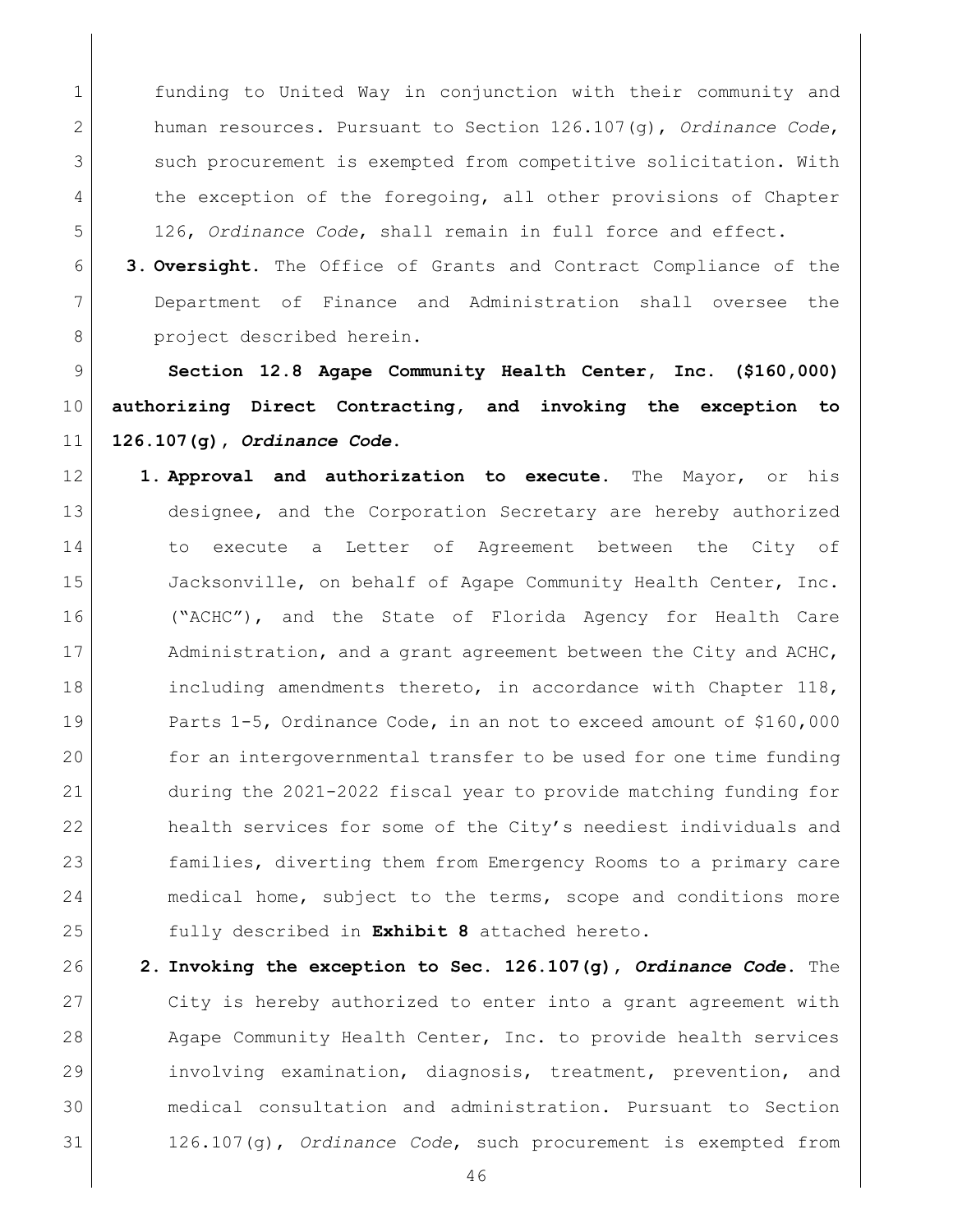funding to United Way in conjunction with their community and human resources. Pursuant to Section 126.107(g), *Ordinance Code*, such procurement is exempted from competitive solicitation. With the exception of the foregoing, all other provisions of Chapter 126, *Ordinance Code*, shall remain in full force and effect.

3. **Oversight.** The Office of Grants and Contract Compliance of the Department of Finance and Administration shall oversee the project described herein.

**Section 12.8 Agape Community Health Center, Inc. ($160,000) authorizing Direct Contracting, and invoking the exception to 126.107(g), *Ordinance Code*.**

1. **Approval and authorization to execute.** The Mayor, or his designee, and the Corporation Secretary are hereby authorized to execute a Letter of Agreement between the City of Jacksonville, on behalf of Agape Community Health Center, Inc. ("ACHC"), and the State of Florida Agency for Health Care Administration, and a grant agreement between the City and ACHC, including amendments thereto, in accordance with Chapter 118, Parts 1-5, Ordinance Code, in an not to exceed amount of $160,000 for an intergovernmental transfer to be used for one time funding during the 2021-2022 fiscal year to provide matching funding for health services for some of the City's neediest individuals and families, diverting them from Emergency Rooms to a primary care medical home, subject to the terms, scope and conditions more fully described in **Exhibit 8** attached hereto.
2. **Invoking the exception to Sec. 126.107(g), *Ordinance Code*.** The City is hereby authorized to enter into a grant agreement with Agape Community Health Center, Inc. to provide health services involving examination, diagnosis, treatment, prevention, and medical consultation and administration. Pursuant to Section 126.107(g), *Ordinance Code*, such procurement is exempted from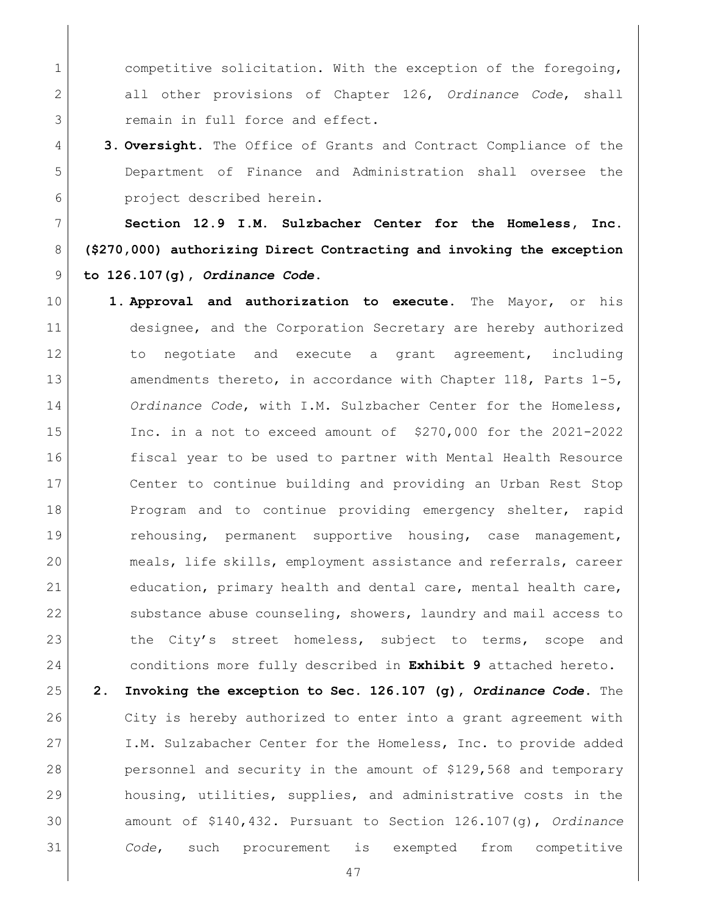competitive solicitation. With the exception of the foregoing, all other provisions of Chapter 126, *Ordinance Code*, shall remain in full force and effect.

3. **Oversight.** The Office of Grants and Contract Compliance of the Department of Finance and Administration shall oversee the project described herein.

**Section 12.9 I.M. Sulzbacher Center for the Homeless, Inc. ($270,000) authorizing Direct Contracting and invoking the exception to 126.107(g), *Ordinance Code*.**

1. **Approval and authorization to execute.** The Mayor, or his designee, and the Corporation Secretary are hereby authorized to negotiate and execute a grant agreement, including amendments thereto, in accordance with Chapter 118, Parts 1-5, *Ordinance Code*, with I.M. Sulzbacher Center for the Homeless, Inc. in a not to exceed amount of $270,000 for the 2021-2022 fiscal year to be used to partner with Mental Health Resource Center to continue building and providing an Urban Rest Stop Program and to continue providing emergency shelter, rapid rehousing, permanent supportive housing, case management, meals, life skills, employment assistance and referrals, career education, primary health and dental care, mental health care, substance abuse counseling, showers, laundry and mail access to the City's street homeless, subject to terms, scope and conditions more fully described in **Exhibit 9** attached hereto.

2. **Invoking the exception to Sec. 126.107 (g), *Ordinance Code*.** The City is hereby authorized to enter into a grant agreement with I.M. Sulzabacher Center for the Homeless, Inc. to provide added personnel and security in the amount of $129,568 and temporary housing, utilities, supplies, and administrative costs in the amount of $140,432. Pursuant to Section 126.107(g), *Ordinance Code*, such procurement is exempted from competitive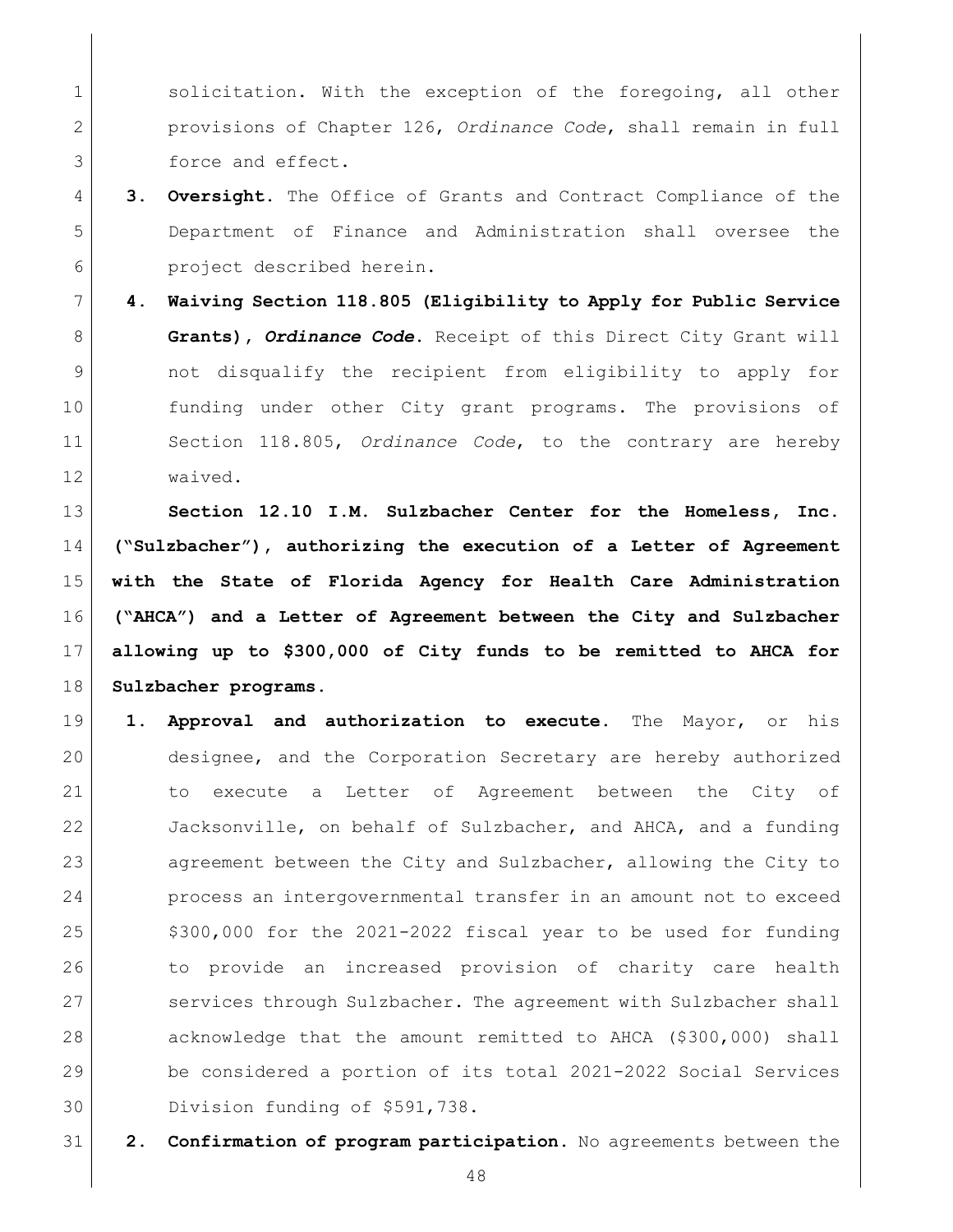solicitation. With the exception of the foregoing, all other provisions of Chapter 126, *Ordinance Code*, shall remain in full force and effect.

3. **Oversight.** The Office of Grants and Contract Compliance of the Department of Finance and Administration shall oversee the project described herein.

4. **Waiving Section 118.805 (Eligibility to Apply for Public Service Grants), *Ordinance Code*.** Receipt of this Direct City Grant will not disqualify the recipient from eligibility to apply for funding under other City grant programs. The provisions of Section 118.805, *Ordinance Code*, to the contrary are hereby waived.

**Section 12.10 I.M. Sulzbacher Center for the Homeless, Inc. ("Sulzbacher"), authorizing the execution of a Letter of Agreement with the State of Florida Agency for Health Care Administration ("AHCA") and a Letter of Agreement between the City and Sulzbacher allowing up to $300,000 of City funds to be remitted to AHCA for Sulzbacher programs.**

1. **Approval and authorization to execute.** The Mayor, or his designee, and the Corporation Secretary are hereby authorized to execute a Letter of Agreement between the City of Jacksonville, on behalf of Sulzbacher, and AHCA, and a funding agreement between the City and Sulzbacher, allowing the City to process an intergovernmental transfer in an amount not to exceed $300,000 for the 2021-2022 fiscal year to be used for funding to provide an increased provision of charity care health services through Sulzbacher. The agreement with Sulzbacher shall acknowledge that the amount remitted to AHCA ($300,000) shall be considered a portion of its total 2021-2022 Social Services Division funding of $591,738.

2. **Confirmation of program participation.** No agreements between the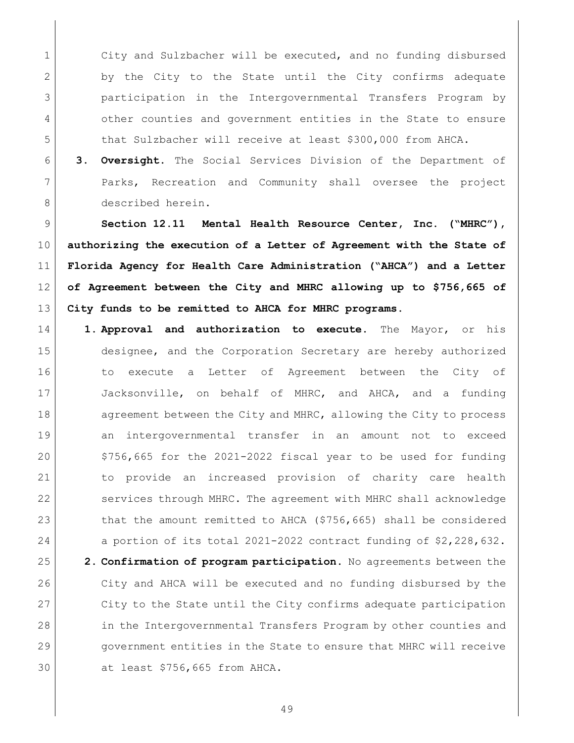City and Sulzbacher will be executed, and no funding disbursed by the City to the State until the City confirms adequate participation in the Intergovernmental Transfers Program by other counties and government entities in the State to ensure that Sulzbacher will receive at least $300,000 from AHCA.

3. **Oversight.** The Social Services Division of the Department of Parks, Recreation and Community shall oversee the project described herein.

**Section 12.11 Mental Health Resource Center, Inc. ("MHRC"), authorizing the execution of a Letter of Agreement with the State of Florida Agency for Health Care Administration ("AHCA") and a Letter of Agreement between the City and MHRC allowing up to $756,665 of City funds to be remitted to AHCA for MHRC programs.**

1. **Approval and authorization to execute.** The Mayor, or his designee, and the Corporation Secretary are hereby authorized to execute a Letter of Agreement between the City of Jacksonville, on behalf of MHRC, and AHCA, and a funding agreement between the City and MHRC, allowing the City to process an intergovernmental transfer in an amount not to exceed $756,665 for the 2021-2022 fiscal year to be used for funding to provide an increased provision of charity care health services through MHRC. The agreement with MHRC shall acknowledge that the amount remitted to AHCA ($756,665) shall be considered a portion of its total 2021-2022 contract funding of $2,228,632.
2. **Confirmation of program participation.** No agreements between the City and AHCA will be executed and no funding disbursed by the City to the State until the City confirms adequate participation in the Intergovernmental Transfers Program by other counties and government entities in the State to ensure that MHRC will receive at least $756,665 from AHCA.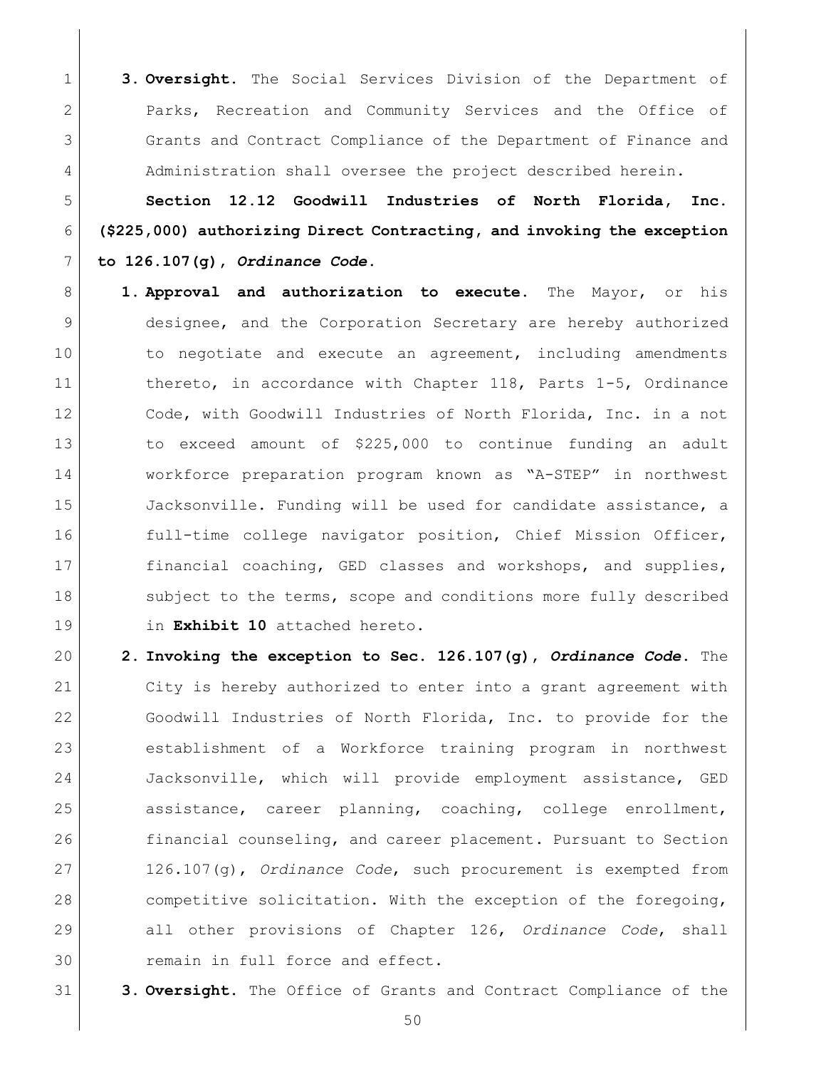3. **Oversight.** The Social Services Division of the Department of Parks, Recreation and Community Services and the Office of Grants and Contract Compliance of the Department of Finance and Administration shall oversee the project described herein.

**Section 12.12 Goodwill Industries of North Florida, Inc. ($225,000) authorizing Direct Contracting, and invoking the exception to 126.107(g),** ***Ordinance Code*****.**

1. **Approval and authorization to execute.** The Mayor, or his designee, and the Corporation Secretary are hereby authorized to negotiate and execute an agreement, including amendments thereto, in accordance with Chapter 118, Parts 1-5, Ordinance Code, with Goodwill Industries of North Florida, Inc. in a not to exceed amount of $225,000 to continue funding an adult workforce preparation program known as "A-STEP" in northwest Jacksonville. Funding will be used for candidate assistance, a full-time college navigator position, Chief Mission Officer, financial coaching, GED classes and workshops, and supplies, subject to the terms, scope and conditions more fully described in **Exhibit 10** attached hereto.
2. **Invoking the exception to Sec. 126.107(g),** ***Ordinance Code*****.** The City is hereby authorized to enter into a grant agreement with Goodwill Industries of North Florida, Inc. to provide for the establishment of a Workforce training program in northwest Jacksonville, which will provide employment assistance, GED assistance, career planning, coaching, college enrollment, financial counseling, and career placement. Pursuant to Section 126.107(g), *Ordinance Code*, such procurement is exempted from competitive solicitation. With the exception of the foregoing, all other provisions of Chapter 126, *Ordinance Code*, shall remain in full force and effect.
3. **Oversight.** The Office of Grants and Contract Compliance of the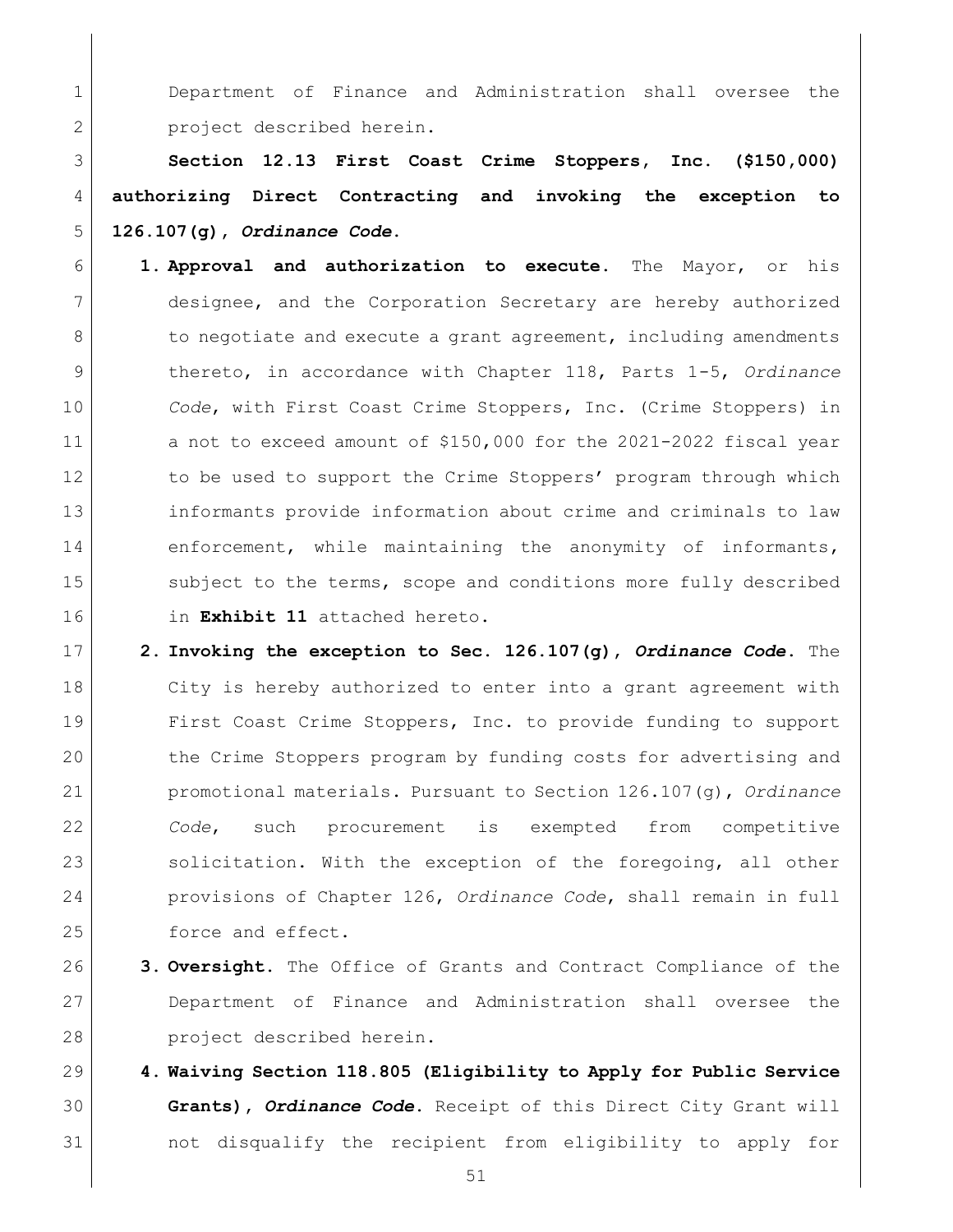Department of Finance and Administration shall oversee the project described herein.

**Section 12.13 First Coast Crime Stoppers, Inc. ($150,000) authorizing Direct Contracting and invoking the exception to 126.107(g), *Ordinance Code*.**

1. **Approval and authorization to execute.** The Mayor, or his designee, and the Corporation Secretary are hereby authorized to negotiate and execute a grant agreement, including amendments thereto, in accordance with Chapter 118, Parts 1-5, *Ordinance Code*, with First Coast Crime Stoppers, Inc. (Crime Stoppers) in a not to exceed amount of $150,000 for the 2021-2022 fiscal year to be used to support the Crime Stoppers' program through which informants provide information about crime and criminals to law enforcement, while maintaining the anonymity of informants, subject to the terms, scope and conditions more fully described in **Exhibit 11** attached hereto.
2. **Invoking the exception to Sec. 126.107(g), *Ordinance Code*.** The City is hereby authorized to enter into a grant agreement with First Coast Crime Stoppers, Inc. to provide funding to support the Crime Stoppers program by funding costs for advertising and promotional materials. Pursuant to Section 126.107(g), *Ordinance Code*, such procurement is exempted from competitive solicitation. With the exception of the foregoing, all other provisions of Chapter 126, *Ordinance Code*, shall remain in full force and effect.
3. **Oversight.** The Office of Grants and Contract Compliance of the Department of Finance and Administration shall oversee the project described herein.
4. **Waiving Section 118.805 (Eligibility to Apply for Public Service Grants), *Ordinance Code*.** Receipt of this Direct City Grant will not disqualify the recipient from eligibility to apply for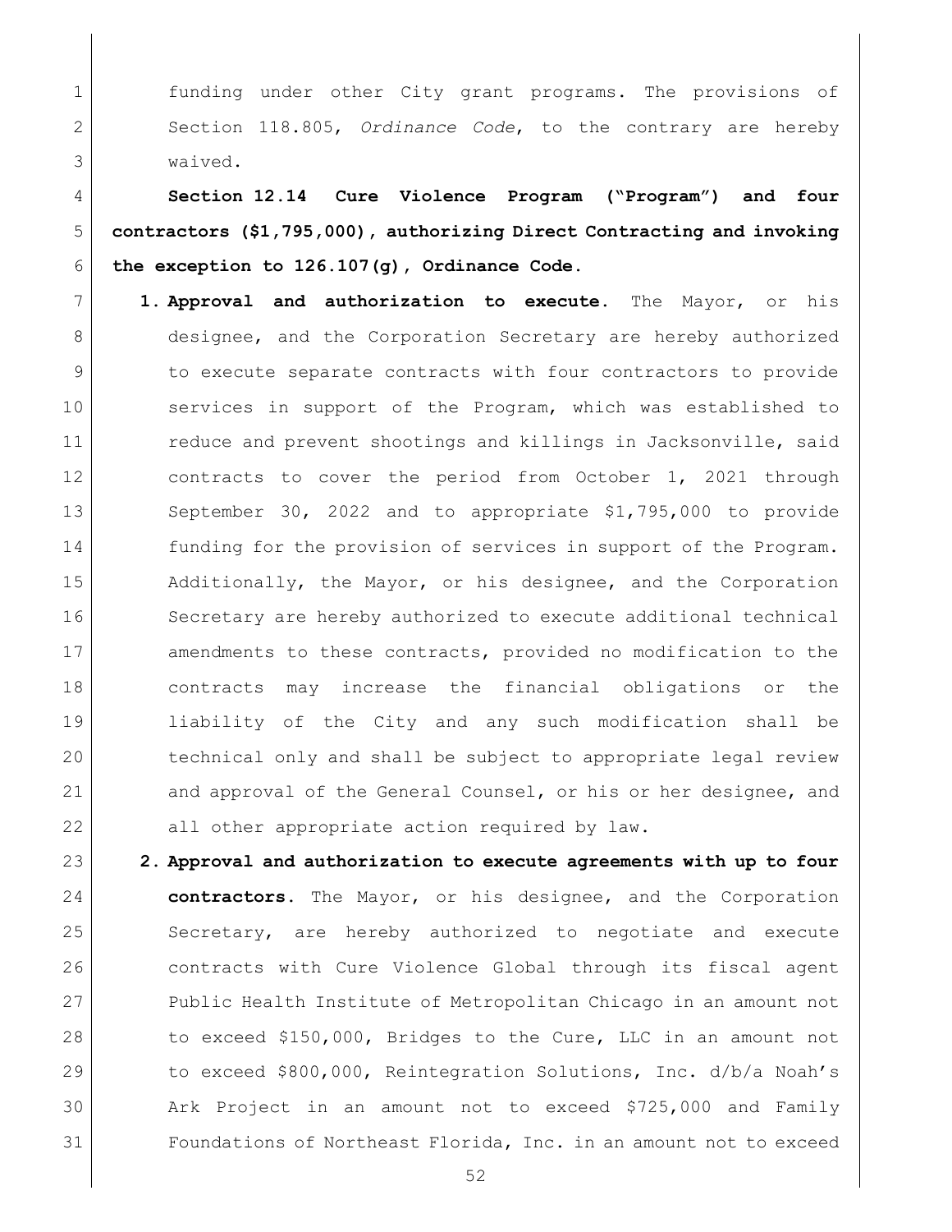funding under other City grant programs. The provisions of Section 118.805, *Ordinance Code*, to the contrary are hereby waived.

**Section 12.14 Cure Violence Program ("Program") and four contractors ($1,795,000), authorizing Direct Contracting and invoking the exception to 126.107(g), Ordinance Code.**

1. **Approval and authorization to execute.** The Mayor, or his designee, and the Corporation Secretary are hereby authorized to execute separate contracts with four contractors to provide services in support of the Program, which was established to reduce and prevent shootings and killings in Jacksonville, said contracts to cover the period from October 1, 2021 through September 30, 2022 and to appropriate $1,795,000 to provide funding for the provision of services in support of the Program. Additionally, the Mayor, or his designee, and the Corporation Secretary are hereby authorized to execute additional technical amendments to these contracts, provided no modification to the contracts may increase the financial obligations or the liability of the City and any such modification shall be technical only and shall be subject to appropriate legal review and approval of the General Counsel, or his or her designee, and all other appropriate action required by law.
2. **Approval and authorization to execute agreements with up to four contractors.** The Mayor, or his designee, and the Corporation Secretary, are hereby authorized to negotiate and execute contracts with Cure Violence Global through its fiscal agent Public Health Institute of Metropolitan Chicago in an amount not to exceed $150,000, Bridges to the Cure, LLC in an amount not to exceed $800,000, Reintegration Solutions, Inc. d/b/a Noah's Ark Project in an amount not to exceed $725,000 and Family Foundations of Northeast Florida, Inc. in an amount not to exceed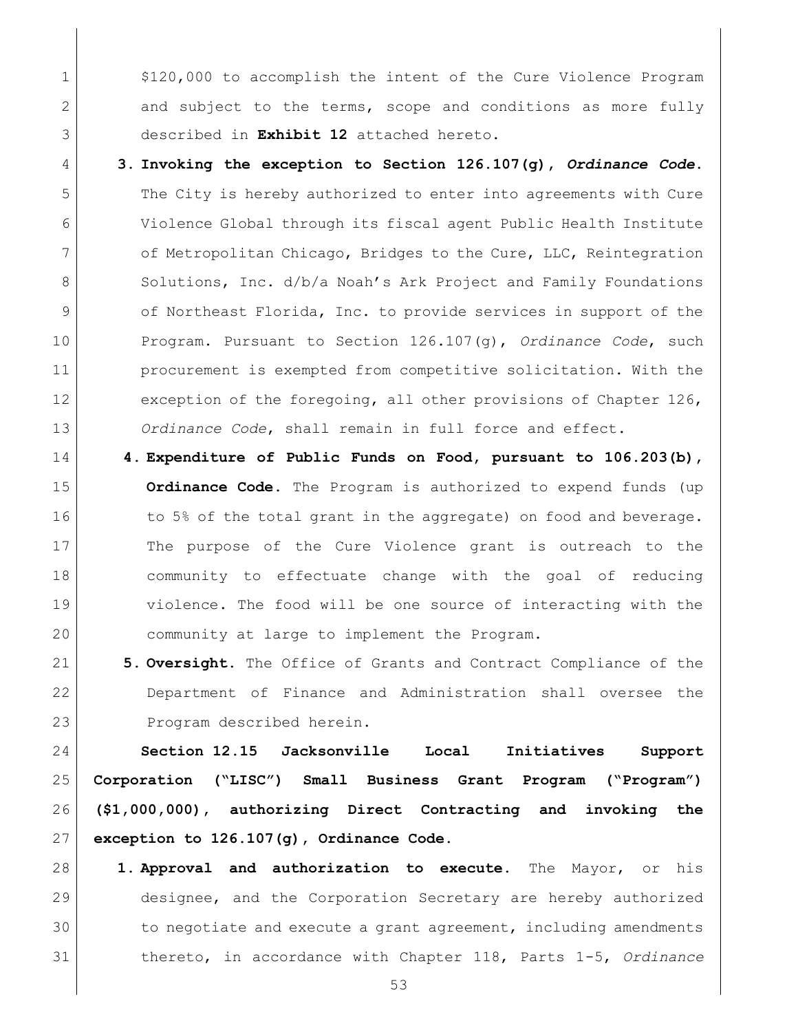$120,000 to accomplish the intent of the Cure Violence Program and subject to the terms, scope and conditions as more fully described in **Exhibit 12** attached hereto.

3. **Invoking the exception to Section 126.107(g),** ***Ordinance Code*****.** The City is hereby authorized to enter into agreements with Cure Violence Global through its fiscal agent Public Health Institute of Metropolitan Chicago, Bridges to the Cure, LLC, Reintegration Solutions, Inc. d/b/a Noah's Ark Project and Family Foundations of Northeast Florida, Inc. to provide services in support of the Program. Pursuant to Section 126.107(g), *Ordinance Code*, such procurement is exempted from competitive solicitation. With the exception of the foregoing, all other provisions of Chapter 126, *Ordinance Code*, shall remain in full force and effect.

4. **Expenditure of Public Funds on Food, pursuant to 106.203(b), Ordinance Code.** The Program is authorized to expend funds (up to 5% of the total grant in the aggregate) on food and beverage. The purpose of the Cure Violence grant is outreach to the community to effectuate change with the goal of reducing violence. The food will be one source of interacting with the community at large to implement the Program.

5. **Oversight.** The Office of Grants and Contract Compliance of the Department of Finance and Administration shall oversee the Program described herein.

**Section 12.15 Jacksonville Local Initiatives Support Corporation ("LISC") Small Business Grant Program ("Program") ($1,000,000), authorizing Direct Contracting and invoking the exception to 126.107(g), Ordinance Code.**

1. **Approval and authorization to execute.** The Mayor, or his designee, and the Corporation Secretary are hereby authorized to negotiate and execute a grant agreement, including amendments thereto, in accordance with Chapter 118, Parts 1-5, *Ordinance*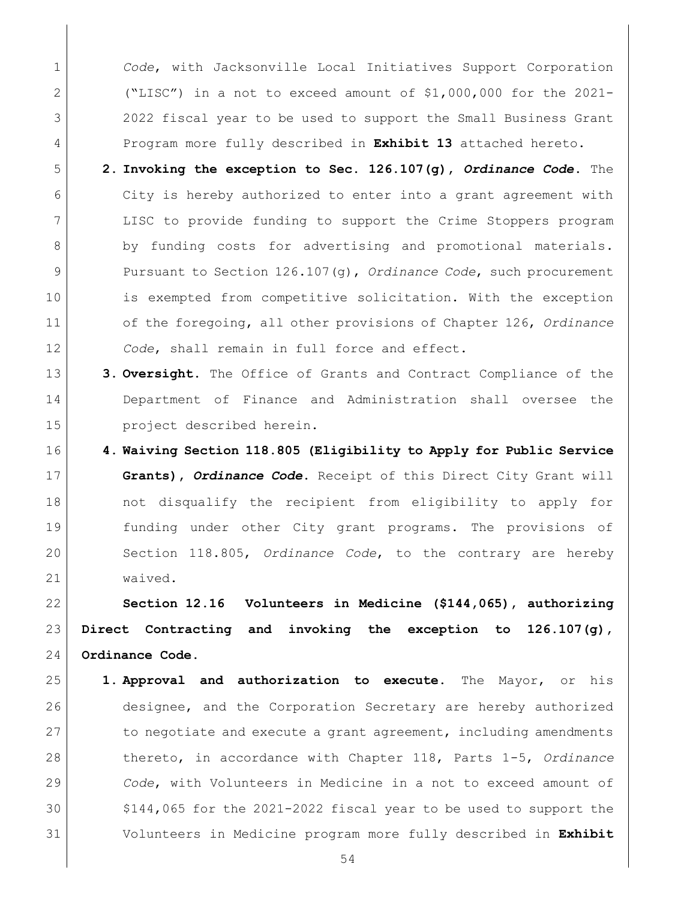*Code*, with Jacksonville Local Initiatives Support Corporation ("LISC") in a not to exceed amount of $1,000,000 for the 2021-2022 fiscal year to be used to support the Small Business Grant Program more fully described in **Exhibit 13** attached hereto.

2. **Invoking the exception to Sec. 126.107(g), *Ordinance Code*.** The City is hereby authorized to enter into a grant agreement with LISC to provide funding to support the Crime Stoppers program by funding costs for advertising and promotional materials. Pursuant to Section 126.107(g), *Ordinance Code*, such procurement is exempted from competitive solicitation. With the exception of the foregoing, all other provisions of Chapter 126, *Ordinance Code*, shall remain in full force and effect.

3. **Oversight.** The Office of Grants and Contract Compliance of the Department of Finance and Administration shall oversee the project described herein.

4. **Waiving Section 118.805 (Eligibility to Apply for Public Service Grants), *Ordinance Code*.** Receipt of this Direct City Grant will not disqualify the recipient from eligibility to apply for funding under other City grant programs. The provisions of Section 118.805, *Ordinance Code*, to the contrary are hereby waived.

**Section 12.16 Volunteers in Medicine ($144,065), authorizing Direct Contracting and invoking the exception to 126.107(g), Ordinance Code.**

1. **Approval and authorization to execute.** The Mayor, or his designee, and the Corporation Secretary are hereby authorized to negotiate and execute a grant agreement, including amendments thereto, in accordance with Chapter 118, Parts 1-5, *Ordinance Code*, with Volunteers in Medicine in a not to exceed amount of $144,065 for the 2021-2022 fiscal year to be used to support the Volunteers in Medicine program more fully described in **Exhibit**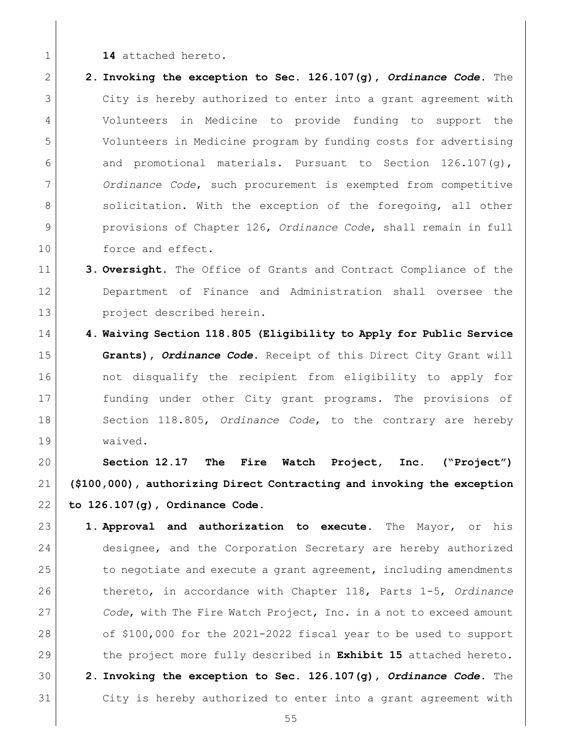**14** attached hereto.

2. **Invoking the exception to Sec. 126.107(g), *Ordinance Code*.** The City is hereby authorized to enter into a grant agreement with Volunteers in Medicine to provide funding to support the Volunteers in Medicine program by funding costs for advertising and promotional materials. Pursuant to Section 126.107(g), *Ordinance Code*, such procurement is exempted from competitive solicitation. With the exception of the foregoing, all other provisions of Chapter 126, *Ordinance Code*, shall remain in full force and effect.
3. **Oversight.** The Office of Grants and Contract Compliance of the Department of Finance and Administration shall oversee the project described herein.
4. **Waiving Section 118.805 (Eligibility to Apply for Public Service Grants), *Ordinance Code*.** Receipt of this Direct City Grant will not disqualify the recipient from eligibility to apply for funding under other City grant programs. The provisions of Section 118.805, *Ordinance Code*, to the contrary are hereby waived.

**Section 12.17 The Fire Watch Project, Inc. ("Project") ($100,000), authorizing Direct Contracting and invoking the exception to 126.107(g), Ordinance Code.**

1. **Approval and authorization to execute.** The Mayor, or his designee, and the Corporation Secretary are hereby authorized to negotiate and execute a grant agreement, including amendments thereto, in accordance with Chapter 118, Parts 1-5, *Ordinance Code*, with The Fire Watch Project, Inc. in a not to exceed amount of $100,000 for the 2021-2022 fiscal year to be used to support the project more fully described in **Exhibit 15** attached hereto.
2. **Invoking the exception to Sec. 126.107(g), *Ordinance Code*.** The City is hereby authorized to enter into a grant agreement with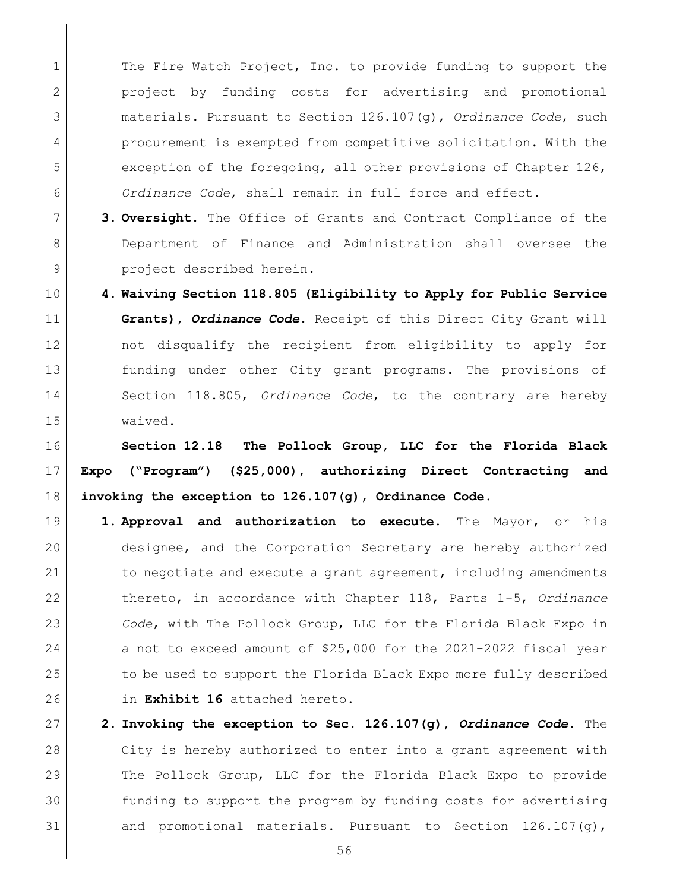The Fire Watch Project, Inc. to provide funding to support the project by funding costs for advertising and promotional materials. Pursuant to Section 126.107(g), *Ordinance Code*, such procurement is exempted from competitive solicitation. With the exception of the foregoing, all other provisions of Chapter 126, *Ordinance Code*, shall remain in full force and effect.

3. **Oversight.** The Office of Grants and Contract Compliance of the Department of Finance and Administration shall oversee the project described herein.
4. **Waiving Section 118.805 (Eligibility to Apply for Public Service Grants), *Ordinance Code*.** Receipt of this Direct City Grant will not disqualify the recipient from eligibility to apply for funding under other City grant programs. The provisions of Section 118.805, *Ordinance Code*, to the contrary are hereby waived.

**Section 12.18 The Pollock Group, LLC for the Florida Black Expo ("Program") ($25,000), authorizing Direct Contracting and invoking the exception to 126.107(g), Ordinance Code.**

1. **Approval and authorization to execute.** The Mayor, or his designee, and the Corporation Secretary are hereby authorized to negotiate and execute a grant agreement, including amendments thereto, in accordance with Chapter 118, Parts 1-5, *Ordinance Code*, with The Pollock Group, LLC for the Florida Black Expo in a not to exceed amount of $25,000 for the 2021-2022 fiscal year to be used to support the Florida Black Expo more fully described in **Exhibit 16** attached hereto.
2. **Invoking the exception to Sec. 126.107(g), *Ordinance Code*.** The City is hereby authorized to enter into a grant agreement with The Pollock Group, LLC for the Florida Black Expo to provide funding to support the program by funding costs for advertising and promotional materials. Pursuant to Section 126.107(g),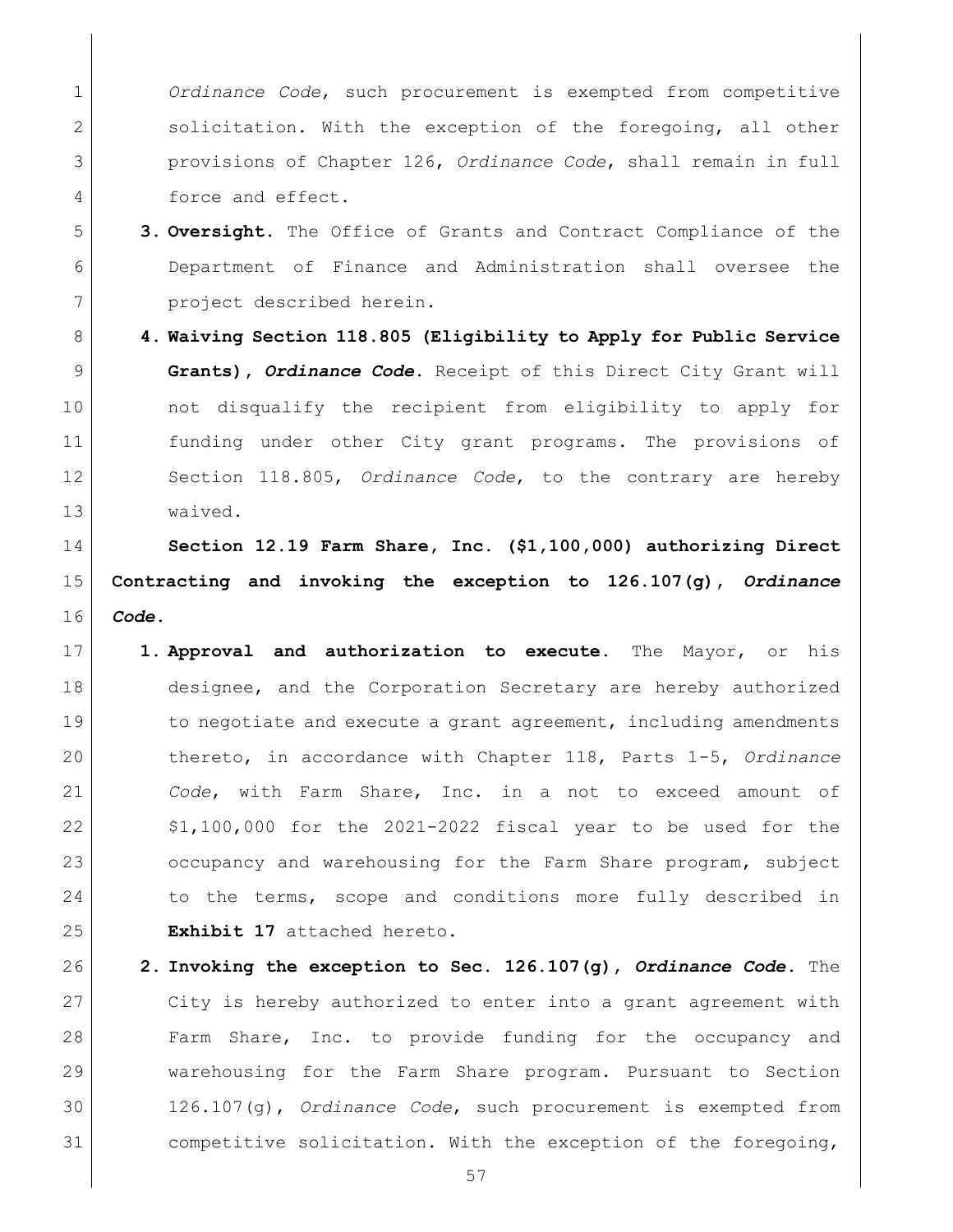*Ordinance Code*, such procurement is exempted from competitive solicitation. With the exception of the foregoing, all other provisions of Chapter 126, *Ordinance Code*, shall remain in full force and effect.

3. **Oversight.** The Office of Grants and Contract Compliance of the Department of Finance and Administration shall oversee the project described herein.

4. **Waiving Section 118.805 (Eligibility to Apply for Public Service Grants), *Ordinance Code*.** Receipt of this Direct City Grant will not disqualify the recipient from eligibility to apply for funding under other City grant programs. The provisions of Section 118.805, *Ordinance Code*, to the contrary are hereby waived.

**Section 12.19 Farm Share, Inc. ($1,100,000) authorizing Direct Contracting and invoking the exception to 126.107(g), *Ordinance Code*.**

1. **Approval and authorization to execute.** The Mayor, or his designee, and the Corporation Secretary are hereby authorized to negotiate and execute a grant agreement, including amendments thereto, in accordance with Chapter 118, Parts 1-5, *Ordinance Code*, with Farm Share, Inc. in a not to exceed amount of $1,100,000 for the 2021-2022 fiscal year to be used for the occupancy and warehousing for the Farm Share program, subject to the terms, scope and conditions more fully described in **Exhibit 17** attached hereto.

2. **Invoking the exception to Sec. 126.107(g), *Ordinance Code*.** The City is hereby authorized to enter into a grant agreement with Farm Share, Inc. to provide funding for the occupancy and warehousing for the Farm Share program. Pursuant to Section 126.107(g), *Ordinance Code*, such procurement is exempted from competitive solicitation. With the exception of the foregoing,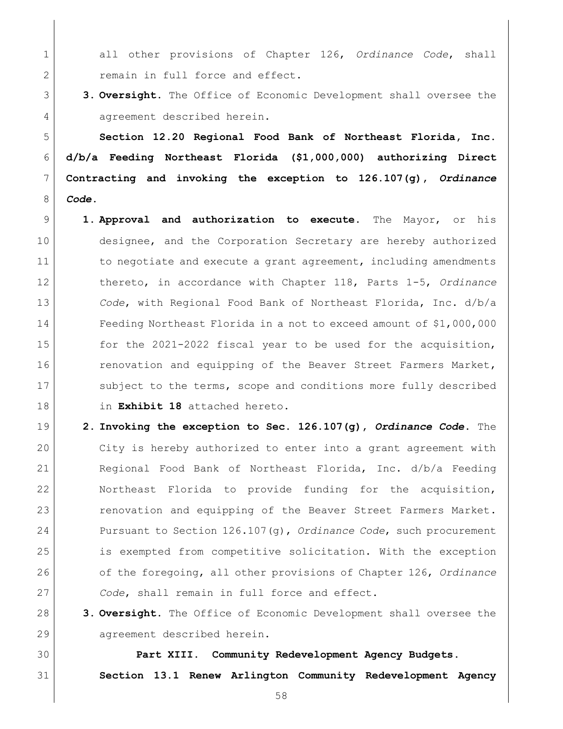all other provisions of Chapter 126, *Ordinance Code*, shall remain in full force and effect.

3. **Oversight.** The Office of Economic Development shall oversee the agreement described herein.

**Section 12.20 Regional Food Bank of Northeast Florida, Inc. d/b/a Feeding Northeast Florida ($1,000,000) authorizing Direct Contracting and invoking the exception to 126.107(g), *Ordinance Code*.**

1. **Approval and authorization to execute.** The Mayor, or his designee, and the Corporation Secretary are hereby authorized to negotiate and execute a grant agreement, including amendments thereto, in accordance with Chapter 118, Parts 1-5, *Ordinance Code*, with Regional Food Bank of Northeast Florida, Inc. d/b/a Feeding Northeast Florida in a not to exceed amount of $1,000,000 for the 2021-2022 fiscal year to be used for the acquisition, renovation and equipping of the Beaver Street Farmers Market, subject to the terms, scope and conditions more fully described in **Exhibit 18** attached hereto.

2. **Invoking the exception to Sec. 126.107(g), *Ordinance Code*.** The City is hereby authorized to enter into a grant agreement with Regional Food Bank of Northeast Florida, Inc. d/b/a Feeding Northeast Florida to provide funding for the acquisition, renovation and equipping of the Beaver Street Farmers Market. Pursuant to Section 126.107(g), *Ordinance Code*, such procurement is exempted from competitive solicitation. With the exception of the foregoing, all other provisions of Chapter 126, *Ordinance Code*, shall remain in full force and effect.

3. **Oversight.** The Office of Economic Development shall oversee the agreement described herein.

## Part XIII. Community Redevelopment Agency Budgets.

**Section 13.1 Renew Arlington Community Redevelopment Agency**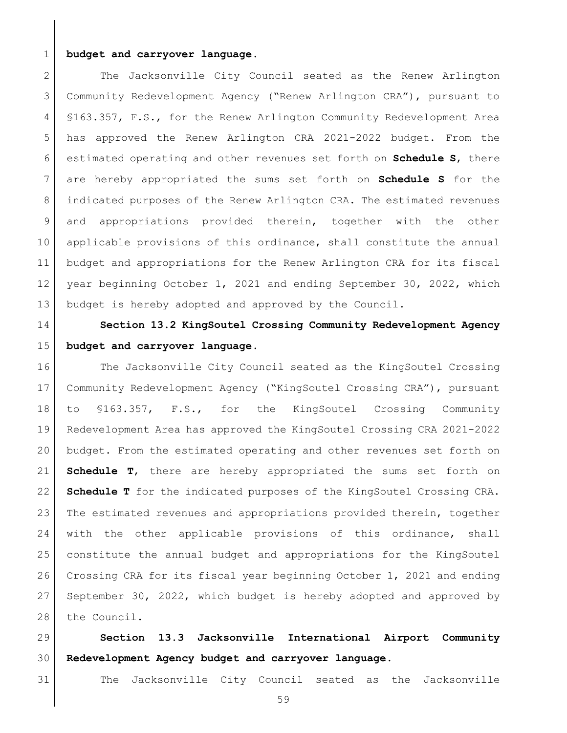**budget and carryover language.**

The Jacksonville City Council seated as the Renew Arlington Community Redevelopment Agency ("Renew Arlington CRA"), pursuant to §163.357, F.S., for the Renew Arlington Community Redevelopment Area has approved the Renew Arlington CRA 2021-2022 budget. From the estimated operating and other revenues set forth on **Schedule S**, there are hereby appropriated the sums set forth on **Schedule S** for the indicated purposes of the Renew Arlington CRA. The estimated revenues and appropriations provided therein, together with the other applicable provisions of this ordinance, shall constitute the annual budget and appropriations for the Renew Arlington CRA for its fiscal year beginning October 1, 2021 and ending September 30, 2022, which budget is hereby adopted and approved by the Council.

**Section 13.2 KingSoutel Crossing Community Redevelopment Agency budget and carryover language.**

The Jacksonville City Council seated as the KingSoutel Crossing Community Redevelopment Agency ("KingSoutel Crossing CRA"), pursuant to §163.357, F.S., for the KingSoutel Crossing Community Redevelopment Area has approved the KingSoutel Crossing CRA 2021-2022 budget. From the estimated operating and other revenues set forth on **Schedule T**, there are hereby appropriated the sums set forth on **Schedule T** for the indicated purposes of the KingSoutel Crossing CRA. The estimated revenues and appropriations provided therein, together with the other applicable provisions of this ordinance, shall constitute the annual budget and appropriations for the KingSoutel Crossing CRA for its fiscal year beginning October 1, 2021 and ending September 30, 2022, which budget is hereby adopted and approved by the Council.

**Section 13.3 Jacksonville International Airport Community Redevelopment Agency budget and carryover language.**

The Jacksonville City Council seated as the Jacksonville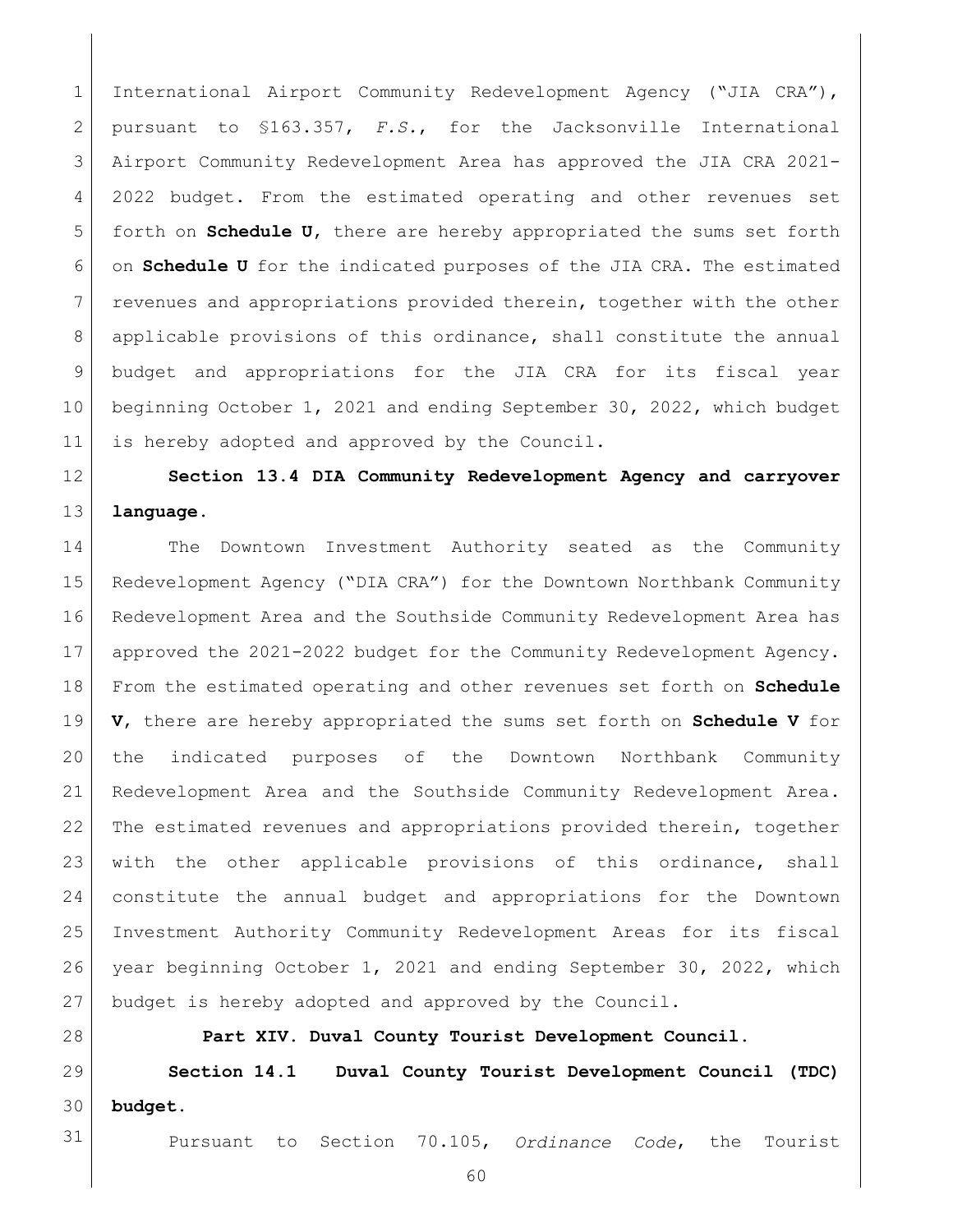International Airport Community Redevelopment Agency ("JIA CRA"), pursuant to §163.357, *F.S.*, for the Jacksonville International Airport Community Redevelopment Area has approved the JIA CRA 2021-2022 budget. From the estimated operating and other revenues set forth on **Schedule U**, there are hereby appropriated the sums set forth on **Schedule U** for the indicated purposes of the JIA CRA. The estimated revenues and appropriations provided therein, together with the other applicable provisions of this ordinance, shall constitute the annual budget and appropriations for the JIA CRA for its fiscal year beginning October 1, 2021 and ending September 30, 2022, which budget is hereby adopted and approved by the Council.

**Section 13.4 DIA Community Redevelopment Agency and carryover language.**

The Downtown Investment Authority seated as the Community Redevelopment Agency ("DIA CRA") for the Downtown Northbank Community Redevelopment Area and the Southside Community Redevelopment Area has approved the 2021-2022 budget for the Community Redevelopment Agency. From the estimated operating and other revenues set forth on **Schedule V**, there are hereby appropriated the sums set forth on **Schedule V** for the indicated purposes of the Downtown Northbank Community Redevelopment Area and the Southside Community Redevelopment Area. The estimated revenues and appropriations provided therein, together with the other applicable provisions of this ordinance, shall constitute the annual budget and appropriations for the Downtown Investment Authority Community Redevelopment Areas for its fiscal year beginning October 1, 2021 and ending September 30, 2022, which budget is hereby adopted and approved by the Council.

## Part XIV. Duval County Tourist Development Council.

**Section 14.1 Duval County Tourist Development Council (TDC) budget.**

Pursuant to Section 70.105, *Ordinance Code*, the Tourist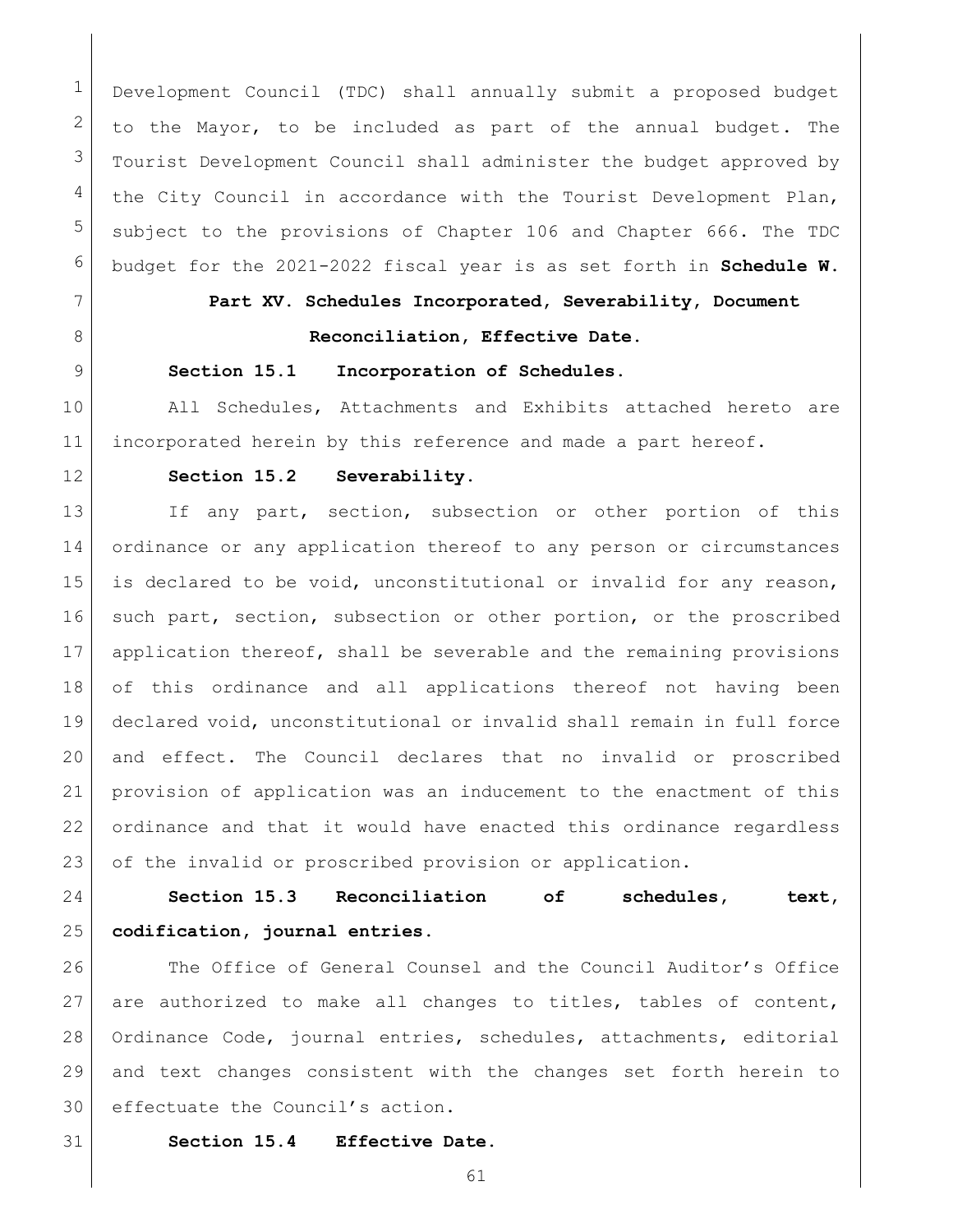Development Council (TDC) shall annually submit a proposed budget to the Mayor, to be included as part of the annual budget. The Tourist Development Council shall administer the budget approved by the City Council in accordance with the Tourist Development Plan, subject to the provisions of Chapter 106 and Chapter 666. The TDC budget for the 2021-2022 fiscal year is as set forth in **Schedule W.**

## Part XV. Schedules Incorporated, Severability, Document Reconciliation, Effective Date.

**Section 15.1 Incorporation of Schedules.**

All Schedules, Attachments and Exhibits attached hereto are incorporated herein by this reference and made a part hereof.

**Section 15.2 Severability.**

If any part, section, subsection or other portion of this ordinance or any application thereof to any person or circumstances is declared to be void, unconstitutional or invalid for any reason, such part, section, subsection or other portion, or the proscribed application thereof, shall be severable and the remaining provisions of this ordinance and all applications thereof not having been declared void, unconstitutional or invalid shall remain in full force and effect. The Council declares that no invalid or proscribed provision of application was an inducement to the enactment of this ordinance and that it would have enacted this ordinance regardless of the invalid or proscribed provision or application.

**Section 15.3 Reconciliation of schedules, text, codification, journal entries.**

The Office of General Counsel and the Council Auditor's Office are authorized to make all changes to titles, tables of content, Ordinance Code, journal entries, schedules, attachments, editorial and text changes consistent with the changes set forth herein to effectuate the Council's action.

**Section 15.4 Effective Date.**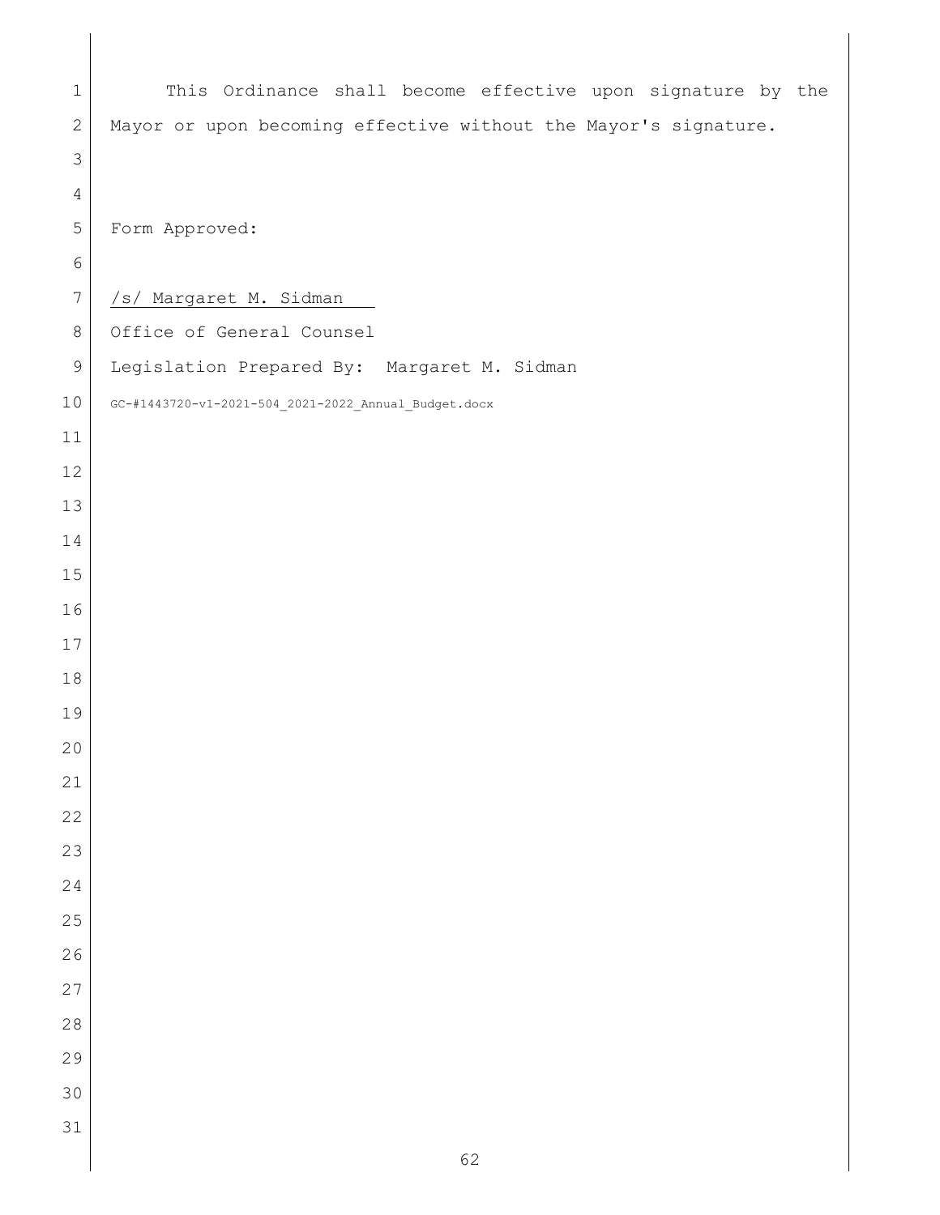This Ordinance shall become effective upon signature by the Mayor or upon becoming effective without the Mayor's signature.

Form Approved:

/s/ Margaret M. Sidman

Office of General Counsel

Legislation Prepared By: Margaret M. Sidman

GC-#1443720-v1-2021-504_2021-2022_Annual_Budget.docx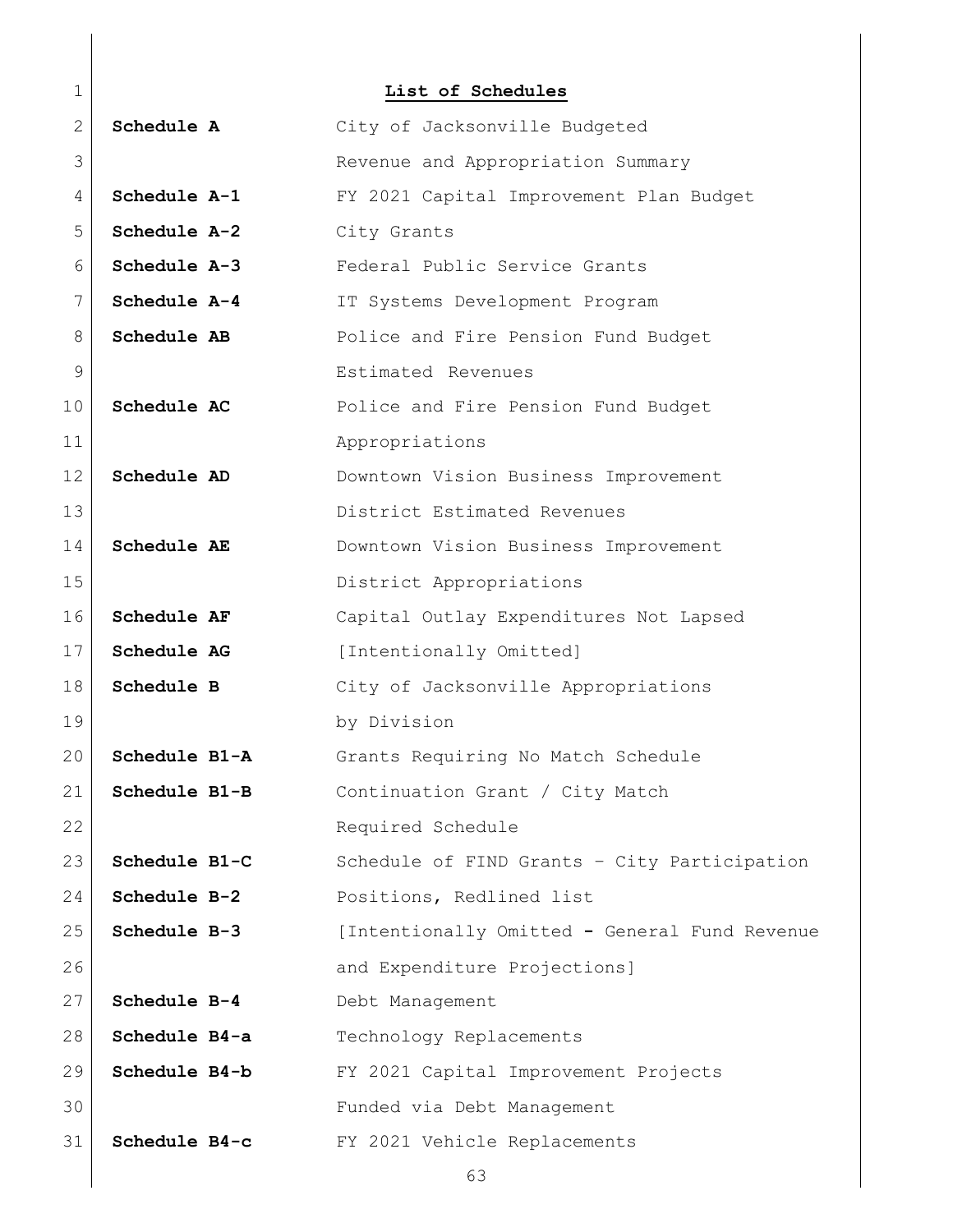**List of Schedules**

| | |
|---|---|
| **Schedule A** | City of Jacksonville Budgeted Revenue and Appropriation Summary |
| **Schedule A-1** | FY 2021 Capital Improvement Plan Budget |
| **Schedule A-2** | City Grants |
| **Schedule A-3** | Federal Public Service Grants |
| **Schedule A-4** | IT Systems Development Program |
| **Schedule AB** | Police and Fire Pension Fund Budget Estimated Revenues |
| **Schedule AC** | Police and Fire Pension Fund Budget Appropriations |
| **Schedule AD** | Downtown Vision Business Improvement District Estimated Revenues |
| **Schedule AE** | Downtown Vision Business Improvement District Appropriations |
| **Schedule AF** | Capital Outlay Expenditures Not Lapsed |
| **Schedule AG** | [Intentionally Omitted] |
| **Schedule B** | City of Jacksonville Appropriations by Division |
| **Schedule B1-A** | Grants Requiring No Match Schedule |
| **Schedule B1-B** | Continuation Grant / City Match Required Schedule |
| **Schedule B1-C** | Schedule of FIND Grants – City Participation |
| **Schedule B-2** | Positions, Redlined list |
| **Schedule B-3** | [Intentionally Omitted - General Fund Revenue and Expenditure Projections] |
| **Schedule B-4** | Debt Management |
| **Schedule B4-a** | Technology Replacements |
| **Schedule B4-b** | FY 2021 Capital Improvement Projects Funded via Debt Management |
| **Schedule B4-c** | FY 2021 Vehicle Replacements |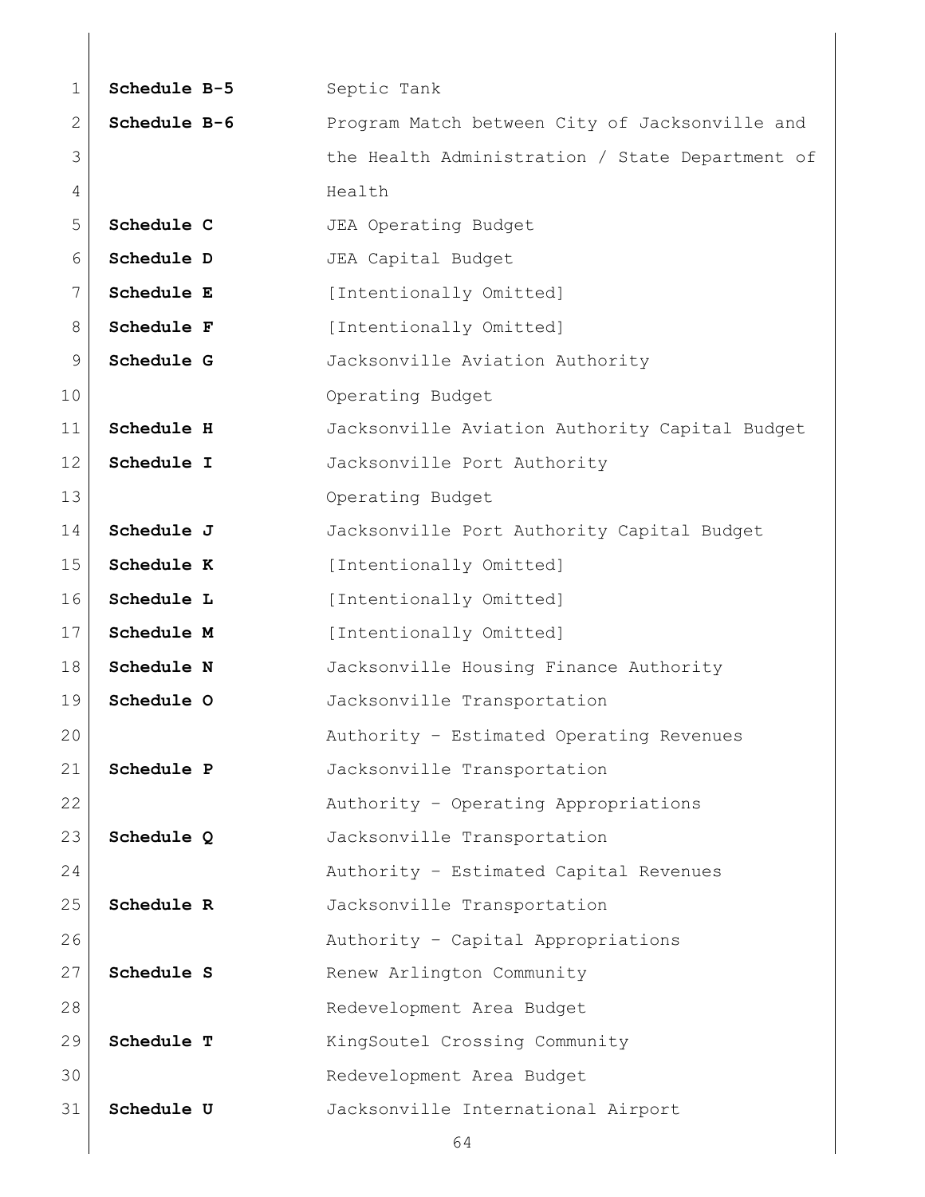**Schedule B-5** Septic Tank

**Schedule B-6** Program Match between City of Jacksonville and the Health Administration / State Department of Health

**Schedule C** JEA Operating Budget

**Schedule D** JEA Capital Budget

**Schedule E** [Intentionally Omitted]

**Schedule F** [Intentionally Omitted]

**Schedule G** Jacksonville Aviation Authority Operating Budget

**Schedule H** Jacksonville Aviation Authority Capital Budget

**Schedule I** Jacksonville Port Authority Operating Budget

**Schedule J** Jacksonville Port Authority Capital Budget

**Schedule K** [Intentionally Omitted]

**Schedule L** [Intentionally Omitted]

**Schedule M** [Intentionally Omitted]

**Schedule N** Jacksonville Housing Finance Authority

**Schedule O** Jacksonville Transportation Authority – Estimated Operating Revenues

**Schedule P** Jacksonville Transportation Authority – Operating Appropriations

**Schedule Q** Jacksonville Transportation Authority – Estimated Capital Revenues

**Schedule R** Jacksonville Transportation Authority – Capital Appropriations

**Schedule S** Renew Arlington Community Redevelopment Area Budget

**Schedule T** KingSoutel Crossing Community Redevelopment Area Budget

**Schedule U** Jacksonville International Airport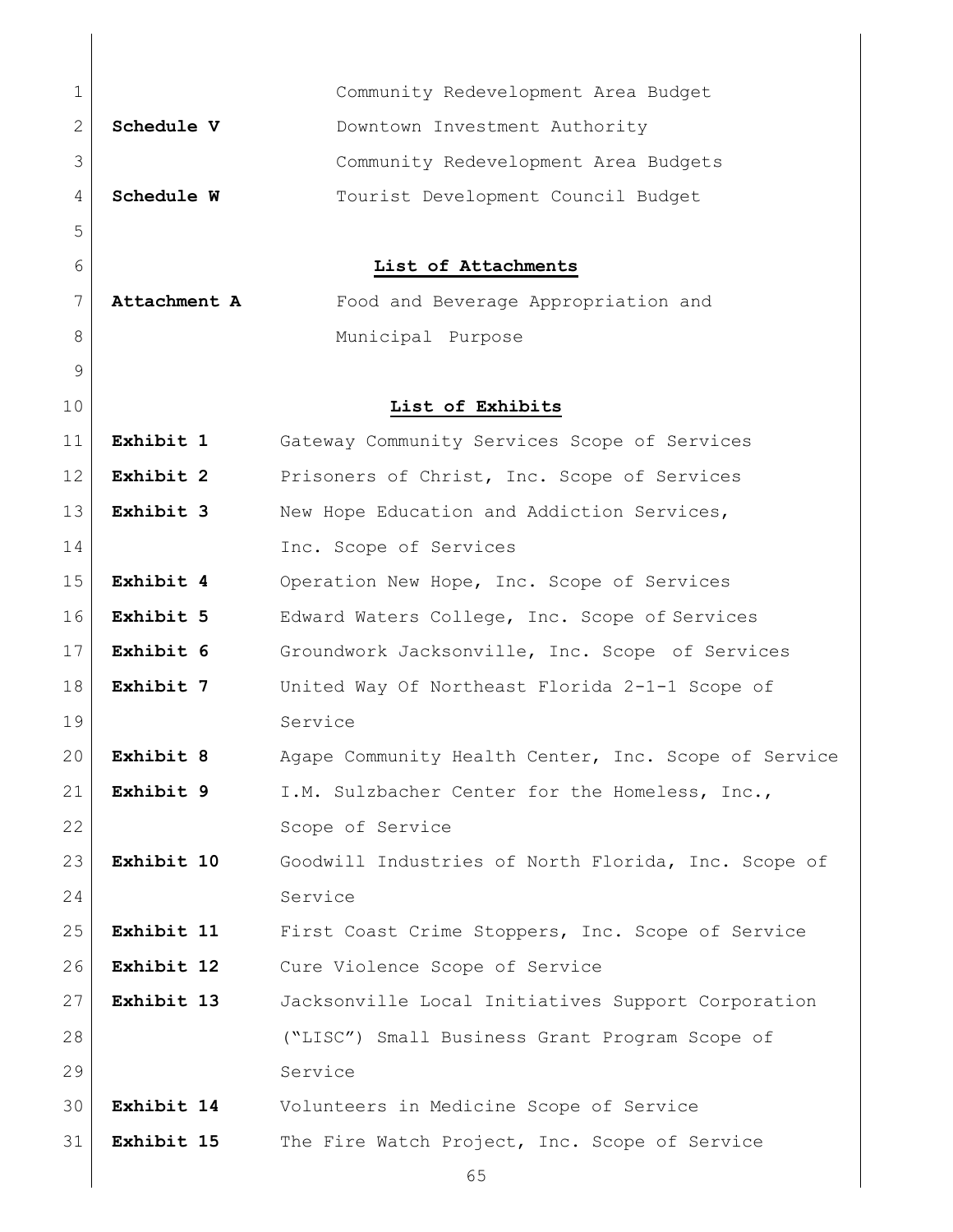Community Redevelopment Area Budget

**Schedule V** Downtown Investment Authority Community Redevelopment Area Budgets

**Schedule W** Tourist Development Council Budget

**List of Attachments**

**Attachment A** Food and Beverage Appropriation and Municipal Purpose

**List of Exhibits**

**Exhibit 1** Gateway Community Services Scope of Services

**Exhibit 2** Prisoners of Christ, Inc. Scope of Services

**Exhibit 3** New Hope Education and Addiction Services, Inc. Scope of Services

**Exhibit 4** Operation New Hope, Inc. Scope of Services

**Exhibit 5** Edward Waters College, Inc. Scope of Services

**Exhibit 6** Groundwork Jacksonville, Inc. Scope of Services

**Exhibit 7** United Way Of Northeast Florida 2-1-1 Scope of Service

**Exhibit 8** Agape Community Health Center, Inc. Scope of Service

**Exhibit 9** I.M. Sulzbacher Center for the Homeless, Inc., Scope of Service

**Exhibit 10** Goodwill Industries of North Florida, Inc. Scope of Service

**Exhibit 11** First Coast Crime Stoppers, Inc. Scope of Service

**Exhibit 12** Cure Violence Scope of Service

**Exhibit 13** Jacksonville Local Initiatives Support Corporation ("LISC") Small Business Grant Program Scope of Service

**Exhibit 14** Volunteers in Medicine Scope of Service

**Exhibit 15** The Fire Watch Project, Inc. Scope of Service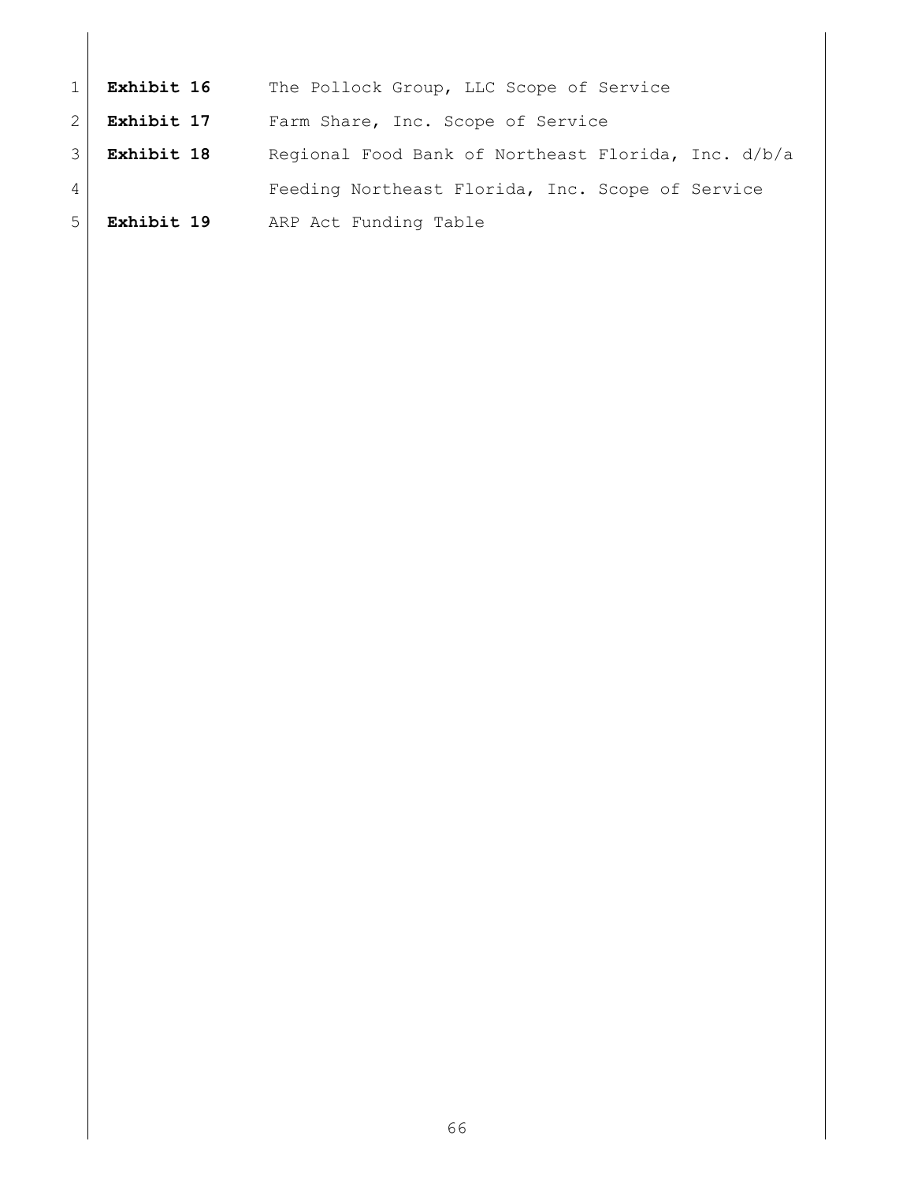**Exhibit 16** The Pollock Group, LLC Scope of Service

**Exhibit 17** Farm Share, Inc. Scope of Service

**Exhibit 18** Regional Food Bank of Northeast Florida, Inc. d/b/a Feeding Northeast Florida, Inc. Scope of Service

**Exhibit 19** ARP Act Funding Table